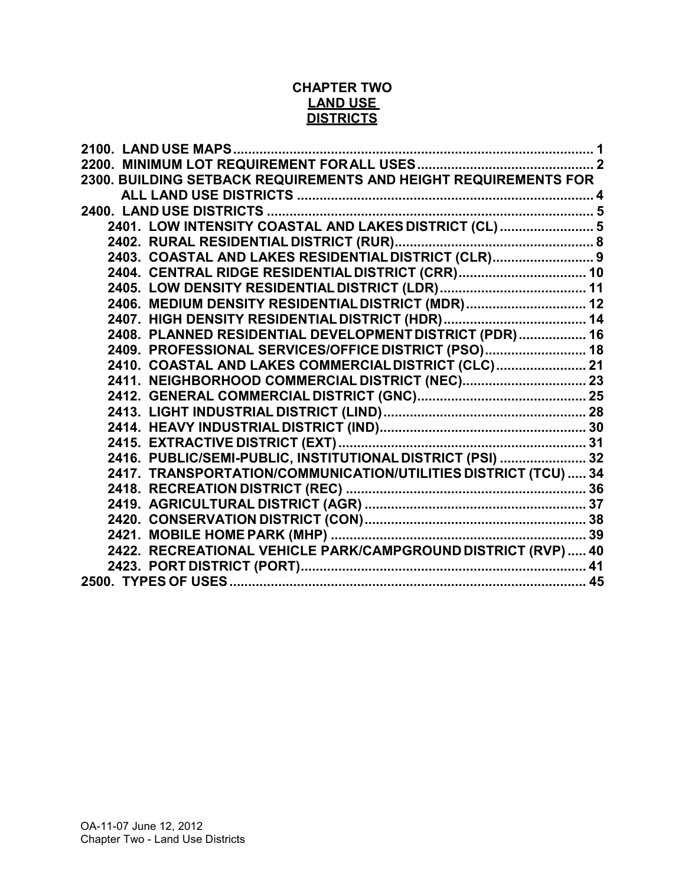# CHAPTER TWO
## LAND USE DISTRICTS

2100. LAND USE MAPS ........................................................................................ 1
2200. MINIMUM LOT REQUIREMENT FOR ALL USES ............................................. 2
2300. BUILDING SETBACK REQUIREMENTS AND HEIGHT REQUIREMENTS FOR ALL LAND USE DISTRICTS ......................................................................... 4
2400. LAND USE DISTRICTS ................................................................................ 5
- 2401. LOW INTENSITY COASTAL AND LAKES DISTRICT (CL) ......................... 5
- 2402. RURAL RESIDENTIAL DISTRICT (RUR) .................................................... 8
- 2403. COASTAL AND LAKES RESIDENTIAL DISTRICT (CLR) .......................... 9
- 2404. CENTRAL RIDGE RESIDENTIAL DISTRICT (CRR) .................................. 10
- 2405. LOW DENSITY RESIDENTIAL DISTRICT (LDR) ...................................... 11
- 2406. MEDIUM DENSITY RESIDENTIAL DISTRICT (MDR) ................................ 12
- 2407. HIGH DENSITY RESIDENTIAL DISTRICT (HDR) ...................................... 14
- 2408. PLANNED RESIDENTIAL DEVELOPMENT DISTRICT (PDR) .................. 16
- 2409. PROFESSIONAL SERVICES/OFFICE DISTRICT (PSO) ........................... 18
- 2410. COASTAL AND LAKES COMMERCIAL DISTRICT (CLC) ........................ 21
- 2411. NEIGHBORHOOD COMMERCIAL DISTRICT (NEC) ................................. 23
- 2412. GENERAL COMMERCIAL DISTRICT (GNC) ............................................. 25
- 2413. LIGHT INDUSTRIAL DISTRICT (LIND) ...................................................... 28
- 2414. HEAVY INDUSTRIAL DISTRICT (IND) ....................................................... 30
- 2415. EXTRACTIVE DISTRICT (EXT) .................................................................. 31
- 2416. PUBLIC/SEMI-PUBLIC, INSTITUTIONAL DISTRICT (PSI) ....................... 32
- 2417. TRANSPORTATION/COMMUNICATION/UTILITIES DISTRICT (TCU) ..... 34
- 2418. RECREATION DISTRICT (REC) ................................................................ 36
- 2419. AGRICULTURAL DISTRICT (AGR) ........................................................... 37
- 2420. CONSERVATION DISTRICT (CON) ........................................................... 38
- 2421. MOBILE HOME PARK (MHP) ..................................................................... 39
- 2422. RECREATIONAL VEHICLE PARK/CAMPGROUND DISTRICT (RVP) ..... 40
- 2423. PORT DISTRICT (PORT) ............................................................................ 41

2500. TYPES OF USES ............................................................................................. 45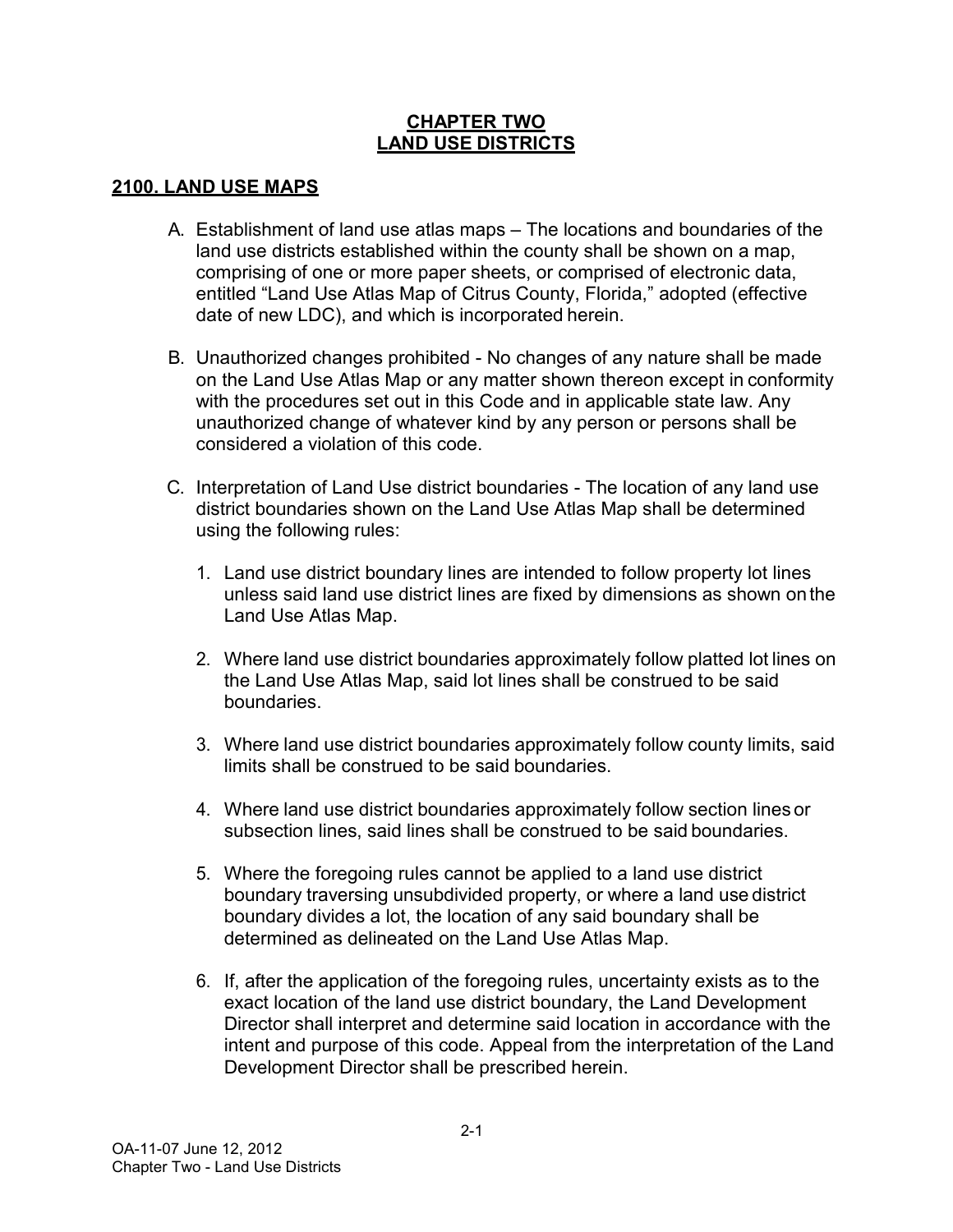# CHAPTER TWO
# LAND USE DISTRICTS

## 2100. LAND USE MAPS

A. Establishment of land use atlas maps – The locations and boundaries of the land use districts established within the county shall be shown on a map, comprising of one or more paper sheets, or comprised of electronic data, entitled "Land Use Atlas Map of Citrus County, Florida," adopted (effective date of new LDC), and which is incorporated herein.

B. Unauthorized changes prohibited - No changes of any nature shall be made on the Land Use Atlas Map or any matter shown thereon except in conformity with the procedures set out in this Code and in applicable state law. Any unauthorized change of whatever kind by any person or persons shall be considered a violation of this code.

C. Interpretation of Land Use district boundaries - The location of any land use district boundaries shown on the Land Use Atlas Map shall be determined using the following rules:

   1. Land use district boundary lines are intended to follow property lot lines unless said land use district lines are fixed by dimensions as shown on the Land Use Atlas Map.

   2. Where land use district boundaries approximately follow platted lot lines on the Land Use Atlas Map, said lot lines shall be construed to be said boundaries.

   3. Where land use district boundaries approximately follow county limits, said limits shall be construed to be said boundaries.

   4. Where land use district boundaries approximately follow section lines or subsection lines, said lines shall be construed to be said boundaries.

   5. Where the foregoing rules cannot be applied to a land use district boundary traversing unsubdivided property, or where a land use district boundary divides a lot, the location of any said boundary shall be determined as delineated on the Land Use Atlas Map.

   6. If, after the application of the foregoing rules, uncertainty exists as to the exact location of the land use district boundary, the Land Development Director shall interpret and determine said location in accordance with the intent and purpose of this code. Appeal from the interpretation of the Land Development Director shall be prescribed herein.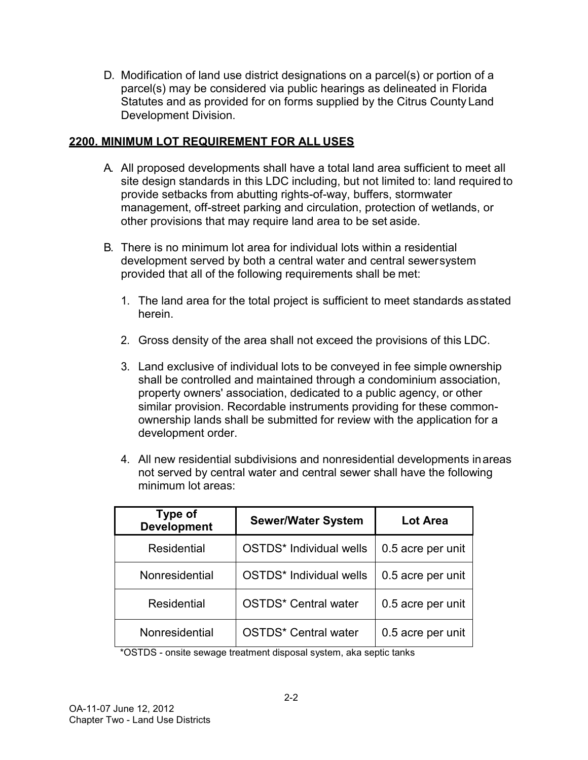D. Modification of land use district designations on a parcel(s) or portion of a parcel(s) may be considered via public hearings as delineated in Florida Statutes and as provided for on forms supplied by the Citrus County Land Development Division.

## 2200. MINIMUM LOT REQUIREMENT FOR ALL USES

A. All proposed developments shall have a total land area sufficient to meet all site design standards in this LDC including, but not limited to: land required to provide setbacks from abutting rights-of-way, buffers, stormwater management, off-street parking and circulation, protection of wetlands, or other provisions that may require land area to be set aside.

B. There is no minimum lot area for individual lots within a residential development served by both a central water and central sewer system provided that all of the following requirements shall be met:

1. The land area for the total project is sufficient to meet standards as stated herein.

2. Gross density of the area shall not exceed the provisions of this LDC.

3. Land exclusive of individual lots to be conveyed in fee simple ownership shall be controlled and maintained through a condominium association, property owners' association, dedicated to a public agency, or other similar provision. Recordable instruments providing for these common-ownership lands shall be submitted for review with the application for a development order.

4. All new residential subdivisions and nonresidential developments in areas not served by central water and central sewer shall have the following minimum lot areas:

| Type of Development | Sewer/Water System | Lot Area |
|---|---|---|
| Residential | OSTDS* Individual wells | 0.5 acre per unit |
| Nonresidential | OSTDS* Individual wells | 0.5 acre per unit |
| Residential | OSTDS* Central water | 0.5 acre per unit |
| Nonresidential | OSTDS* Central water | 0.5 acre per unit |

*OSTDS - onsite sewage treatment disposal system, aka septic tanks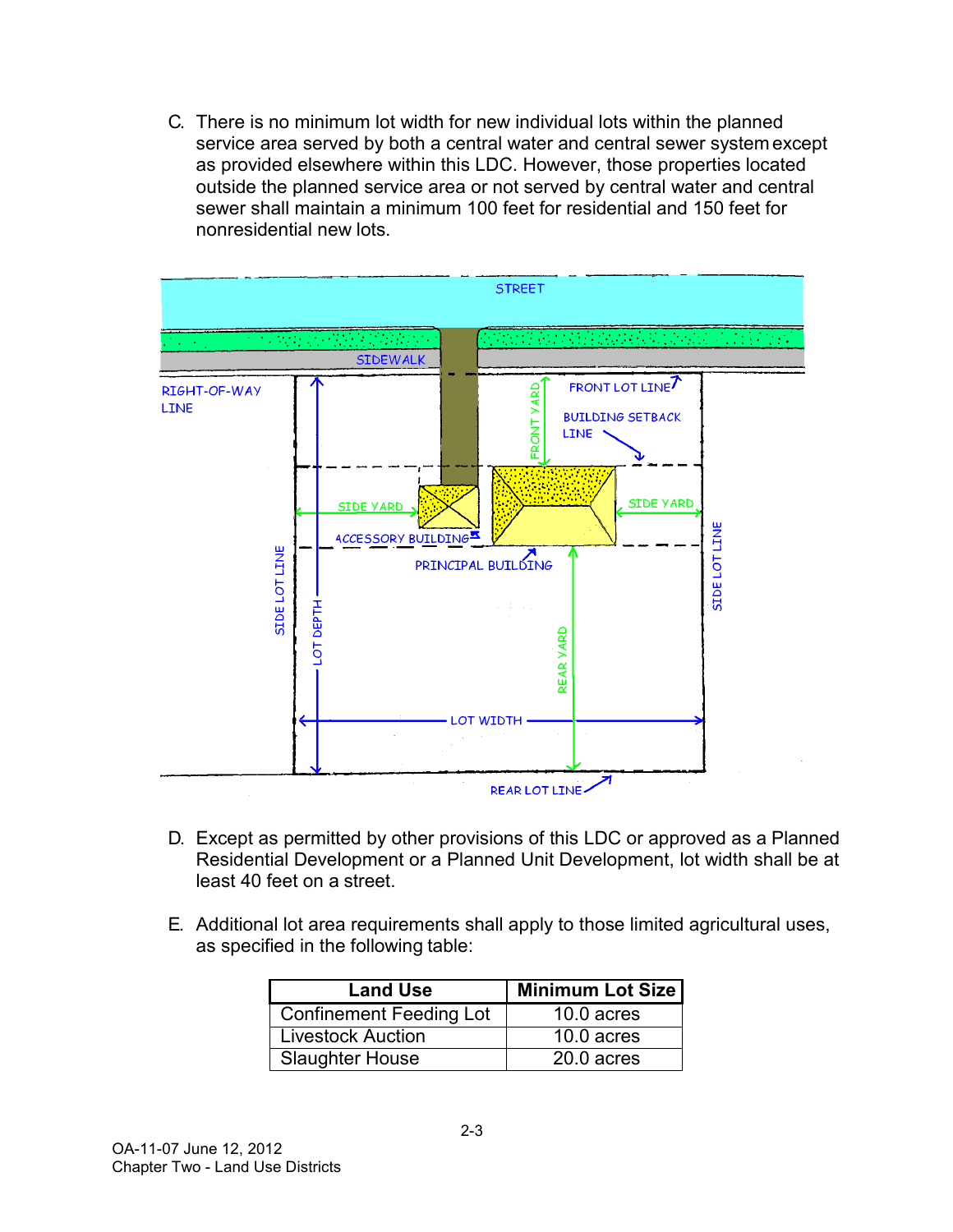C. There is no minimum lot width for new individual lots within the planned service area served by both a central water and central sewer system except as provided elsewhere within this LDC. However, those properties located outside the planned service area or not served by central water and central sewer shall maintain a minimum 100 feet for residential and 150 feet for nonresidential new lots.

D. Except as permitted by other provisions of this LDC or approved as a Planned Residential Development or a Planned Unit Development, lot width shall be at least 40 feet on a street.

E. Additional lot area requirements shall apply to those limited agricultural uses, as specified in the following table:

| Land Use | Minimum Lot Size |
| --- | --- |
| Confinement Feeding Lot | 10.0 acres |
| Livestock Auction | 10.0 acres |
| Slaughter House | 20.0 acres |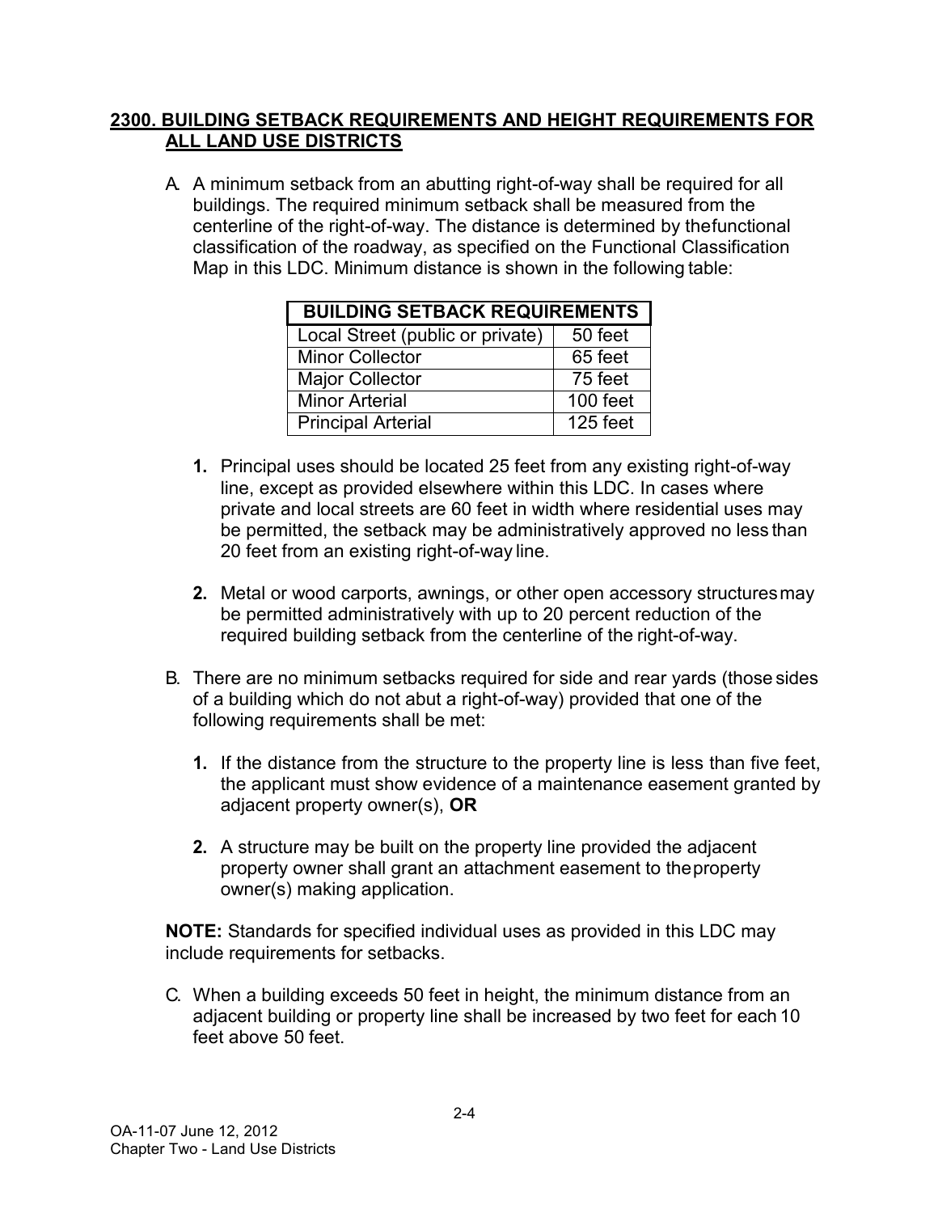## 2300. BUILDING SETBACK REQUIREMENTS AND HEIGHT REQUIREMENTS FOR ALL LAND USE DISTRICTS

A. A minimum setback from an abutting right-of-way shall be required for all buildings. The required minimum setback shall be measured from the centerline of the right-of-way. The distance is determined by the functional classification of the roadway, as specified on the Functional Classification Map in this LDC. Minimum distance is shown in the following table:

| BUILDING SETBACK REQUIREMENTS | |
|---|---|
| Local Street (public or private) | 50 feet |
| Minor Collector | 65 feet |
| Major Collector | 75 feet |
| Minor Arterial | 100 feet |
| Principal Arterial | 125 feet |

**1.** Principal uses should be located 25 feet from any existing right-of-way line, except as provided elsewhere within this LDC. In cases where private and local streets are 60 feet in width where residential uses may be permitted, the setback may be administratively approved no less than 20 feet from an existing right-of-way line.

**2.** Metal or wood carports, awnings, or other open accessory structures may be permitted administratively with up to 20 percent reduction of the required building setback from the centerline of the right-of-way.

B. There are no minimum setbacks required for side and rear yards (those sides of a building which do not abut a right-of-way) provided that one of the following requirements shall be met:

**1.** If the distance from the structure to the property line is less than five feet, the applicant must show evidence of a maintenance easement granted by adjacent property owner(s), **OR**

**2.** A structure may be built on the property line provided the adjacent property owner shall grant an attachment easement to the property owner(s) making application.

**NOTE:** Standards for specified individual uses as provided in this LDC may include requirements for setbacks.

C. When a building exceeds 50 feet in height, the minimum distance from an adjacent building or property line shall be increased by two feet for each 10 feet above 50 feet.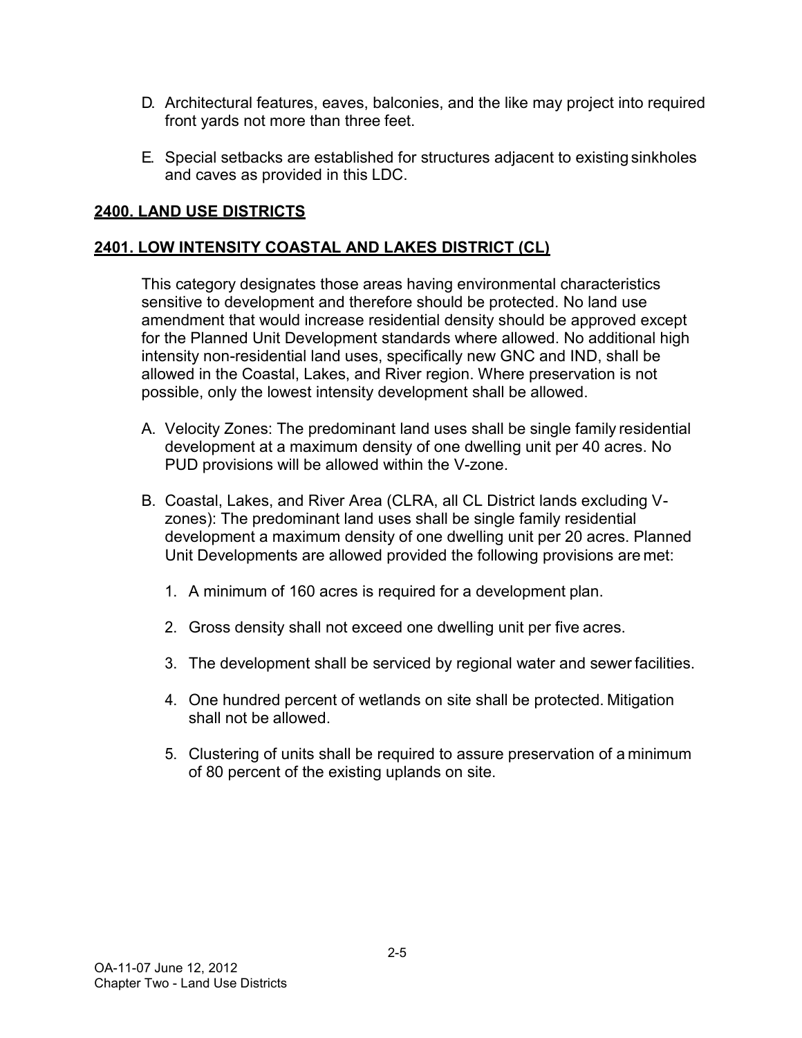D. Architectural features, eaves, balconies, and the like may project into required front yards not more than three feet.

E. Special setbacks are established for structures adjacent to existing sinkholes and caves as provided in this LDC.

## **2400. LAND USE DISTRICTS**

### **2401. LOW INTENSITY COASTAL AND LAKES DISTRICT (CL)**

This category designates those areas having environmental characteristics sensitive to development and therefore should be protected. No land use amendment that would increase residential density should be approved except for the Planned Unit Development standards where allowed. No additional high intensity non-residential land uses, specifically new GNC and IND, shall be allowed in the Coastal, Lakes, and River region. Where preservation is not possible, only the lowest intensity development shall be allowed.

A. Velocity Zones: The predominant land uses shall be single family residential development at a maximum density of one dwelling unit per 40 acres. No PUD provisions will be allowed within the V-zone.

B. Coastal, Lakes, and River Area (CLRA, all CL District lands excluding V-zones): The predominant land uses shall be single family residential development a maximum density of one dwelling unit per 20 acres. Planned Unit Developments are allowed provided the following provisions are met:

   1. A minimum of 160 acres is required for a development plan.

   2. Gross density shall not exceed one dwelling unit per five acres.

   3. The development shall be serviced by regional water and sewer facilities.

   4. One hundred percent of wetlands on site shall be protected. Mitigation shall not be allowed.

   5. Clustering of units shall be required to assure preservation of a minimum of 80 percent of the existing uplands on site.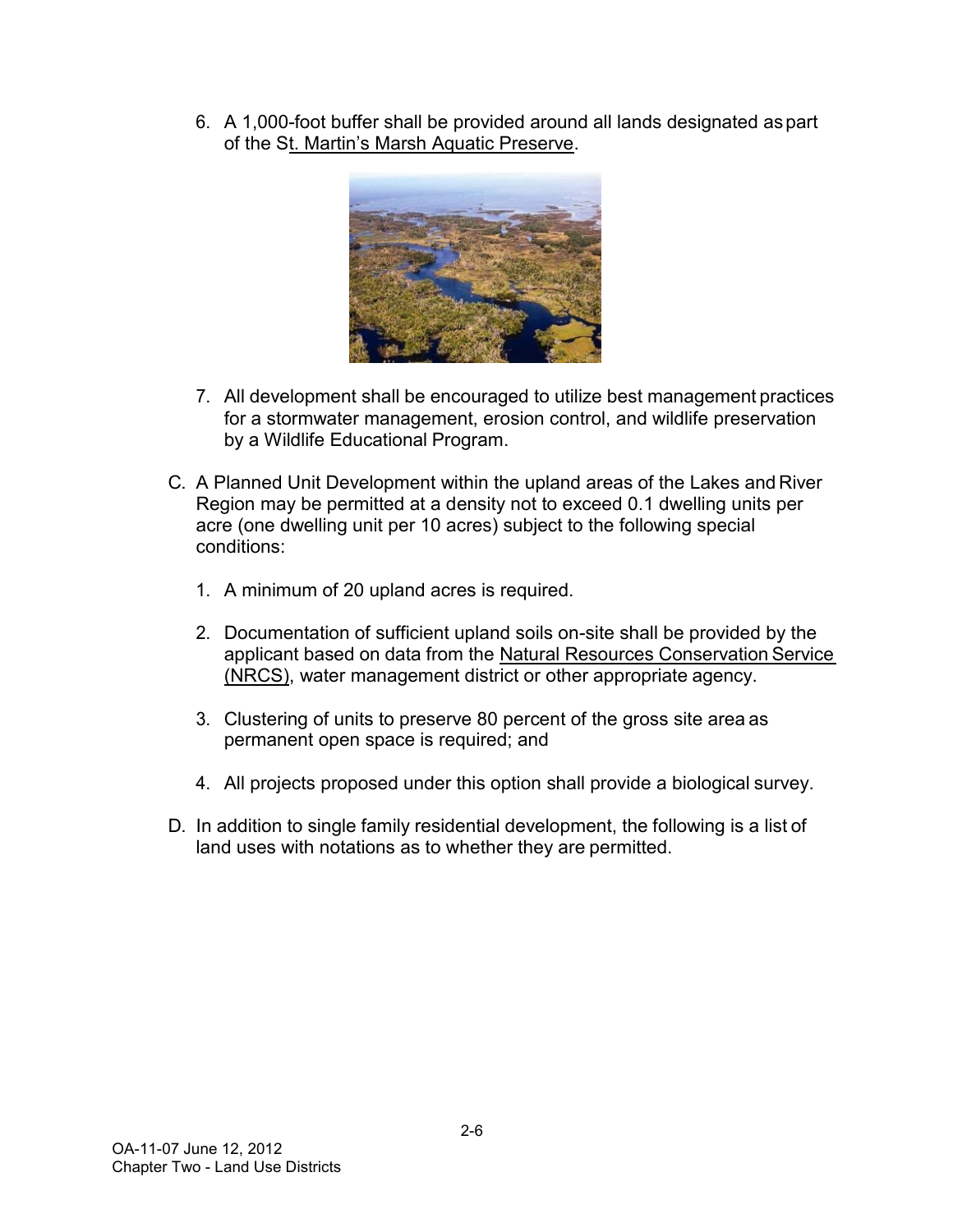6. A 1,000-foot buffer shall be provided around all lands designated as part of the St. Martin's Marsh Aquatic Preserve.

7. All development shall be encouraged to utilize best management practices for a stormwater management, erosion control, and wildlife preservation by a Wildlife Educational Program.

C. A Planned Unit Development within the upland areas of the Lakes and River Region may be permitted at a density not to exceed 0.1 dwelling units per acre (one dwelling unit per 10 acres) subject to the following special conditions:

   1. A minimum of 20 upland acres is required.

   2. Documentation of sufficient upland soils on-site shall be provided by the applicant based on data from the Natural Resources Conservation Service (NRCS), water management district or other appropriate agency.

   3. Clustering of units to preserve 80 percent of the gross site area as permanent open space is required; and

   4. All projects proposed under this option shall provide a biological survey.

D. In addition to single family residential development, the following is a list of land uses with notations as to whether they are permitted.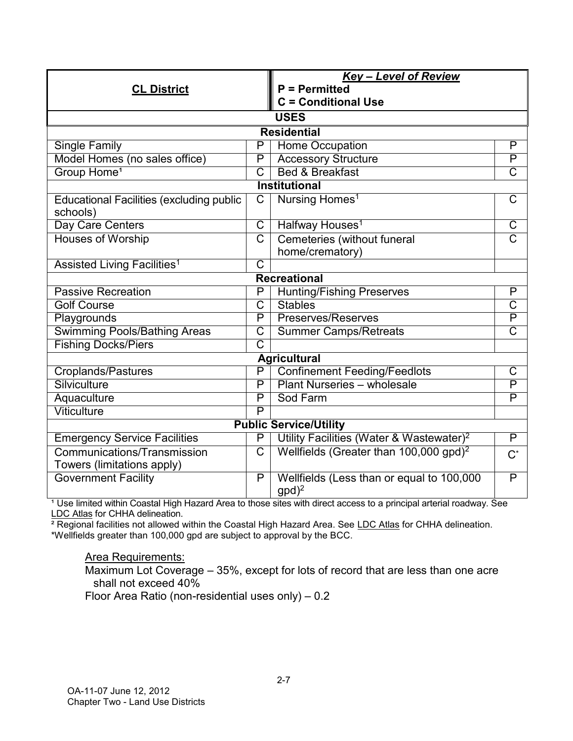| CL District | | ***Key – Level of Review*** **P = Permitted** **C = Conditional Use** | |
|---|---|---|---|
| **USES** | | | |
| **Residential** | | | |
| Single Family | P | Home Occupation | P |
| Model Homes (no sales office) | P | Accessory Structure | P |
| Group Home[1] | C | Bed & Breakfast | C |
| **Institutional** | | | |
| Educational Facilities (excluding public schools) | C | Nursing Homes[1] | C |
| Day Care Centers | C | Halfway Houses[1] | C |
| Houses of Worship | C | Cemeteries (without funeral home/crematory) | C |
| Assisted Living Facilities[1] | C | | |
| **Recreational** | | | |
| Passive Recreation | P | Hunting/Fishing Preserves | P |
| Golf Course | C | Stables | C |
| Playgrounds | P | Preserves/Reserves | P |
| Swimming Pools/Bathing Areas | C | Summer Camps/Retreats | C |
| Fishing Docks/Piers | C | | |
| **Agricultural** | | | |
| Croplands/Pastures | P | Confinement Feeding/Feedlots | C |
| Silviculture | P | Plant Nurseries – wholesale | P |
| Aquaculture | P | Sod Farm | P |
| Viticulture | P | | |
| **Public Service/Utility** | | | |
| Emergency Service Facilities | P | Utility Facilities (Water & Wastewater)[2] | P |
| Communications/Transmission Towers (limitations apply) | C | Wellfields (Greater than 100,000 gpd)[2] | C* |
| Government Facility | P | Wellfields (Less than or equal to 100,000 gpd)[2] | P |

[1] Use limited within Coastal High Hazard Area to those sites with direct access to a principal arterial roadway. See LDC Atlas for CHHA delineation.
[2] Regional facilities not allowed within the Coastal High Hazard Area. See LDC Atlas for CHHA delineation.
*Wellfields greater than 100,000 gpd are subject to approval by the BCC.

Area Requirements:

Maximum Lot Coverage – 35%, except for lots of record that are less than one acre shall not exceed 40%

Floor Area Ratio (non-residential uses only) – 0.2

OA-11-07 June 12, 2012
Chapter Two - Land Use Districts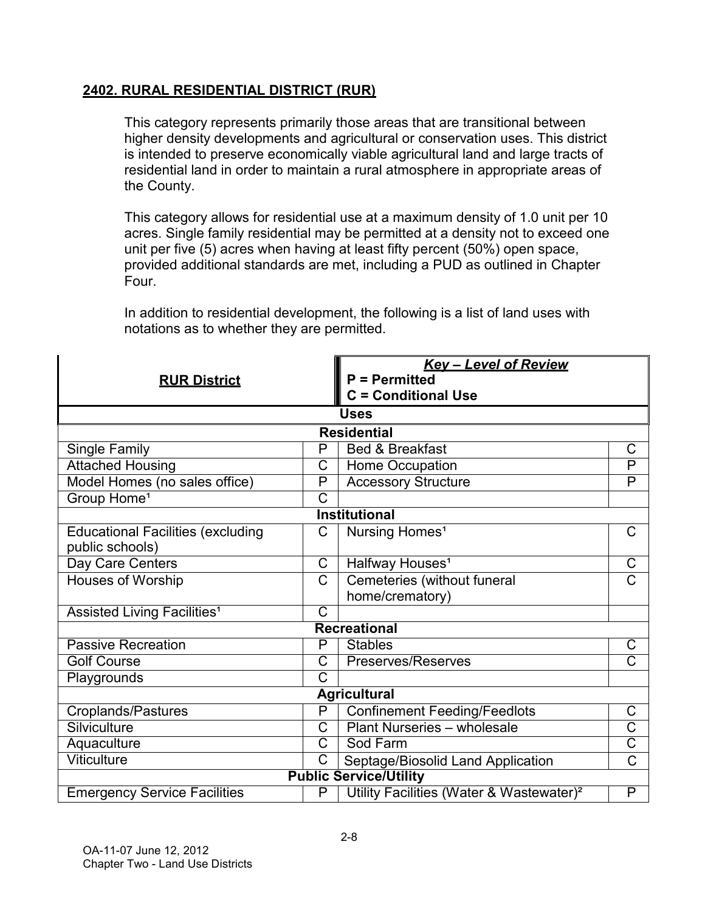## 2402. RURAL RESIDENTIAL DISTRICT (RUR)

This category represents primarily those areas that are transitional between higher density developments and agricultural or conservation uses. This district is intended to preserve economically viable agricultural land and large tracts of residential land in order to maintain a rural atmosphere in appropriate areas of the County.

This category allows for residential use at a maximum density of 1.0 unit per 10 acres. Single family residential may be permitted at a density not to exceed one unit per five (5) acres when having at least fifty percent (50%) open space, provided additional standards are met, including a PUD as outlined in Chapter Four.

In addition to residential development, the following is a list of land uses with notations as to whether they are permitted.

| **RUR District** | | ***Key – Level of Review*** **P = Permitted** **C = Conditional Use** | |
|---|---|---|---|
| **Uses** | | | |
| **Residential** | | | |
| Single Family | P | Bed & Breakfast | C |
| Attached Housing | C | Home Occupation | P |
| Model Homes (no sales office) | P | Accessory Structure | P |
| Group Home[1] | C | | |
| **Institutional** | | | |
| Educational Facilities (excluding public schools) | C | Nursing Homes[1] | C |
| Day Care Centers | C | Halfway Houses[1] | C |
| Houses of Worship | C | Cemeteries (without funeral home/crematory) | C |
| Assisted Living Facilities[1] | C | | |
| **Recreational** | | | |
| Passive Recreation | P | Stables | C |
| Golf Course | C | Preserves/Reserves | C |
| Playgrounds | C | | |
| **Agricultural** | | | |
| Croplands/Pastures | P | Confinement Feeding/Feedlots | C |
| Silviculture | C | Plant Nurseries – wholesale | C |
| Aquaculture | C | Sod Farm | C |
| Viticulture | C | Septage/Biosolid Land Application | C |
| **Public Service/Utility** | | | |
| Emergency Service Facilities | P | Utility Facilities (Water & Wastewater)[2] | P |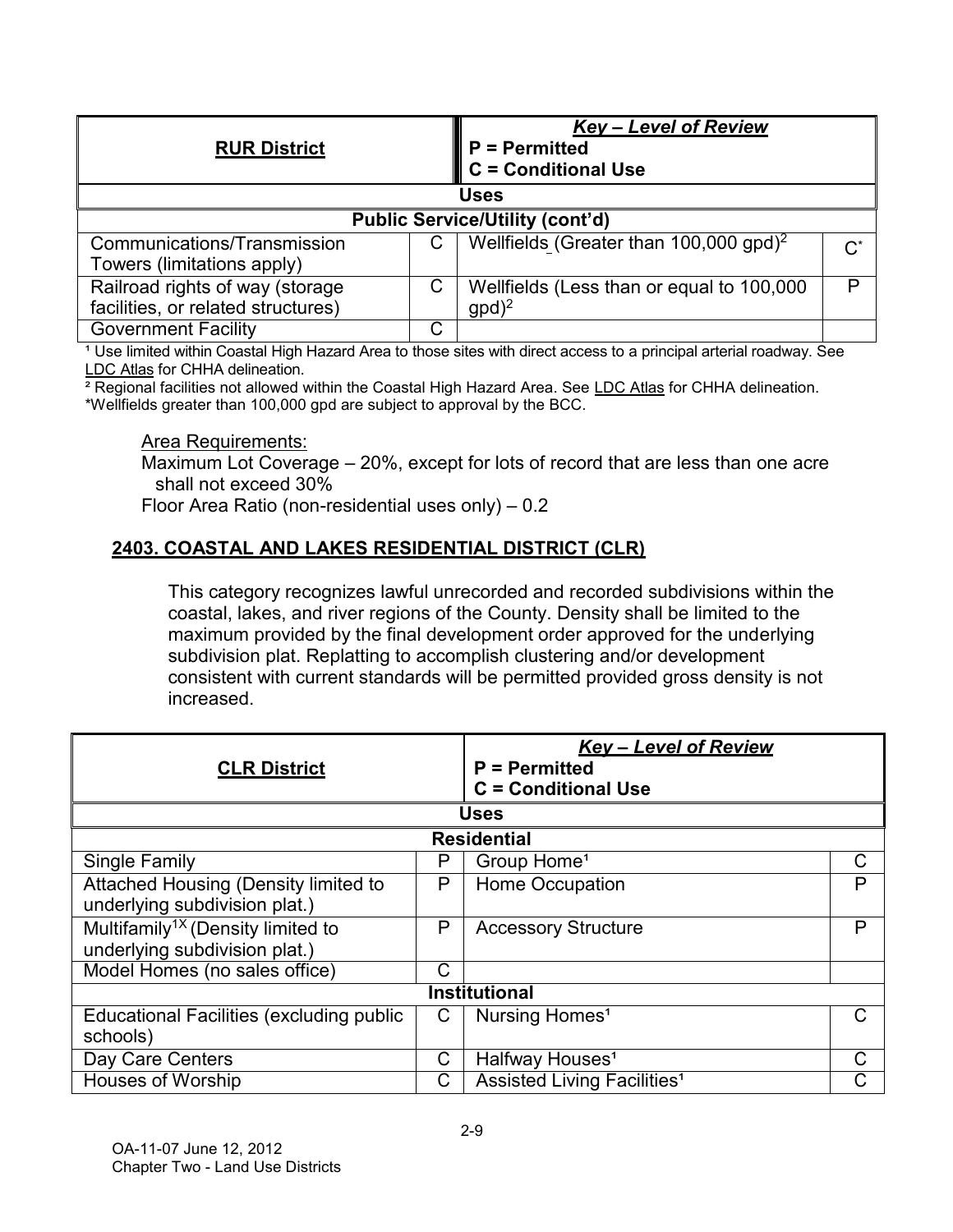| RUR District | | Key – Level of Review<br>P = Permitted<br>C = Conditional Use | |
|---|---|---|---|
| **Uses** | | | |
| **Public Service/Utility (cont'd)** | | | |
| Communications/Transmission Towers (limitations apply) | C | Wellfields (Greater than 100,000 gpd)[2] | C* |
| Railroad rights of way (storage facilities, or related structures) | C | Wellfields (Less than or equal to 100,000 gpd)[2] | P |
| Government Facility | C | | |

[1] Use limited within Coastal High Hazard Area to those sites with direct access to a principal arterial roadway. See LDC Atlas for CHHA delineation.
[2] Regional facilities not allowed within the Coastal High Hazard Area. See LDC Atlas for CHHA delineation.
*Wellfields greater than 100,000 gpd are subject to approval by the BCC.

Area Requirements:
Maximum Lot Coverage – 20%, except for lots of record that are less than one acre shall not exceed 30%
Floor Area Ratio (non-residential uses only) – 0.2

## 2403. COASTAL AND LAKES RESIDENTIAL DISTRICT (CLR)

This category recognizes lawful unrecorded and recorded subdivisions within the coastal, lakes, and river regions of the County. Density shall be limited to the maximum provided by the final development order approved for the underlying subdivision plat. Replatting to accomplish clustering and/or development consistent with current standards will be permitted provided gross density is not increased.

| CLR District | | Key – Level of Review<br>P = Permitted<br>C = Conditional Use | |
|---|---|---|---|
| **Uses** | | | |
| **Residential** | | | |
| Single Family | P | Group Home[1] | C |
| Attached Housing (Density limited to underlying subdivision plat.) | P | Home Occupation | P |
| Multifamily[1X] (Density limited to underlying subdivision plat.) | P | Accessory Structure | P |
| Model Homes (no sales office) | C | | |
| **Institutional** | | | |
| Educational Facilities (excluding public schools) | C | Nursing Homes[1] | C |
| Day Care Centers | C | Halfway Houses[1] | C |
| Houses of Worship | C | Assisted Living Facilities[1] | C |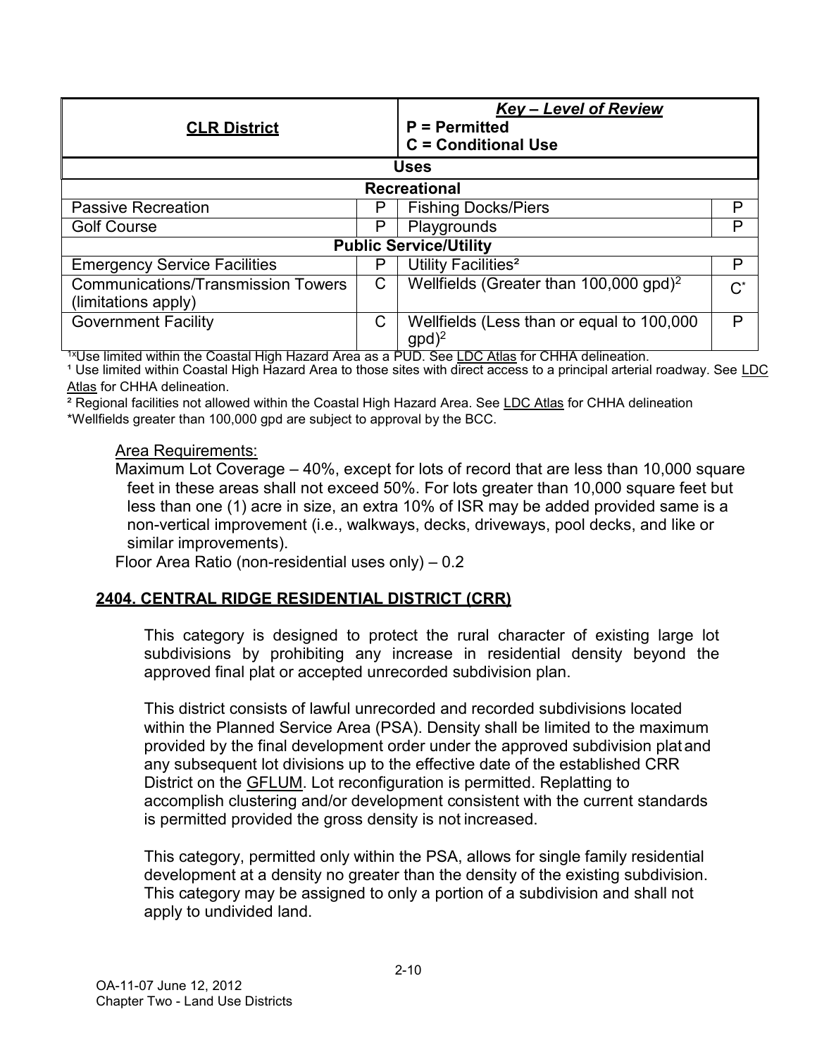| **CLR District** | | ***Key – Level of Review*** **P = Permitted** **C = Conditional Use** | |
|---|---|---|---|
| **Uses** | | | |
| **Recreational** | | | |
| Passive Recreation | P | Fishing Docks/Piers | P |
| Golf Course | P | Playgrounds | P |
| **Public Service/Utility** | | | |
| Emergency Service Facilities | P | Utility Facilities[2] | P |
| Communications/Transmission Towers (limitations apply) | C | Wellfields (Greater than 100,000 gpd)[2] | C* |
| Government Facility | C | Wellfields (Less than or equal to 100,000 gpd)[2] | P |

[1x]Use limited within the Coastal High Hazard Area as a PUD. See LDC Atlas for CHHA delineation.
[1] Use limited within Coastal High Hazard Area to those sites with direct access to a principal arterial roadway. See LDC Atlas for CHHA delineation.
[2] Regional facilities not allowed within the Coastal High Hazard Area. See LDC Atlas for CHHA delineation
*Wellfields greater than 100,000 gpd are subject to approval by the BCC.

Area Requirements:

Maximum Lot Coverage – 40%, except for lots of record that are less than 10,000 square feet in these areas shall not exceed 50%. For lots greater than 10,000 square feet but less than one (1) acre in size, an extra 10% of ISR may be added provided same is a non-vertical improvement (i.e., walkways, decks, driveways, pool decks, and like or similar improvements).

Floor Area Ratio (non-residential uses only) – 0.2

## 2404. CENTRAL RIDGE RESIDENTIAL DISTRICT (CRR)

This category is designed to protect the rural character of existing large lot subdivisions by prohibiting any increase in residential density beyond the approved final plat or accepted unrecorded subdivision plan.

This district consists of lawful unrecorded and recorded subdivisions located within the Planned Service Area (PSA). Density shall be limited to the maximum provided by the final development order under the approved subdivision plat and any subsequent lot divisions up to the effective date of the established CRR District on the GFLUM. Lot reconfiguration is permitted. Replatting to accomplish clustering and/or development consistent with the current standards is permitted provided the gross density is not increased.

This category, permitted only within the PSA, allows for single family residential development at a density no greater than the density of the existing subdivision. This category may be assigned to only a portion of a subdivision and shall not apply to undivided land.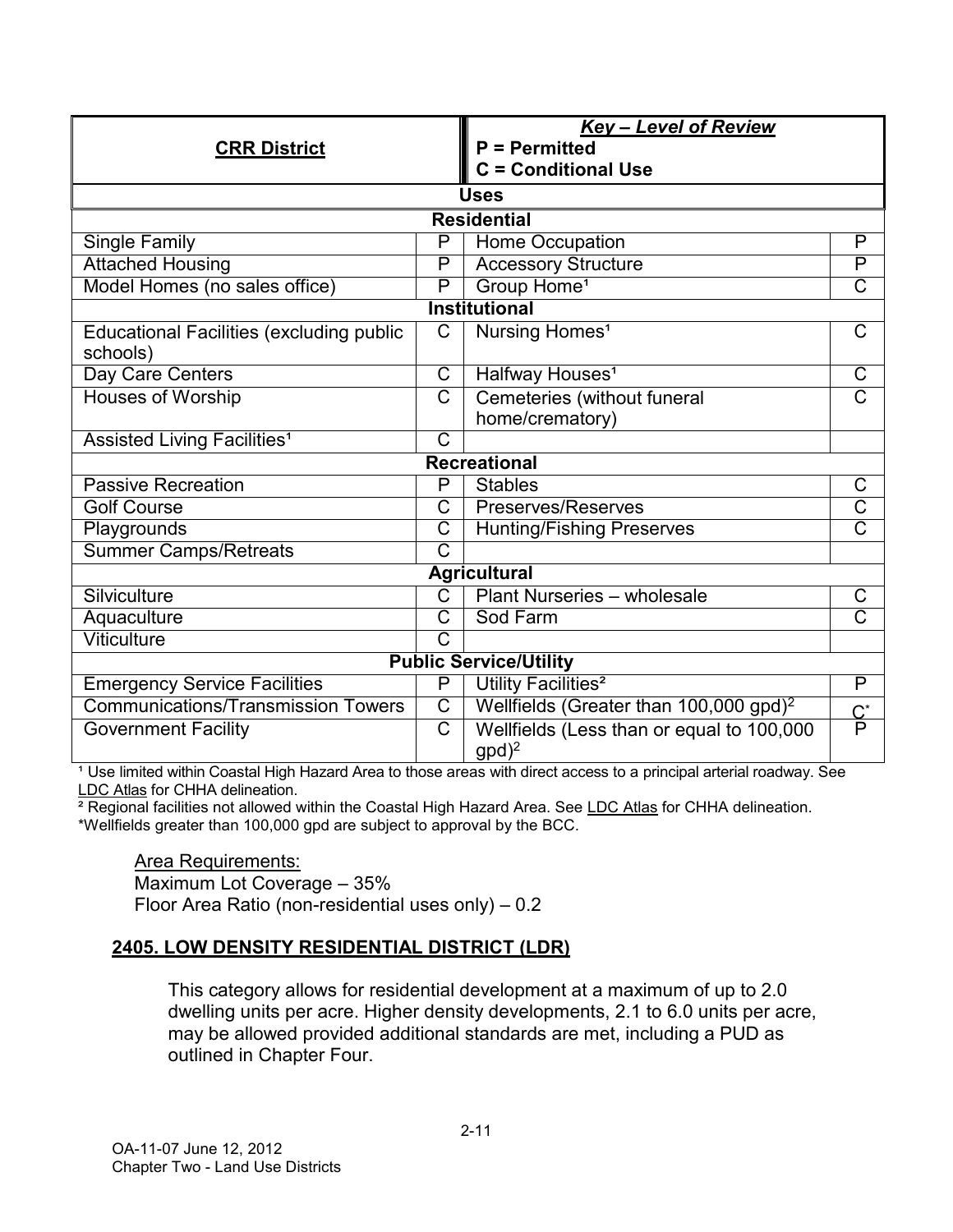| **CRR District** | | ***Key – Level of Review*** **P = Permitted** **C = Conditional Use** | |
|---|---|---|---|
| **Uses** | | | |
| **Residential** | | | |
| Single Family | P | Home Occupation | P |
| Attached Housing | P | Accessory Structure | P |
| Model Homes (no sales office) | P | Group Home[1] | C |
| **Institutional** | | | |
| Educational Facilities (excluding public schools) | C | Nursing Homes[1] | C |
| Day Care Centers | C | Halfway Houses[1] | C |
| Houses of Worship | C | Cemeteries (without funeral home/crematory) | C |
| Assisted Living Facilities[1] | C | | |
| **Recreational** | | | |
| Passive Recreation | P | Stables | C |
| Golf Course | C | Preserves/Reserves | C |
| Playgrounds | C | Hunting/Fishing Preserves | C |
| Summer Camps/Retreats | C | | |
| **Agricultural** | | | |
| Silviculture | C | Plant Nurseries – wholesale | C |
| Aquaculture | C | Sod Farm | C |
| Viticulture | C | | |
| **Public Service/Utility** | | | |
| Emergency Service Facilities | P | Utility Facilities[2] | P |
| Communications/Transmission Towers | C | Wellfields (Greater than 100,000 gpd)[2] | C* |
| Government Facility | C | Wellfields (Less than or equal to 100,000 gpd)[2] | P |

[1] Use limited within Coastal High Hazard Area to those areas with direct access to a principal arterial roadway. See LDC Atlas for CHHA delineation.
[2] Regional facilities not allowed within the Coastal High Hazard Area. See LDC Atlas for CHHA delineation.
*Wellfields greater than 100,000 gpd are subject to approval by the BCC.

Area Requirements:
Maximum Lot Coverage – 35%
Floor Area Ratio (non-residential uses only) – 0.2

## 2405. LOW DENSITY RESIDENTIAL DISTRICT (LDR)

This category allows for residential development at a maximum of up to 2.0 dwelling units per acre. Higher density developments, 2.1 to 6.0 units per acre, may be allowed provided additional standards are met, including a PUD as outlined in Chapter Four.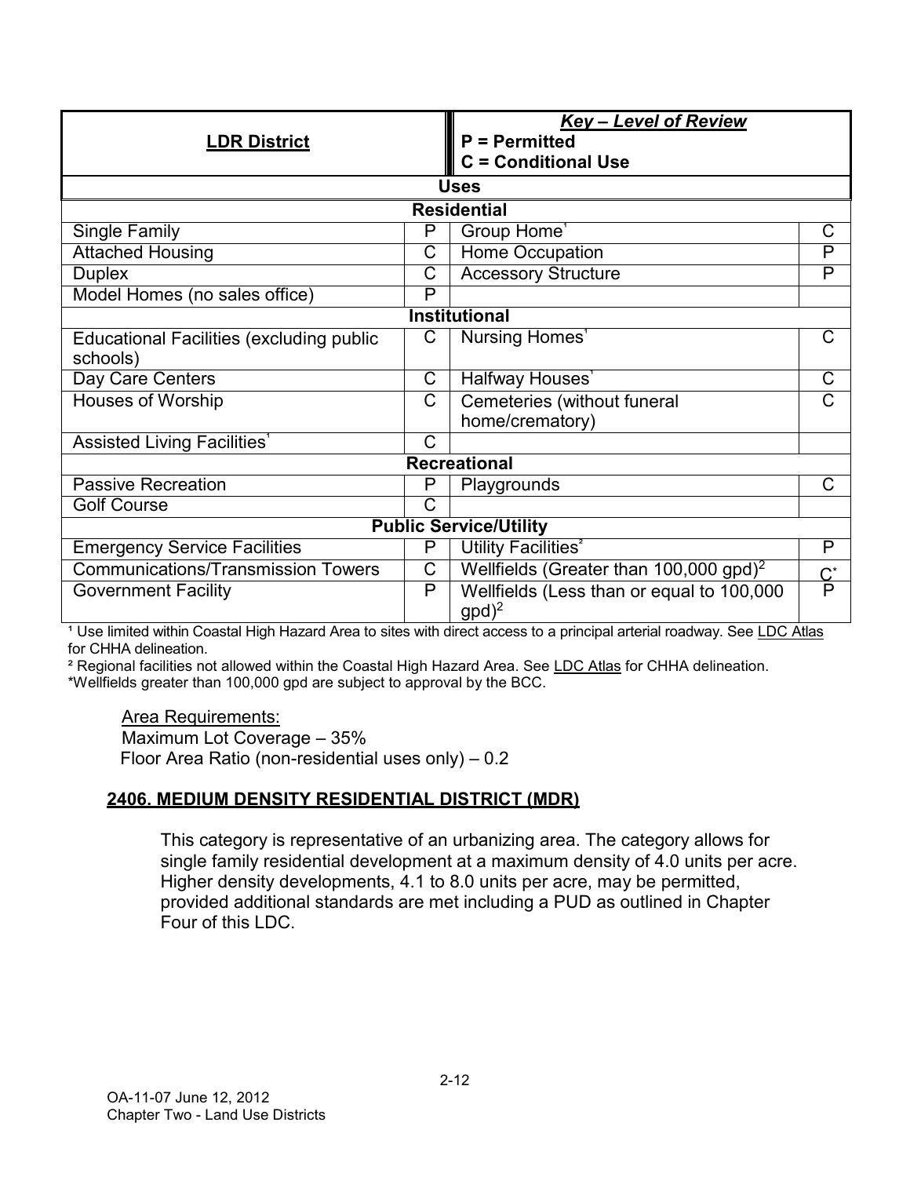| LDR District | | *Key – Level of Review* P = Permitted C = Conditional Use | |
|---|---|---|---|
| **Uses** | | | |
| **Residential** | | | |
| Single Family | P | Group Home[1] | C |
| Attached Housing | C | Home Occupation | P |
| Duplex | C | Accessory Structure | P |
| Model Homes (no sales office) | P | | |
| **Institutional** | | | |
| Educational Facilities (excluding public schools) | C | Nursing Homes[1] | C |
| Day Care Centers | C | Halfway Houses[1] | C |
| Houses of Worship | C | Cemeteries (without funeral home/crematory) | C |
| Assisted Living Facilities[1] | C | | |
| **Recreational** | | | |
| Passive Recreation | P | Playgrounds | C |
| Golf Course | C | | |
| **Public Service/Utility** | | | |
| Emergency Service Facilities | P | Utility Facilities[2] | P |
| Communications/Transmission Towers | C | Wellfields (Greater than 100,000 gpd)[2] | C* |
| Government Facility | P | Wellfields (Less than or equal to 100,000 gpd)[2] | P |

¹ Use limited within Coastal High Hazard Area to sites with direct access to a principal arterial roadway. See LDC Atlas for CHHA delineation.

² Regional facilities not allowed within the Coastal High Hazard Area. See LDC Atlas for CHHA delineation.

*Wellfields greater than 100,000 gpd are subject to approval by the BCC.

Area Requirements:
Maximum Lot Coverage – 35%
Floor Area Ratio (non-residential uses only) – 0.2

## 2406. MEDIUM DENSITY RESIDENTIAL DISTRICT (MDR)

This category is representative of an urbanizing area. The category allows for single family residential development at a maximum density of 4.0 units per acre. Higher density developments, 4.1 to 8.0 units per acre, may be permitted, provided additional standards are met including a PUD as outlined in Chapter Four of this LDC.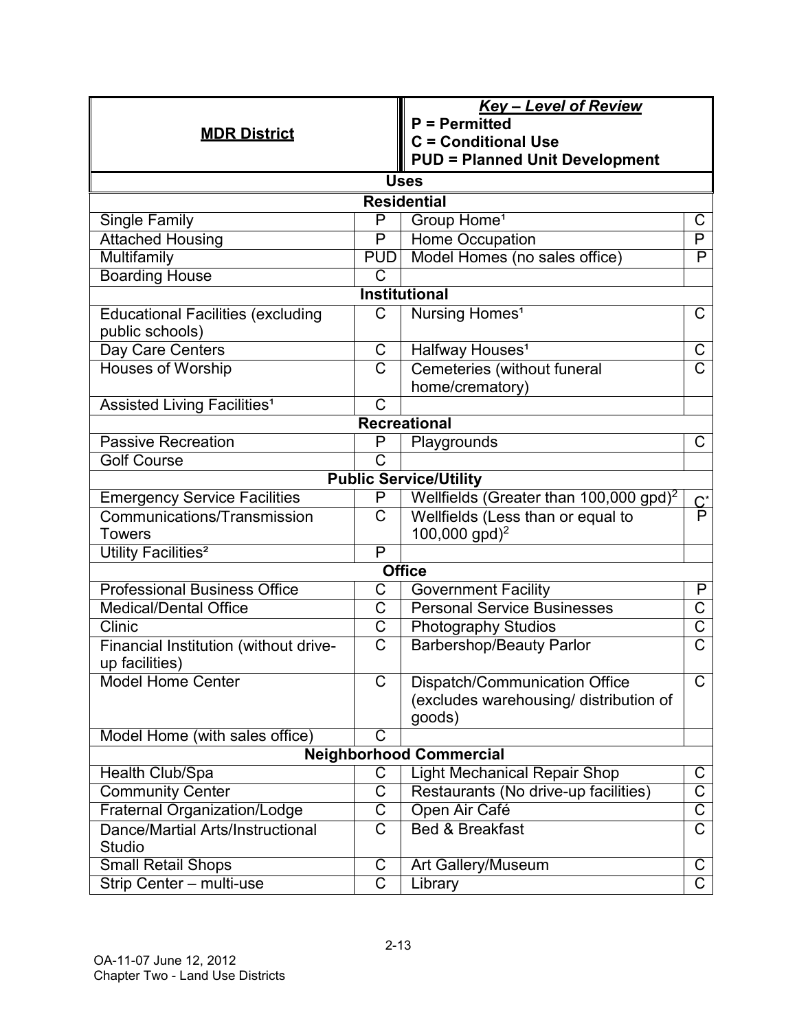| **MDR District** | | ***Key – Level of Review*** **P = Permitted** **C = Conditional Use** **PUD = Planned Unit Development** | |
|---|---|---|---|
| **Uses** | | | |
| **Residential** | | | |
| Single Family | P | Group Home[1] | C |
| Attached Housing | P | Home Occupation | P |
| Multifamily | PUD | Model Homes (no sales office) | P |
| Boarding House | C | | |
| **Institutional** | | | |
| Educational Facilities (excluding public schools) | C | Nursing Homes[1] | C |
| Day Care Centers | C | Halfway Houses[1] | C |
| Houses of Worship | C | Cemeteries (without funeral home/crematory) | C |
| Assisted Living Facilities[1] | C | | |
| **Recreational** | | | |
| Passive Recreation | P | Playgrounds | C |
| Golf Course | C | | |
| **Public Service/Utility** | | | |
| Emergency Service Facilities | P | Wellfields (Greater than 100,000 gpd)[2] | C* |
| Communications/Transmission Towers | C | Wellfields (Less than or equal to 100,000 gpd)[2] | P |
| Utility Facilities[2] | P | | |
| **Office** | | | |
| Professional Business Office | C | Government Facility | P |
| Medical/Dental Office | C | Personal Service Businesses | C |
| Clinic | C | Photography Studios | C |
| Financial Institution (without drive-up facilities) | C | Barbershop/Beauty Parlor | C |
| Model Home Center | C | Dispatch/Communication Office (excludes warehousing/ distribution of goods) | C |
| Model Home (with sales office) | C | | |
| **Neighborhood Commercial** | | | |
| Health Club/Spa | C | Light Mechanical Repair Shop | C |
| Community Center | C | Restaurants (No drive-up facilities) | C |
| Fraternal Organization/Lodge | C | Open Air Café | C |
| Dance/Martial Arts/Instructional Studio | C | Bed & Breakfast | C |
| Small Retail Shops | C | Art Gallery/Museum | C |
| Strip Center – multi-use | C | Library | C |

OA-11-07 June 12, 2012
Chapter Two - Land Use Districts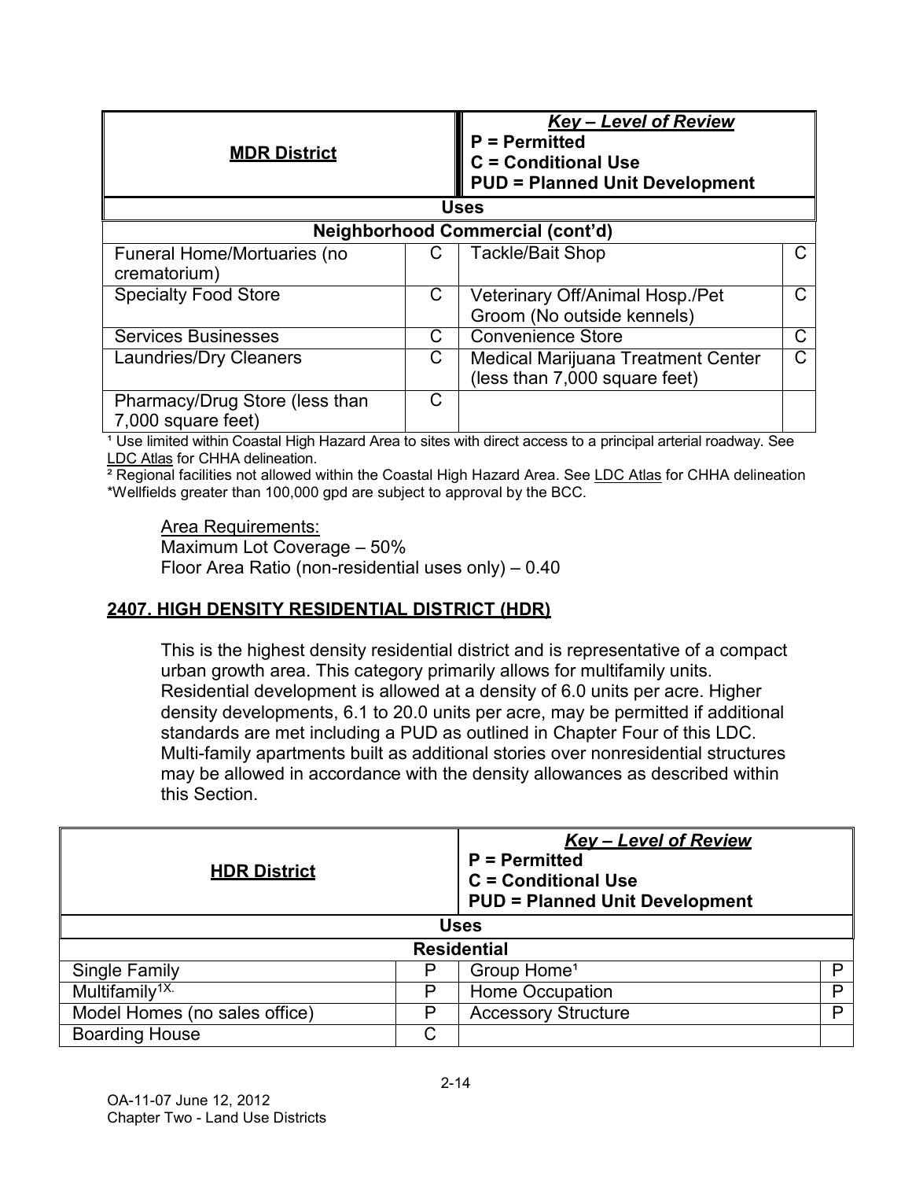| MDR District | | Key – Level of Review<br>P = Permitted<br>C = Conditional Use<br>PUD = Planned Unit Development | |
|---|---|---|---|
| **Uses** | | | |
| **Neighborhood Commercial (cont'd)** | | | |
| Funeral Home/Mortuaries (no crematorium) | C | Tackle/Bait Shop | C |
| Specialty Food Store | C | Veterinary Off/Animal Hosp./Pet Groom (No outside kennels) | C |
| Services Businesses | C | Convenience Store | C |
| Laundries/Dry Cleaners | C | Medical Marijuana Treatment Center (less than 7,000 square feet) | C |
| Pharmacy/Drug Store (less than 7,000 square feet) | C | | |

[1] Use limited within Coastal High Hazard Area to sites with direct access to a principal arterial roadway. See LDC Atlas for CHHA delineation.
[2] Regional facilities not allowed within the Coastal High Hazard Area. See LDC Atlas for CHHA delineation
*Wellfields greater than 100,000 gpd are subject to approval by the BCC.

Area Requirements:
Maximum Lot Coverage – 50%
Floor Area Ratio (non-residential uses only) – 0.40

## 2407. HIGH DENSITY RESIDENTIAL DISTRICT (HDR)

This is the highest density residential district and is representative of a compact urban growth area. This category primarily allows for multifamily units. Residential development is allowed at a density of 6.0 units per acre. Higher density developments, 6.1 to 20.0 units per acre, may be permitted if additional standards are met including a PUD as outlined in Chapter Four of this LDC. Multi-family apartments built as additional stories over nonresidential structures may be allowed in accordance with the density allowances as described within this Section.

| HDR District | | Key – Level of Review<br>P = Permitted<br>C = Conditional Use<br>PUD = Planned Unit Development | |
|---|---|---|---|
| **Uses** | | | |
| **Residential** | | | |
| Single Family | P | Group Home[1] | P |
| Multifamily[1X.] | P | Home Occupation | P |
| Model Homes (no sales office) | P | Accessory Structure | P |
| Boarding House | C | | |

OA-11-07 June 12, 2012
Chapter Two - Land Use Districts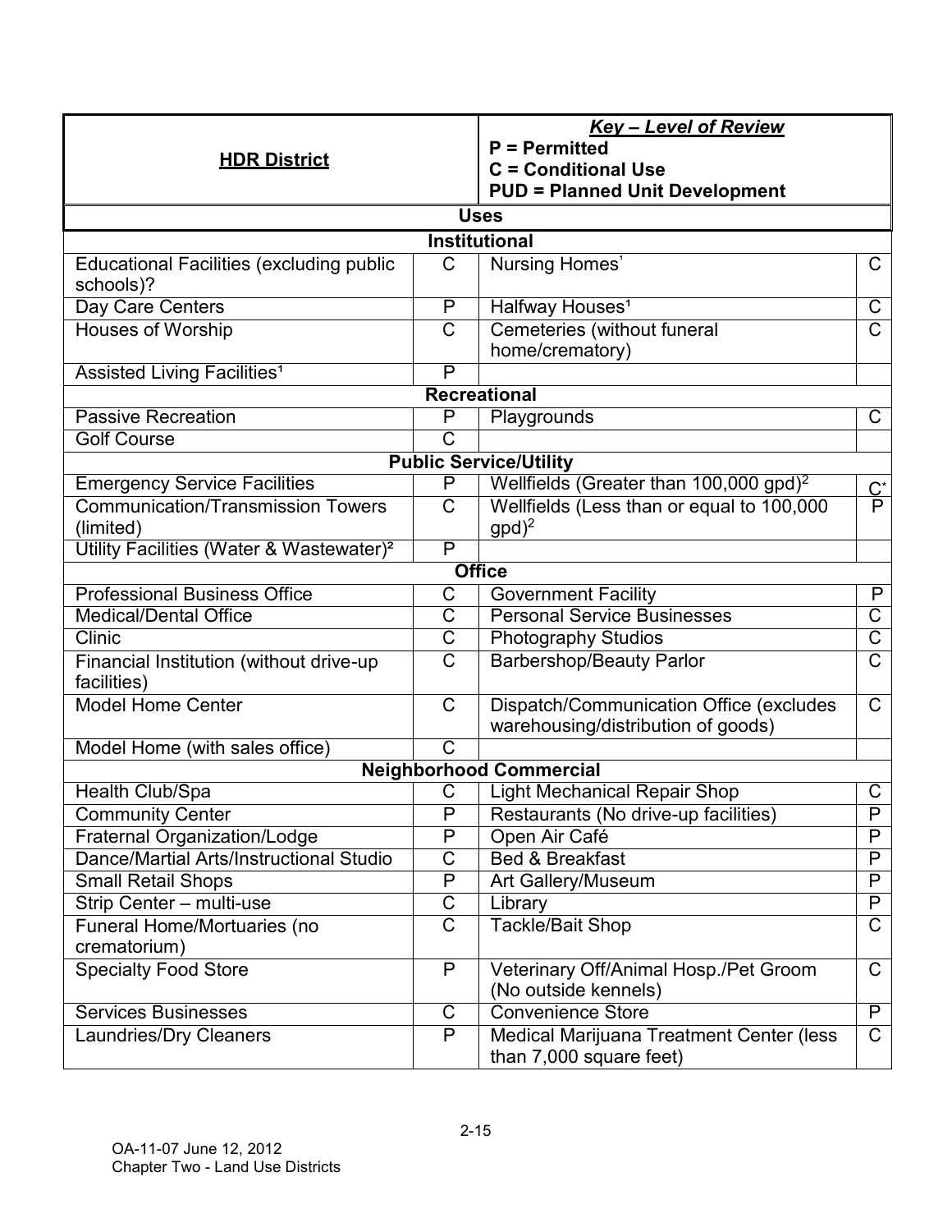| **<u>HDR District</u>** | | ***<u>Key – Level of Review</u>***<br>**P = Permitted**<br>**C = Conditional Use**<br>**PUD = Planned Unit Development** | |
|---|---|---|---|
| **Uses** | | | |
| **Institutional** | | | |
| Educational Facilities (excluding public schools)? | C | Nursing Homes[1] | C |
| Day Care Centers | P | Halfway Houses[1] | C |
| Houses of Worship | C | Cemeteries (without funeral home/crematory) | C |
| Assisted Living Facilities[1] | P | | |
| **Recreational** | | | |
| Passive Recreation | P | Playgrounds | C |
| Golf Course | C | | |
| **Public Service/Utility** | | | |
| Emergency Service Facilities | P | Wellfields (Greater than 100,000 gpd)[2] | C* |
| Communication/Transmission Towers (limited) | C | Wellfields (Less than or equal to 100,000 gpd)[2] | P |
| Utility Facilities (Water & Wastewater)[2] | P | | |
| **Office** | | | |
| Professional Business Office | C | Government Facility | P |
| Medical/Dental Office | C | Personal Service Businesses | C |
| Clinic | C | Photography Studios | C |
| Financial Institution (without drive-up facilities) | C | Barbershop/Beauty Parlor | C |
| Model Home Center | C | Dispatch/Communication Office (excludes warehousing/distribution of goods) | C |
| Model Home (with sales office) | C | | |
| **Neighborhood Commercial** | | | |
| Health Club/Spa | C | Light Mechanical Repair Shop | C |
| Community Center | P | Restaurants (No drive-up facilities) | P |
| Fraternal Organization/Lodge | P | Open Air Café | P |
| Dance/Martial Arts/Instructional Studio | C | Bed & Breakfast | P |
| Small Retail Shops | P | Art Gallery/Museum | P |
| Strip Center – multi-use | C | Library | P |
| Funeral Home/Mortuaries (no crematorium) | C | Tackle/Bait Shop | C |
| Specialty Food Store | P | Veterinary Off/Animal Hosp./Pet Groom (No outside kennels) | C |
| Services Businesses | C | Convenience Store | P |
| Laundries/Dry Cleaners | P | Medical Marijuana Treatment Center (less than 7,000 square feet) | C |

OA-11-07 June 12, 2012
Chapter Two - Land Use Districts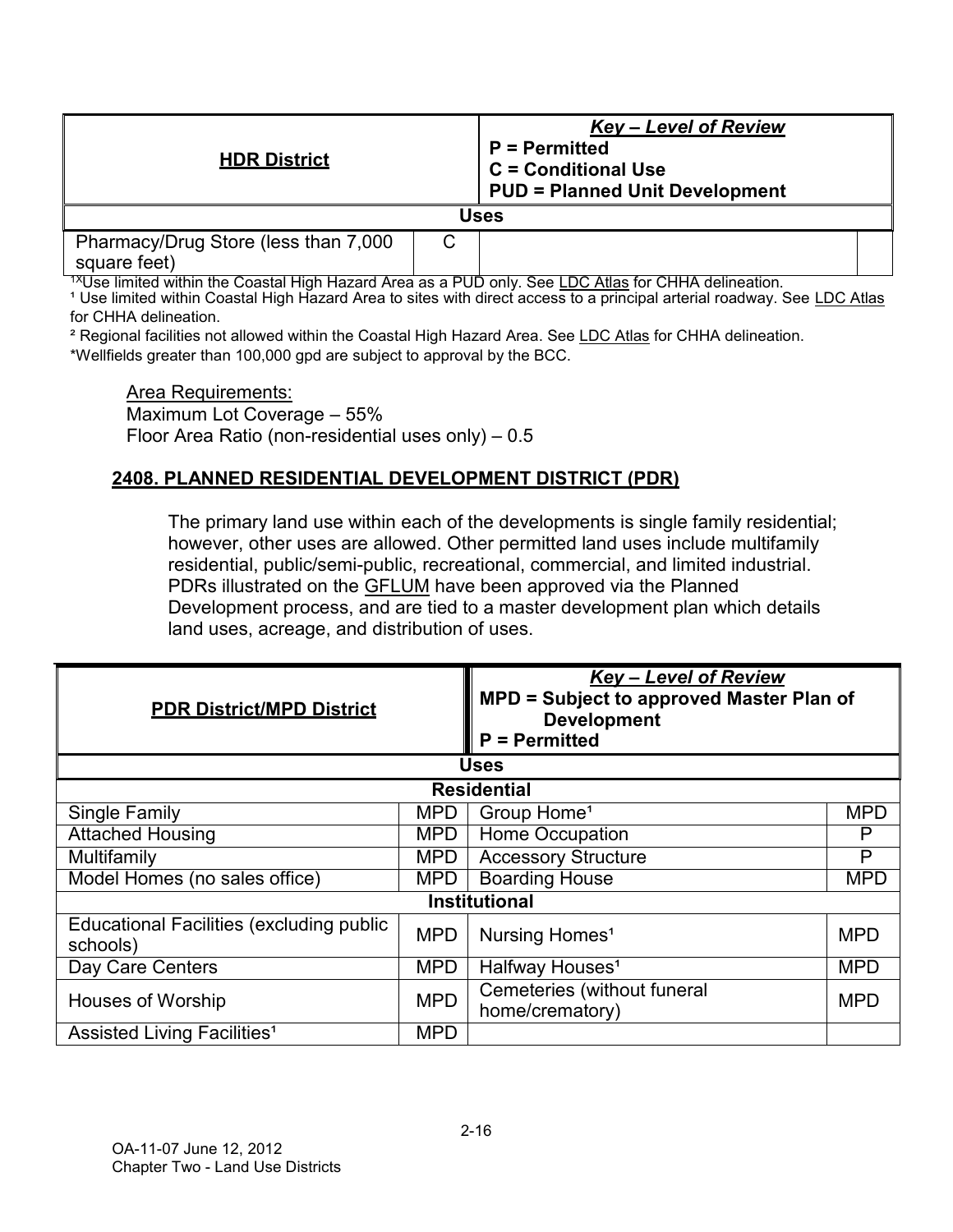| **HDR District** | | ***Key – Level of Review*** **P = Permitted** **C = Conditional Use** **PUD = Planned Unit Development** | |
|---|---|---|---|
| **Uses** | | | |
| Pharmacy/Drug Store (less than 7,000 square feet) | C | | |

[1X]Use limited within the Coastal High Hazard Area as a PUD only. See LDC Atlas for CHHA delineation.
[1] Use limited within Coastal High Hazard Area to sites with direct access to a principal arterial roadway. See LDC Atlas for CHHA delineation.
[2] Regional facilities not allowed within the Coastal High Hazard Area. See LDC Atlas for CHHA delineation.
*Wellfields greater than 100,000 gpd are subject to approval by the BCC.

Area Requirements:
Maximum Lot Coverage – 55%
Floor Area Ratio (non-residential uses only) – 0.5

## 2408. PLANNED RESIDENTIAL DEVELOPMENT DISTRICT (PDR)

The primary land use within each of the developments is single family residential; however, other uses are allowed. Other permitted land uses include multifamily residential, public/semi-public, recreational, commercial, and limited industrial. PDRs illustrated on the GFLUM have been approved via the Planned Development process, and are tied to a master development plan which details land uses, acreage, and distribution of uses.

| **PDR District/MPD District** | | ***Key – Level of Review*** **MPD = Subject to approved Master Plan of Development** **P = Permitted** | |
|---|---|---|---|
| **Uses** | | | |
| **Residential** | | | |
| Single Family | MPD | Group Home[1] | MPD |
| Attached Housing | MPD | Home Occupation | P |
| Multifamily | MPD | Accessory Structure | P |
| Model Homes (no sales office) | MPD | Boarding House | MPD |
| **Institutional** | | | |
| Educational Facilities (excluding public schools) | MPD | Nursing Homes[1] | MPD |
| Day Care Centers | MPD | Halfway Houses[1] | MPD |
| Houses of Worship | MPD | Cemeteries (without funeral home/crematory) | MPD |
| Assisted Living Facilities[1] | MPD | | |

OA-11-07 June 12, 2012
Chapter Two - Land Use Districts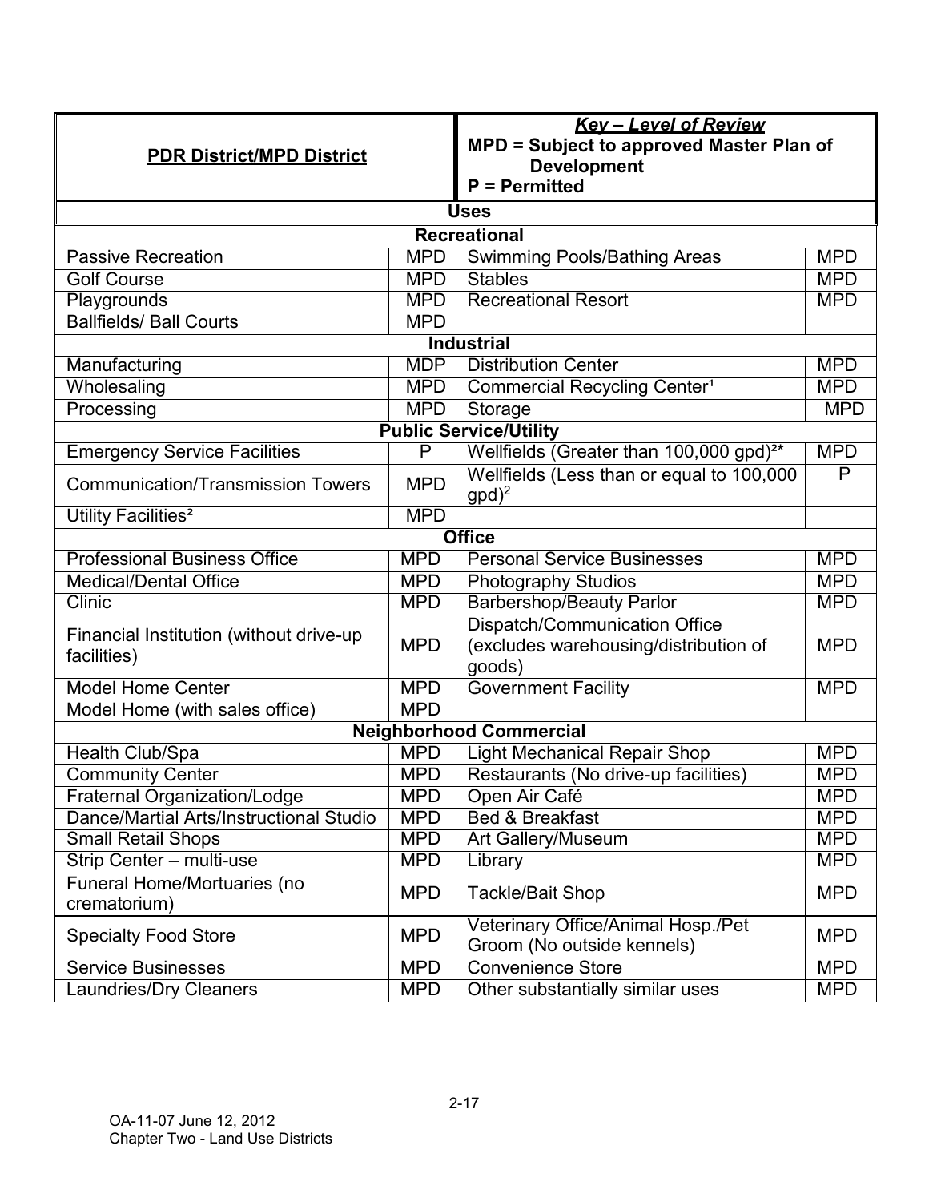| **PDR District/MPD District** | | ***Key – Level of Review*** **MPD = Subject to approved Master Plan of Development** **P = Permitted** | |
|---|---|---|---|
| **Uses** | | | |
| **Recreational** | | | |
| Passive Recreation | MPD | Swimming Pools/Bathing Areas | MPD |
| Golf Course | MPD | Stables | MPD |
| Playgrounds | MPD | Recreational Resort | MPD |
| Ballfields/ Ball Courts | MPD | | |
| **Industrial** | | | |
| Manufacturing | MDP | Distribution Center | MPD |
| Wholesaling | MPD | Commercial Recycling Center[1] | MPD |
| Processing | MPD | Storage | MPD |
| **Public Service/Utility** | | | |
| Emergency Service Facilities | P | Wellfields (Greater than 100,000 gpd)[2]* | MPD |
| Communication/Transmission Towers | MPD | Wellfields (Less than or equal to 100,000 gpd)[2] | P |
| Utility Facilities[2] | MPD | | |
| **Office** | | | |
| Professional Business Office | MPD | Personal Service Businesses | MPD |
| Medical/Dental Office | MPD | Photography Studios | MPD |
| Clinic | MPD | Barbershop/Beauty Parlor | MPD |
| Financial Institution (without drive-up facilities) | MPD | Dispatch/Communication Office (excludes warehousing/distribution of goods) | MPD |
| Model Home Center | MPD | Government Facility | MPD |
| Model Home (with sales office) | MPD | | |
| **Neighborhood Commercial** | | | |
| Health Club/Spa | MPD | Light Mechanical Repair Shop | MPD |
| Community Center | MPD | Restaurants (No drive-up facilities) | MPD |
| Fraternal Organization/Lodge | MPD | Open Air Café | MPD |
| Dance/Martial Arts/Instructional Studio | MPD | Bed & Breakfast | MPD |
| Small Retail Shops | MPD | Art Gallery/Museum | MPD |
| Strip Center – multi-use | MPD | Library | MPD |
| Funeral Home/Mortuaries (no crematorium) | MPD | Tackle/Bait Shop | MPD |
| Specialty Food Store | MPD | Veterinary Office/Animal Hosp./Pet Groom (No outside kennels) | MPD |
| Service Businesses | MPD | Convenience Store | MPD |
| Laundries/Dry Cleaners | MPD | Other substantially similar uses | MPD |

OA-11-07 June 12, 2012
Chapter Two - Land Use Districts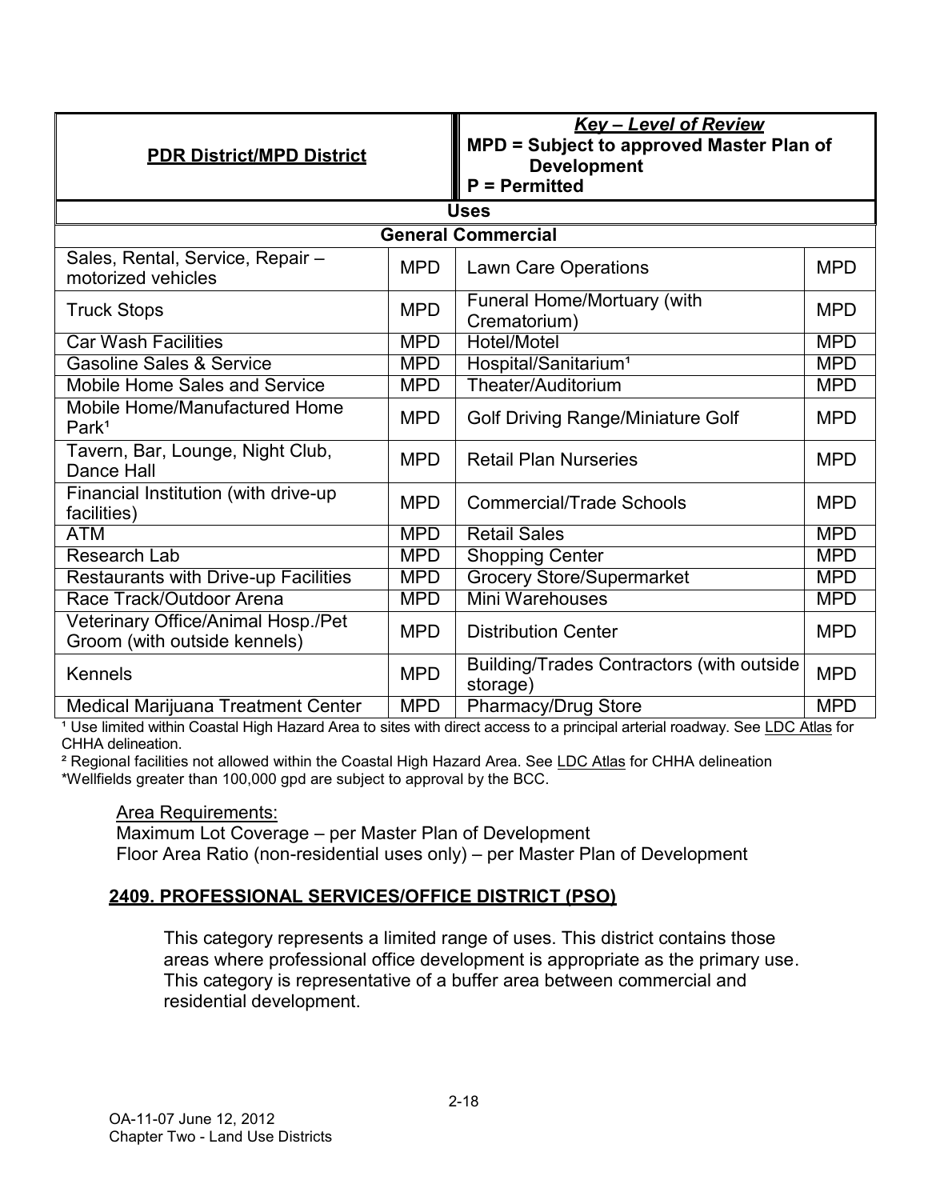| PDR District/MPD District | | *Key – Level of Review* MPD = Subject to approved Master Plan of Development P = Permitted | |
|---|---|---|---|
| **Uses** | | | |
| **General Commercial** | | | |
| Sales, Rental, Service, Repair – motorized vehicles | MPD | Lawn Care Operations | MPD |
| Truck Stops | MPD | Funeral Home/Mortuary (with Crematorium) | MPD |
| Car Wash Facilities | MPD | Hotel/Motel | MPD |
| Gasoline Sales & Service | MPD | Hospital/Sanitarium[1] | MPD |
| Mobile Home Sales and Service | MPD | Theater/Auditorium | MPD |
| Mobile Home/Manufactured Home Park[1] | MPD | Golf Driving Range/Miniature Golf | MPD |
| Tavern, Bar, Lounge, Night Club, Dance Hall | MPD | Retail Plan Nurseries | MPD |
| Financial Institution (with drive-up facilities) | MPD | Commercial/Trade Schools | MPD |
| ATM | MPD | Retail Sales | MPD |
| Research Lab | MPD | Shopping Center | MPD |
| Restaurants with Drive-up Facilities | MPD | Grocery Store/Supermarket | MPD |
| Race Track/Outdoor Arena | MPD | Mini Warehouses | MPD |
| Veterinary Office/Animal Hosp./Pet Groom (with outside kennels) | MPD | Distribution Center | MPD |
| Kennels | MPD | Building/Trades Contractors (with outside storage) | MPD |
| Medical Marijuana Treatment Center | MPD | Pharmacy/Drug Store | MPD |

[1] Use limited within Coastal High Hazard Area to sites with direct access to a principal arterial roadway. See LDC Atlas for CHHA delineation.

[2] Regional facilities not allowed within the Coastal High Hazard Area. See LDC Atlas for CHHA delineation

*Wellfields greater than 100,000 gpd are subject to approval by the BCC.

Area Requirements:
Maximum Lot Coverage – per Master Plan of Development
Floor Area Ratio (non-residential uses only) – per Master Plan of Development

## 2409. PROFESSIONAL SERVICES/OFFICE DISTRICT (PSO)

This category represents a limited range of uses. This district contains those areas where professional office development is appropriate as the primary use. This category is representative of a buffer area between commercial and residential development.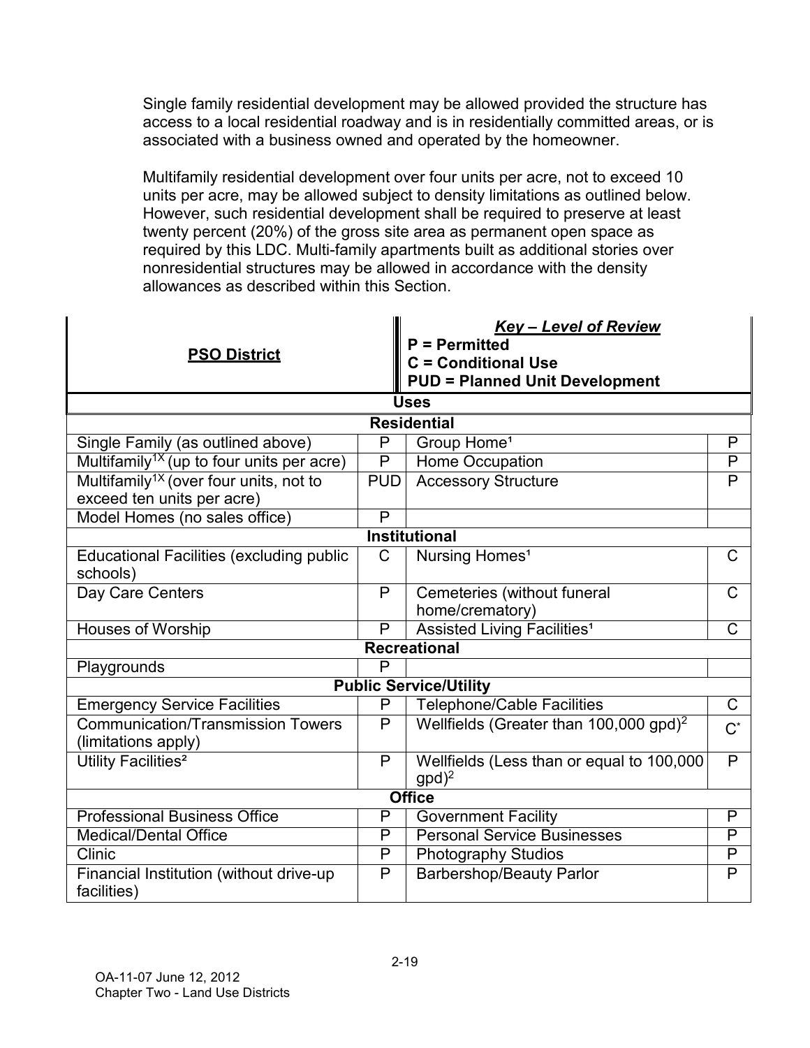Single family residential development may be allowed provided the structure has access to a local residential roadway and is in residentially committed areas, or is associated with a business owned and operated by the homeowner.

Multifamily residential development over four units per acre, not to exceed 10 units per acre, may be allowed subject to density limitations as outlined below. However, such residential development shall be required to preserve at least twenty percent (20%) of the gross site area as permanent open space as required by this LDC. Multi-family apartments built as additional stories over nonresidential structures may be allowed in accordance with the density allowances as described within this Section.

| **PSO District** | | ***Key – Level of Review*** **P = Permitted** **C = Conditional Use** **PUD = Planned Unit Development** | |
|---|---|---|---|
| **Uses** | | | |
| **Residential** | | | |
| Single Family (as outlined above) | P | Group Home[1] | P |
| Multifamily[1X] (up to four units per acre) | P | Home Occupation | P |
| Multifamily[1X] (over four units, not to exceed ten units per acre) | PUD | Accessory Structure | P |
| Model Homes (no sales office) | P | | |
| **Institutional** | | | |
| Educational Facilities (excluding public schools) | C | Nursing Homes[1] | C |
| Day Care Centers | P | Cemeteries (without funeral home/crematory) | C |
| Houses of Worship | P | Assisted Living Facilities[1] | C |
| **Recreational** | | | |
| Playgrounds | P | | |
| **Public Service/Utility** | | | |
| Emergency Service Facilities | P | Telephone/Cable Facilities | C |
| Communication/Transmission Towers (limitations apply) | P | Wellfields (Greater than 100,000 gpd)[2] | C* |
| Utility Facilities[2] | P | Wellfields (Less than or equal to 100,000 gpd)[2] | P |
| **Office** | | | |
| Professional Business Office | P | Government Facility | P |
| Medical/Dental Office | P | Personal Service Businesses | P |
| Clinic | P | Photography Studios | P |
| Financial Institution (without drive-up facilities) | P | Barbershop/Beauty Parlor | P |

OA-11-07 June 12, 2012
Chapter Two - Land Use Districts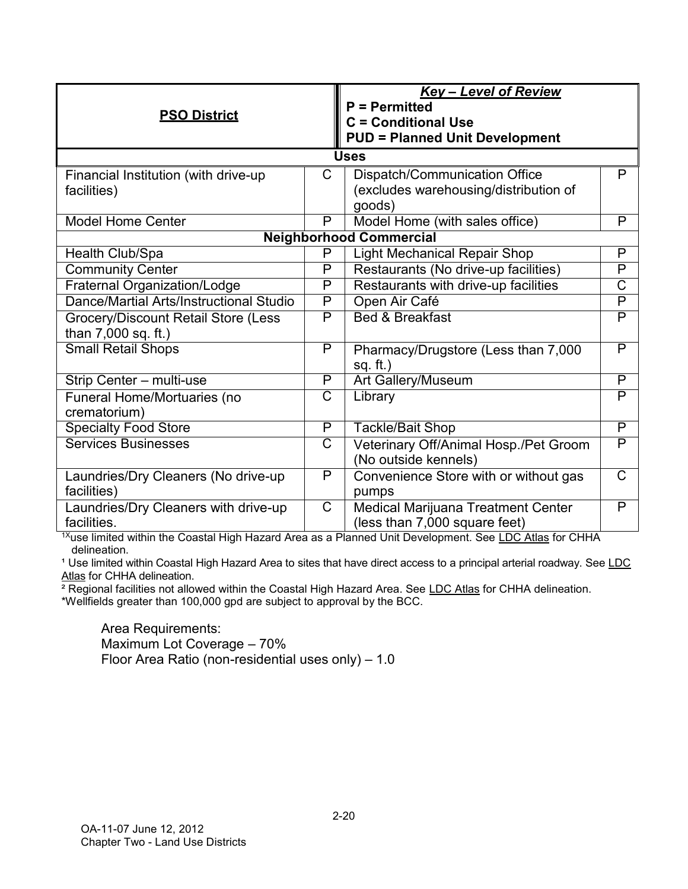| PSO District | | Key – Level of Review<br>P = Permitted<br>C = Conditional Use<br>PUD = Planned Unit Development | |
|---|---|---|---|
| **Uses** | | | |
| Financial Institution (with drive-up facilities) | C | Dispatch/Communication Office (excludes warehousing/distribution of goods) | P |
| Model Home Center | P | Model Home (with sales office) | P |
| **Neighborhood Commercial** | | | |
| Health Club/Spa | P | Light Mechanical Repair Shop | P |
| Community Center | P | Restaurants (No drive-up facilities) | P |
| Fraternal Organization/Lodge | P | Restaurants with drive-up facilities | C |
| Dance/Martial Arts/Instructional Studio | P | Open Air Café | P |
| Grocery/Discount Retail Store (Less than 7,000 sq. ft.) | P | Bed & Breakfast | P |
| Small Retail Shops | P | Pharmacy/Drugstore (Less than 7,000 sq. ft.) | P |
| Strip Center – multi-use | P | Art Gallery/Museum | P |
| Funeral Home/Mortuaries (no crematorium) | C | Library | P |
| Specialty Food Store | P | Tackle/Bait Shop | P |
| Services Businesses | C | Veterinary Off/Animal Hosp./Pet Groom (No outside kennels) | P |
| Laundries/Dry Cleaners (No drive-up facilities) | P | Convenience Store with or without gas pumps | C |
| Laundries/Dry Cleaners with drive-up facilities. | C | Medical Marijuana Treatment Center (less than 7,000 square feet) | P |

[1X]use limited within the Coastal High Hazard Area as a Planned Unit Development. See LDC Atlas for CHHA delineation.

[1] Use limited within Coastal High Hazard Area to sites that have direct access to a principal arterial roadway. See LDC Atlas for CHHA delineation.

[2] Regional facilities not allowed within the Coastal High Hazard Area. See LDC Atlas for CHHA delineation.

*Wellfields greater than 100,000 gpd are subject to approval by the BCC.

Area Requirements:
Maximum Lot Coverage – 70%
Floor Area Ratio (non-residential uses only) – 1.0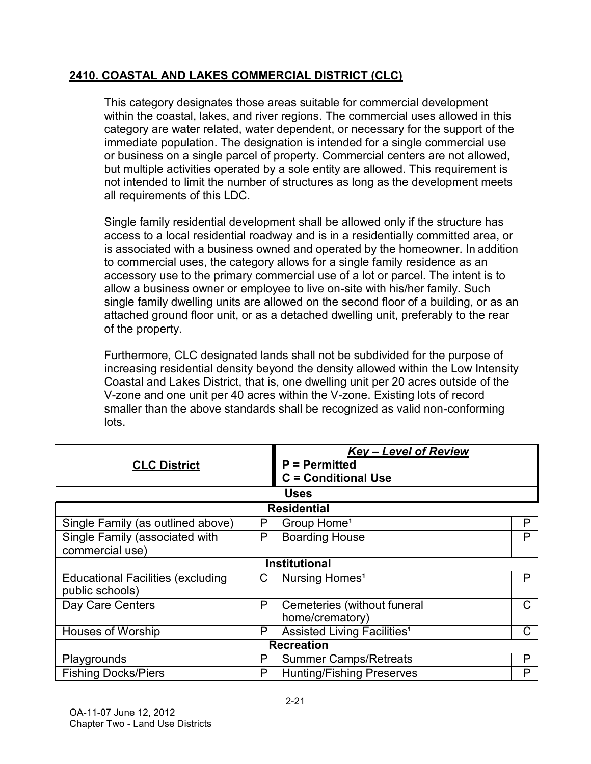## 2410. COASTAL AND LAKES COMMERCIAL DISTRICT (CLC)

This category designates those areas suitable for commercial development within the coastal, lakes, and river regions. The commercial uses allowed in this category are water related, water dependent, or necessary for the support of the immediate population. The designation is intended for a single commercial use or business on a single parcel of property. Commercial centers are not allowed, but multiple activities operated by a sole entity are allowed. This requirement is not intended to limit the number of structures as long as the development meets all requirements of this LDC.

Single family residential development shall be allowed only if the structure has access to a local residential roadway and is in a residentially committed area, or is associated with a business owned and operated by the homeowner. In addition to commercial uses, the category allows for a single family residence as an accessory use to the primary commercial use of a lot or parcel. The intent is to allow a business owner or employee to live on-site with his/her family. Such single family dwelling units are allowed on the second floor of a building, or as an attached ground floor unit, or as a detached dwelling unit, preferably to the rear of the property.

Furthermore, CLC designated lands shall not be subdivided for the purpose of increasing residential density beyond the density allowed within the Low Intensity Coastal and Lakes District, that is, one dwelling unit per 20 acres outside of the V-zone and one unit per 40 acres within the V-zone. Existing lots of record smaller than the above standards shall be recognized as valid non-conforming lots.

| **CLC District** | | ***Key – Level of Review*** **P = Permitted** **C = Conditional Use** | |
|---|---|---|---|
| **Uses** | | | |
| **Residential** | | | |
| Single Family (as outlined above) | P | Group Home[1] | P |
| Single Family (associated with commercial use) | P | Boarding House | P |
| **Institutional** | | | |
| Educational Facilities (excluding public schools) | C | Nursing Homes[1] | P |
| Day Care Centers | P | Cemeteries (without funeral home/crematory) | C |
| Houses of Worship | P | Assisted Living Facilities[1] | C |
| **Recreation** | | | |
| Playgrounds | P | Summer Camps/Retreats | P |
| Fishing Docks/Piers | P | Hunting/Fishing Preserves | P |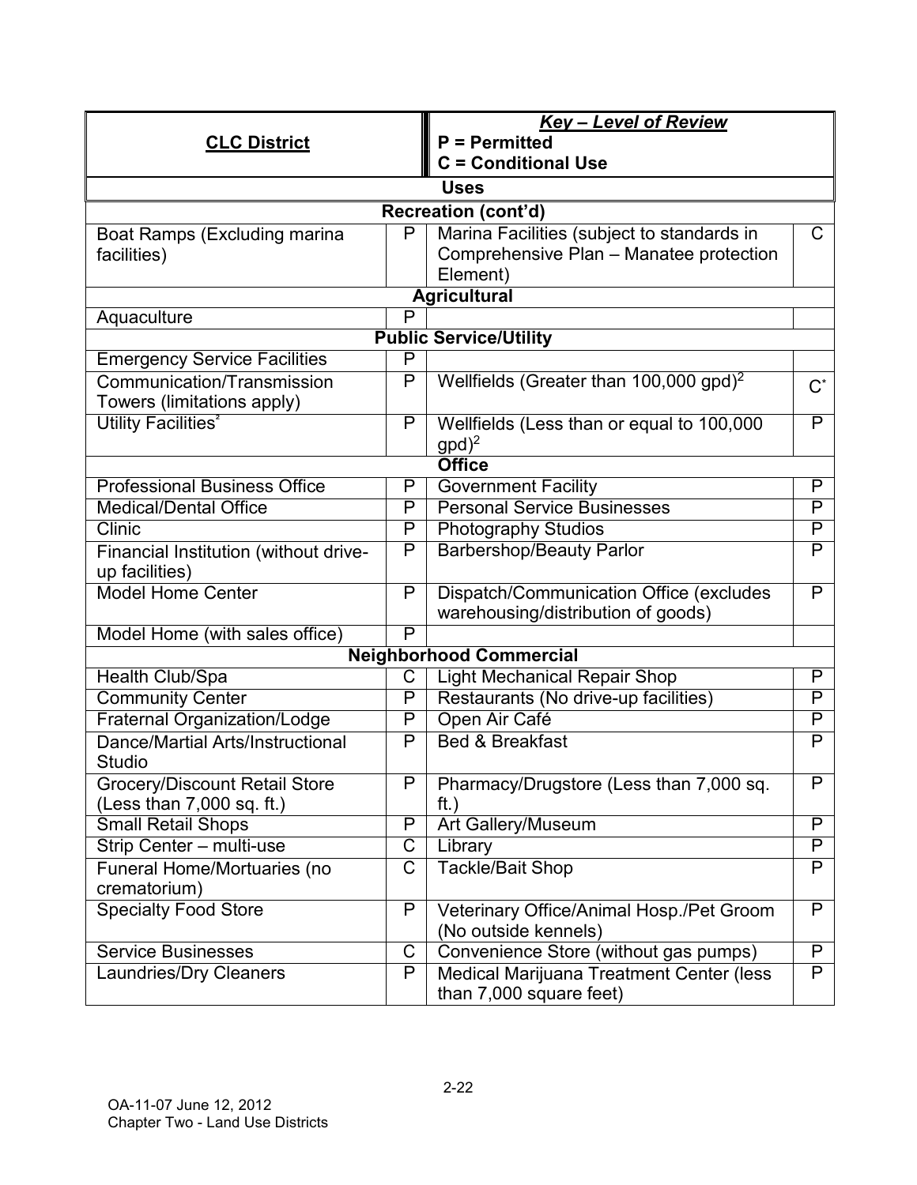| CLC District | | Key – Level of Review<br>P = Permitted<br>C = Conditional Use | |
|---|---|---|---|
| **Uses** | | | |
| **Recreation (cont'd)** | | | |
| Boat Ramps (Excluding marina facilities) | P | Marina Facilities (subject to standards in Comprehensive Plan – Manatee protection Element) | C |
| **Agricultural** | | | |
| Aquaculture | P | | |
| **Public Service/Utility** | | | |
| Emergency Service Facilities | P | | |
| Communication/Transmission Towers (limitations apply) | P | Wellfields (Greater than 100,000 gpd)[2] | C* |
| Utility Facilities[2] | P | Wellfields (Less than or equal to 100,000 gpd)[2] | P |
| **Office** | | | |
| Professional Business Office | P | Government Facility | P |
| Medical/Dental Office | P | Personal Service Businesses | P |
| Clinic | P | Photography Studios | P |
| Financial Institution (without drive-up facilities) | P | Barbershop/Beauty Parlor | P |
| Model Home Center | P | Dispatch/Communication Office (excludes warehousing/distribution of goods) | P |
| Model Home (with sales office) | P | | |
| **Neighborhood Commercial** | | | |
| Health Club/Spa | C | Light Mechanical Repair Shop | P |
| Community Center | P | Restaurants (No drive-up facilities) | P |
| Fraternal Organization/Lodge | P | Open Air Café | P |
| Dance/Martial Arts/Instructional Studio | P | Bed & Breakfast | P |
| Grocery/Discount Retail Store (Less than 7,000 sq. ft.) | P | Pharmacy/Drugstore (Less than 7,000 sq. ft.) | P |
| Small Retail Shops | P | Art Gallery/Museum | P |
| Strip Center – multi-use | C | Library | P |
| Funeral Home/Mortuaries (no crematorium) | C | Tackle/Bait Shop | P |
| Specialty Food Store | P | Veterinary Office/Animal Hosp./Pet Groom (No outside kennels) | P |
| Service Businesses | C | Convenience Store (without gas pumps) | P |
| Laundries/Dry Cleaners | P | Medical Marijuana Treatment Center (less than 7,000 square feet) | P |

OA-11-07 June 12, 2012
Chapter Two - Land Use Districts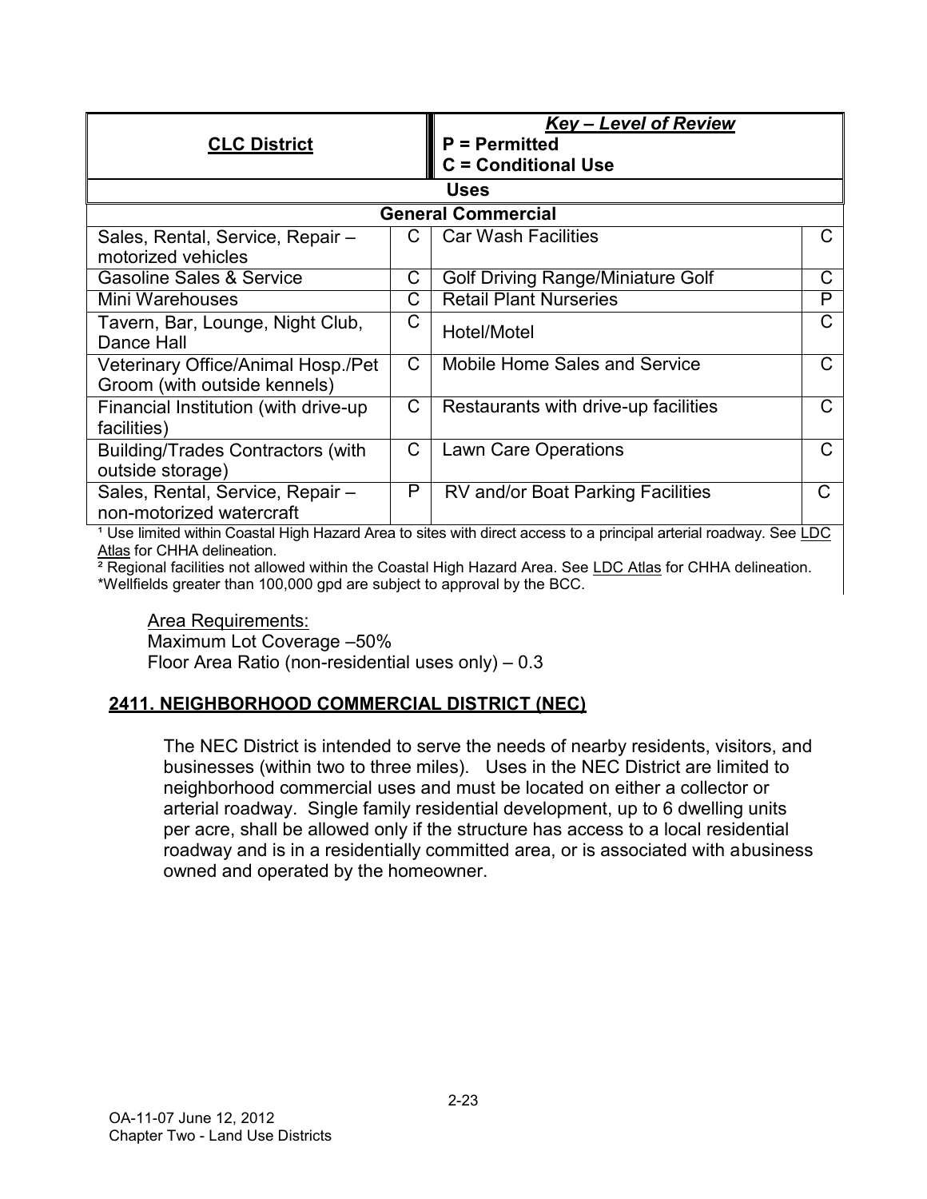| CLC District | | *Key – Level of Review* P = Permitted C = Conditional Use | |
|---|---|---|---|
| **Uses** | | | |
| **General Commercial** | | | |
| Sales, Rental, Service, Repair – motorized vehicles | C | Car Wash Facilities | C |
| Gasoline Sales & Service | C | Golf Driving Range/Miniature Golf | C |
| Mini Warehouses | C | Retail Plant Nurseries | P |
| Tavern, Bar, Lounge, Night Club, Dance Hall | C | Hotel/Motel | C |
| Veterinary Office/Animal Hosp./Pet Groom (with outside kennels) | C | Mobile Home Sales and Service | C |
| Financial Institution (with drive-up facilities) | C | Restaurants with drive-up facilities | C |
| Building/Trades Contractors (with outside storage) | C | Lawn Care Operations | C |
| Sales, Rental, Service, Repair – non-motorized watercraft | P | RV and/or Boat Parking Facilities | C |

[1] Use limited within Coastal High Hazard Area to sites with direct access to a principal arterial roadway. See LDC Atlas for CHHA delineation.

[2] Regional facilities not allowed within the Coastal High Hazard Area. See LDC Atlas for CHHA delineation.

*Wellfields greater than 100,000 gpd are subject to approval by the BCC.

Area Requirements:
Maximum Lot Coverage –50%
Floor Area Ratio (non-residential uses only) – 0.3

## 2411. NEIGHBORHOOD COMMERCIAL DISTRICT (NEC)

The NEC District is intended to serve the needs of nearby residents, visitors, and businesses (within two to three miles). Uses in the NEC District are limited to neighborhood commercial uses and must be located on either a collector or arterial roadway. Single family residential development, up to 6 dwelling units per acre, shall be allowed only if the structure has access to a local residential roadway and is in a residentially committed area, or is associated with abusiness owned and operated by the homeowner.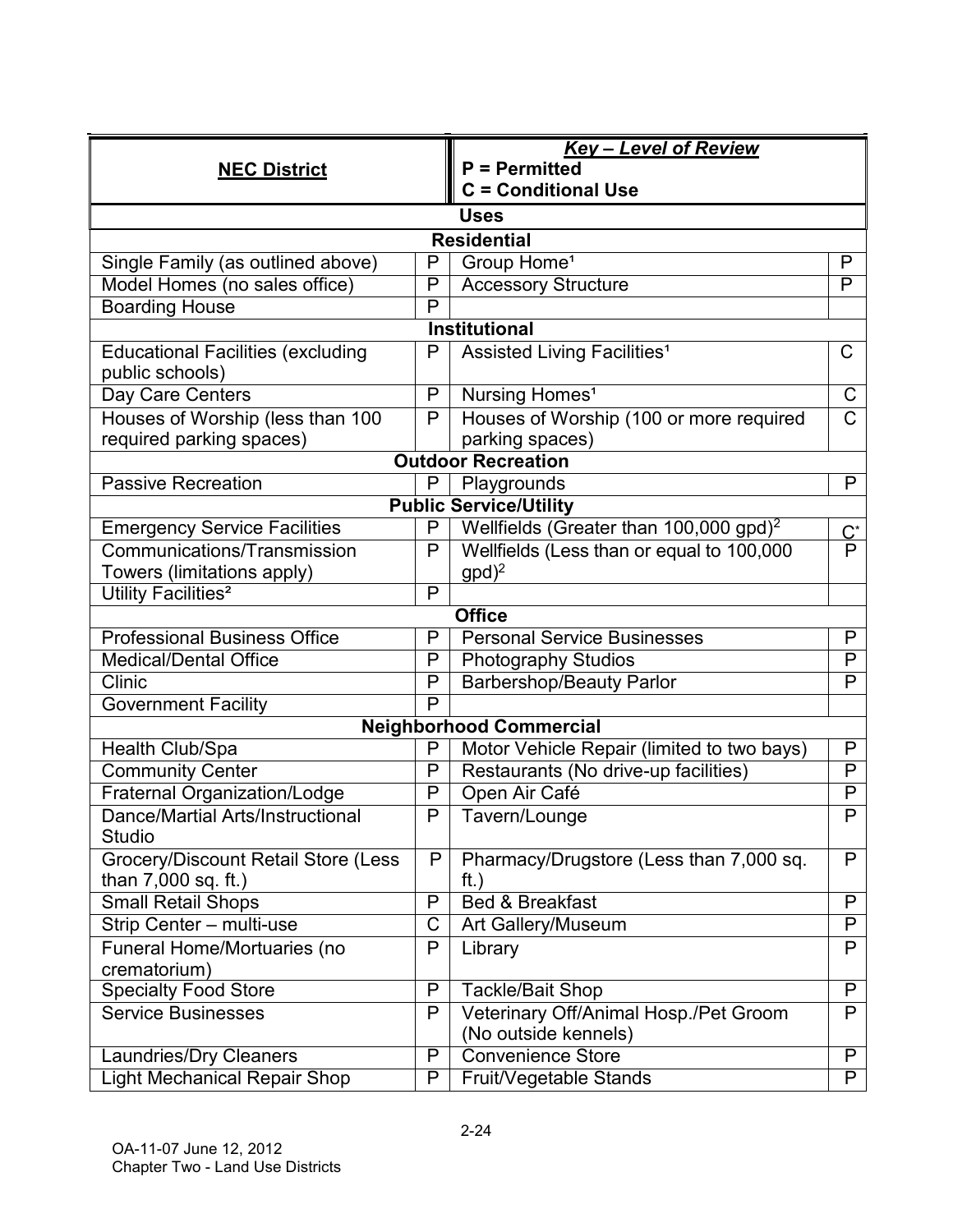| **NEC District** | | **Key – Level of Review**<br>**P = Permitted**<br>**C = Conditional Use** | |
|---|---|---|---|
| **Uses** | | | |
| **Residential** | | | |
| Single Family (as outlined above) | P | Group Home[1] | P |
| Model Homes (no sales office) | P | Accessory Structure | P |
| Boarding House | P | | |
| **Institutional** | | | |
| Educational Facilities (excluding public schools) | P | Assisted Living Facilities[1] | C |
| Day Care Centers | P | Nursing Homes[1] | C |
| Houses of Worship (less than 100 required parking spaces) | P | Houses of Worship (100 or more required parking spaces) | C |
| **Outdoor Recreation** | | | |
| Passive Recreation | P | Playgrounds | P |
| **Public Service/Utility** | | | |
| Emergency Service Facilities | P | Wellfields (Greater than 100,000 gpd)[2] | C* |
| Communications/Transmission Towers (limitations apply) | P | Wellfields (Less than or equal to 100,000 gpd)[2] | P |
| Utility Facilities[2] | P | | |
| **Office** | | | |
| Professional Business Office | P | Personal Service Businesses | P |
| Medical/Dental Office | P | Photography Studios | P |
| Clinic | P | Barbershop/Beauty Parlor | P |
| Government Facility | P | | |
| **Neighborhood Commercial** | | | |
| Health Club/Spa | P | Motor Vehicle Repair (limited to two bays) | P |
| Community Center | P | Restaurants (No drive-up facilities) | P |
| Fraternal Organization/Lodge | P | Open Air Café | P |
| Dance/Martial Arts/Instructional Studio | P | Tavern/Lounge | P |
| Grocery/Discount Retail Store (Less than 7,000 sq. ft.) | P | Pharmacy/Drugstore (Less than 7,000 sq. ft.) | P |
| Small Retail Shops | P | Bed & Breakfast | P |
| Strip Center – multi-use | C | Art Gallery/Museum | P |
| Funeral Home/Mortuaries (no crematorium) | P | Library | P |
| Specialty Food Store | P | Tackle/Bait Shop | P |
| Service Businesses | P | Veterinary Off/Animal Hosp./Pet Groom (No outside kennels) | P |
| Laundries/Dry Cleaners | P | Convenience Store | P |
| Light Mechanical Repair Shop | P | Fruit/Vegetable Stands | P |

OA-11-07 June 12, 2012
Chapter Two - Land Use Districts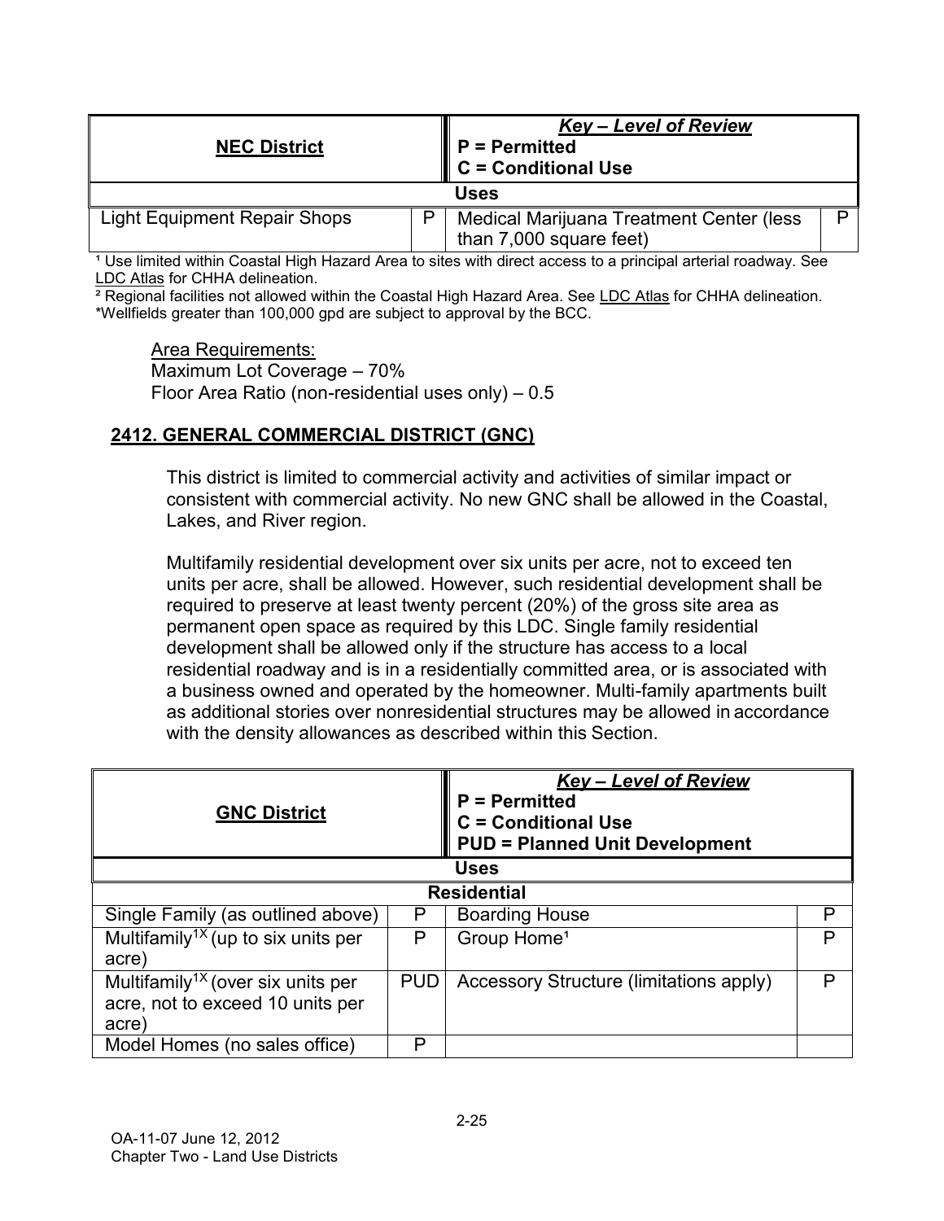| NEC District | | *Key – Level of Review* **P = Permitted** **C = Conditional Use** | |
|---|---|---|---|
| **Uses** | | | |
| Light Equipment Repair Shops | P | Medical Marijuana Treatment Center (less than 7,000 square feet) | P |

[1] Use limited within Coastal High Hazard Area to sites with direct access to a principal arterial roadway. See LDC Atlas for CHHA delineation.
[2] Regional facilities not allowed within the Coastal High Hazard Area. See LDC Atlas for CHHA delineation.
*Wellfields greater than 100,000 gpd are subject to approval by the BCC.

Area Requirements:
Maximum Lot Coverage – 70%
Floor Area Ratio (non-residential uses only) – 0.5

## 2412. GENERAL COMMERCIAL DISTRICT (GNC)

This district is limited to commercial activity and activities of similar impact or consistent with commercial activity. No new GNC shall be allowed in the Coastal, Lakes, and River region.

Multifamily residential development over six units per acre, not to exceed ten units per acre, shall be allowed. However, such residential development shall be required to preserve at least twenty percent (20%) of the gross site area as permanent open space as required by this LDC. Single family residential development shall be allowed only if the structure has access to a local residential roadway and is in a residentially committed area, or is associated with a business owned and operated by the homeowner. Multi-family apartments built as additional stories over nonresidential structures may be allowed in accordance with the density allowances as described within this Section.

| GNC District | | *Key – Level of Review* **P = Permitted** **C = Conditional Use** **PUD = Planned Unit Development** | |
|---|---|---|---|
| **Uses** | | | |
| **Residential** | | | |
| Single Family (as outlined above) | P | Boarding House | P |
| Multifamily[1X] (up to six units per acre) | P | Group Home[1] | P |
| Multifamily[1X] (over six units per acre, not to exceed 10 units per acre) | PUD | Accessory Structure (limitations apply) | P |
| Model Homes (no sales office) | P | | |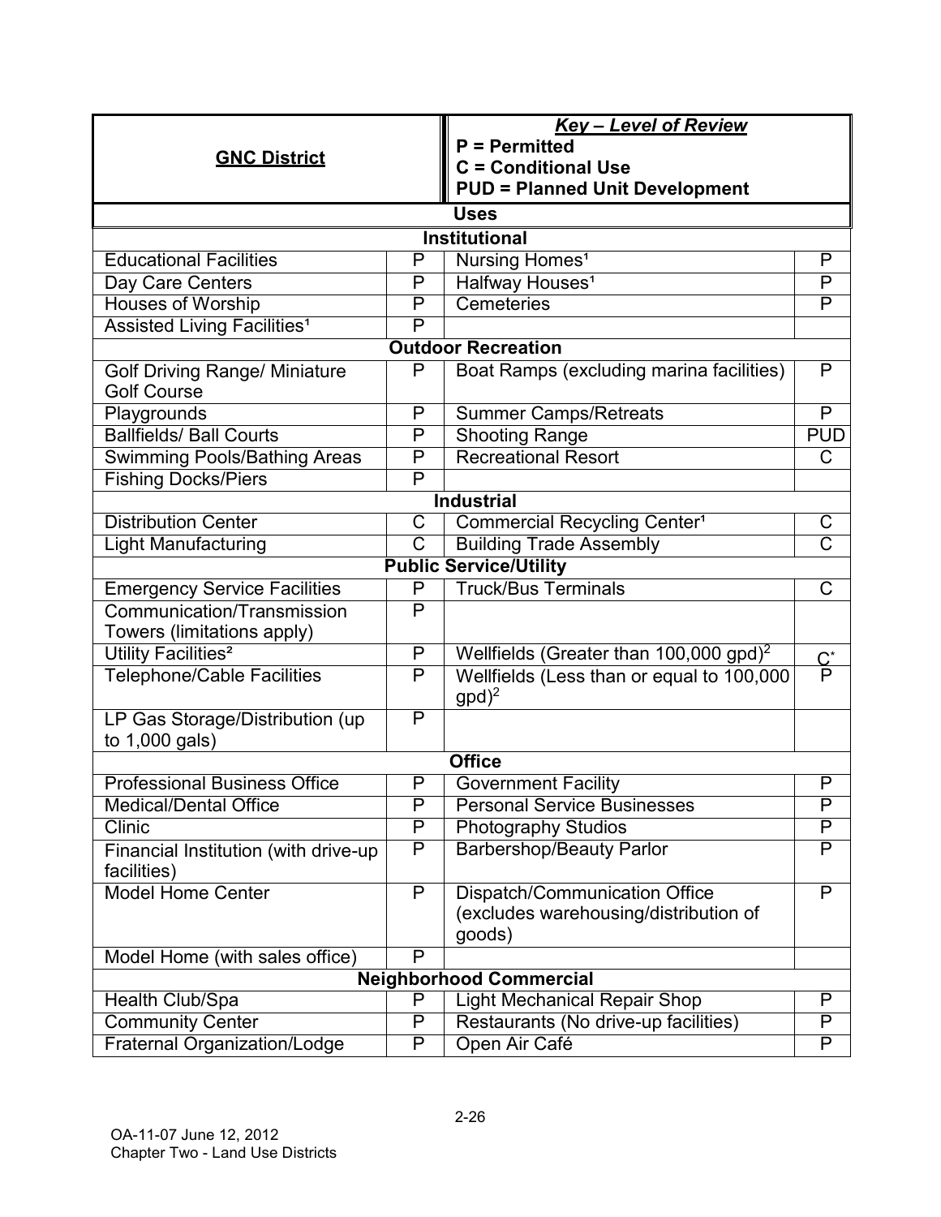| **GNC District** | | ***Key – Level of Review*** **P = Permitted** **C = Conditional Use** **PUD = Planned Unit Development** | |
|---|---|---|---|
| **Uses** | | | |
| **Institutional** | | | |
| Educational Facilities | P | Nursing Homes[1] | P |
| Day Care Centers | P | Halfway Houses[1] | P |
| Houses of Worship | P | Cemeteries | P |
| Assisted Living Facilities[1] | P | | |
| **Outdoor Recreation** | | | |
| Golf Driving Range/ Miniature Golf Course | P | Boat Ramps (excluding marina facilities) | P |
| Playgrounds | P | Summer Camps/Retreats | P |
| Ballfields/ Ball Courts | P | Shooting Range | PUD |
| Swimming Pools/Bathing Areas | P | Recreational Resort | C |
| Fishing Docks/Piers | P | | |
| **Industrial** | | | |
| Distribution Center | C | Commercial Recycling Center[1] | C |
| Light Manufacturing | C | Building Trade Assembly | C |
| **Public Service/Utility** | | | |
| Emergency Service Facilities | P | Truck/Bus Terminals | C |
| Communication/Transmission Towers (limitations apply) | P | | |
| Utility Facilities[2] | P | Wellfields (Greater than 100,000 gpd)[2] | C* |
| Telephone/Cable Facilities | P | Wellfields (Less than or equal to 100,000 gpd)[2] | P |
| LP Gas Storage/Distribution (up to 1,000 gals) | P | | |
| **Office** | | | |
| Professional Business Office | P | Government Facility | P |
| Medical/Dental Office | P | Personal Service Businesses | P |
| Clinic | P | Photography Studios | P |
| Financial Institution (with drive-up facilities) | P | Barbershop/Beauty Parlor | P |
| Model Home Center | P | Dispatch/Communication Office (excludes warehousing/distribution of goods) | P |
| Model Home (with sales office) | P | | |
| **Neighborhood Commercial** | | | |
| Health Club/Spa | P | Light Mechanical Repair Shop | P |
| Community Center | P | Restaurants (No drive-up facilities) | P |
| Fraternal Organization/Lodge | P | Open Air Café | P |

OA-11-07 June 12, 2012
Chapter Two - Land Use Districts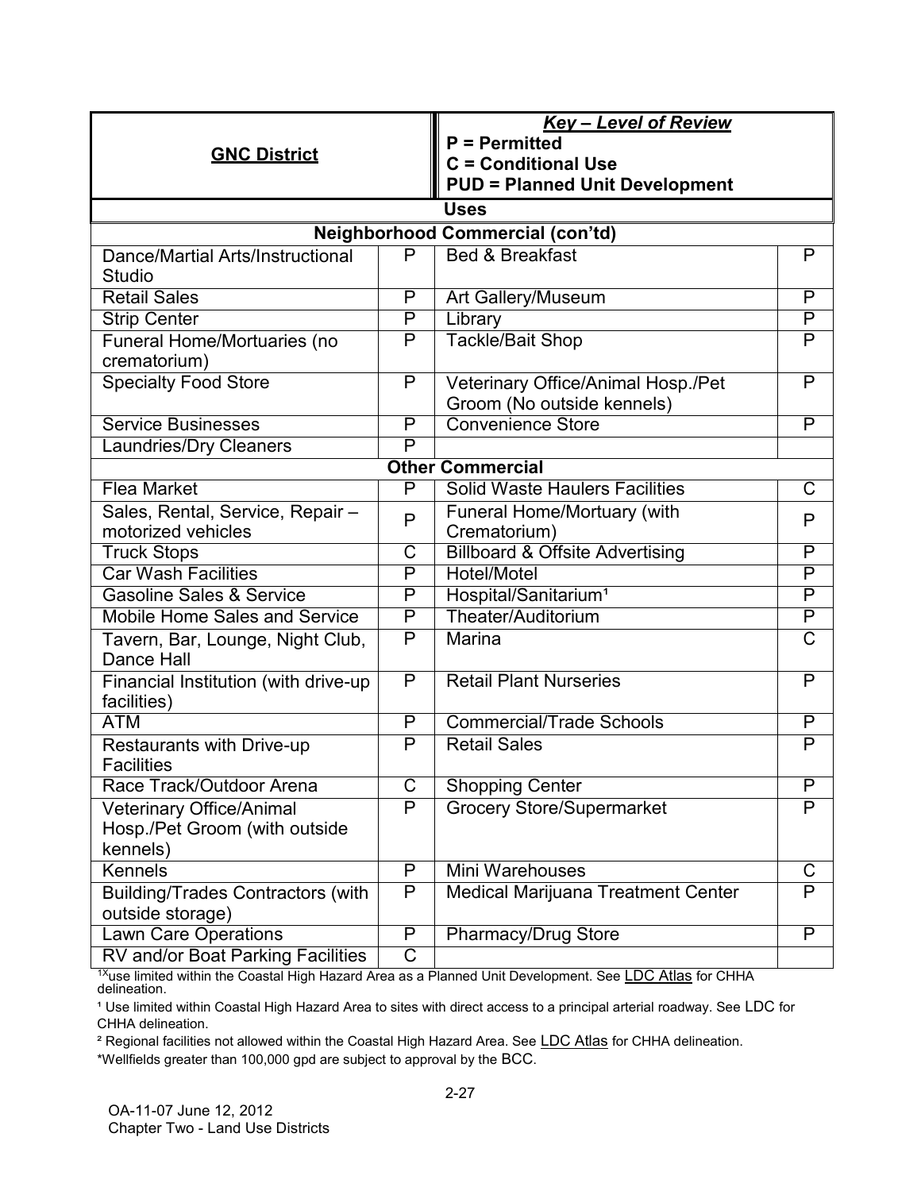| **GNC District** | | ***Key – Level of Review*** **P = Permitted** **C = Conditional Use** **PUD = Planned Unit Development** | |
|---|---|---|---|
| **Uses** | | | |
| **Neighborhood Commercial (con'td)** | | | |
| Dance/Martial Arts/Instructional Studio | P | Bed & Breakfast | P |
| Retail Sales | P | Art Gallery/Museum | P |
| Strip Center | P | Library | P |
| Funeral Home/Mortuaries (no crematorium) | P | Tackle/Bait Shop | P |
| Specialty Food Store | P | Veterinary Office/Animal Hosp./Pet Groom (No outside kennels) | P |
| Service Businesses | P | Convenience Store | P |
| Laundries/Dry Cleaners | P | | |
| **Other Commercial** | | | |
| Flea Market | P | Solid Waste Haulers Facilities | C |
| Sales, Rental, Service, Repair – motorized vehicles | P | Funeral Home/Mortuary (with Crematorium) | P |
| Truck Stops | C | Billboard & Offsite Advertising | P |
| Car Wash Facilities | P | Hotel/Motel | P |
| Gasoline Sales & Service | P | Hospital/Sanitarium[1] | P |
| Mobile Home Sales and Service | P | Theater/Auditorium | P |
| Tavern, Bar, Lounge, Night Club, Dance Hall | P | Marina | C |
| Financial Institution (with drive-up facilities) | P | Retail Plant Nurseries | P |
| ATM | P | Commercial/Trade Schools | P |
| Restaurants with Drive-up Facilities | P | Retail Sales | P |
| Race Track/Outdoor Arena | C | Shopping Center | P |
| Veterinary Office/Animal Hosp./Pet Groom (with outside kennels) | P | Grocery Store/Supermarket | P |
| Kennels | P | Mini Warehouses | C |
| Building/Trades Contractors (with outside storage) | P | Medical Marijuana Treatment Center | P |
| Lawn Care Operations | P | Pharmacy/Drug Store | P |
| RV and/or Boat Parking Facilities | C | | |

[1X]use limited within the Coastal High Hazard Area as a Planned Unit Development. See LDC Atlas for CHHA delineation.

[1] Use limited within Coastal High Hazard Area to sites with direct access to a principal arterial roadway. See LDC for CHHA delineation.

[2] Regional facilities not allowed within the Coastal High Hazard Area. See LDC Atlas for CHHA delineation.

*Wellfields greater than 100,000 gpd are subject to approval by the BCC.

OA-11-07 June 12, 2012
Chapter Two - Land Use Districts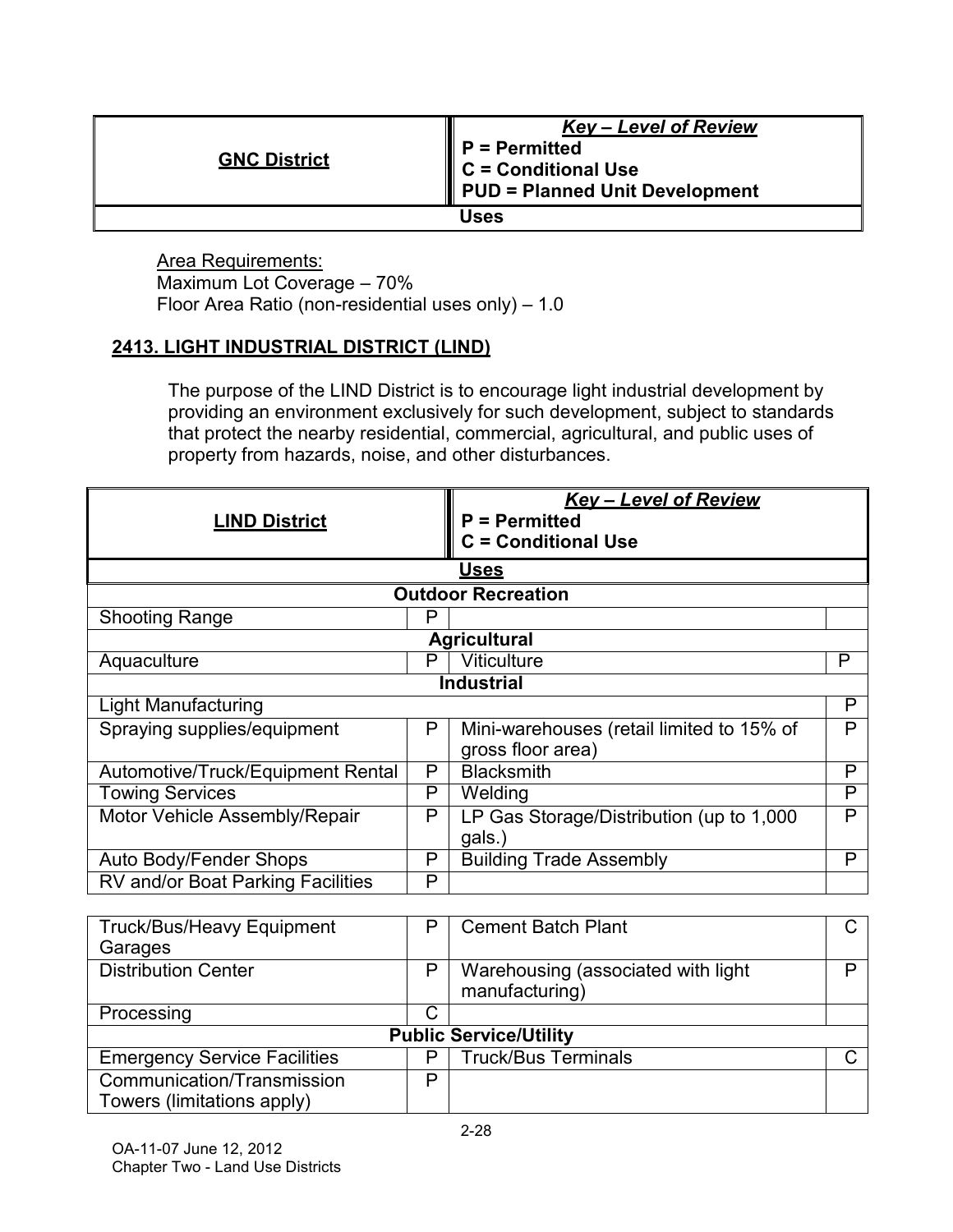| GNC District | ***Key – Level of Review*** **P = Permitted** **C = Conditional Use** **PUD = Planned Unit Development** |
|---|---|
| **Uses** | |

Area Requirements:
Maximum Lot Coverage – 70%
Floor Area Ratio (non-residential uses only) – 1.0

## 2413. LIGHT INDUSTRIAL DISTRICT (LIND)

The purpose of the LIND District is to encourage light industrial development by providing an environment exclusively for such development, subject to standards that protect the nearby residential, commercial, agricultural, and public uses of property from hazards, noise, and other disturbances.

| LIND District | | ***Key – Level of Review*** **P = Permitted** **C = Conditional Use** | |
|---|---|---|---|
| **Uses** | | | |
| **Outdoor Recreation** | | | |
| Shooting Range | P | | |
| **Agricultural** | | | |
| Aquaculture | P | Viticulture | P |
| **Industrial** | | | |
| Light Manufacturing | | | P |
| Spraying supplies/equipment | P | Mini-warehouses (retail limited to 15% of gross floor area) | P |
| Automotive/Truck/Equipment Rental | P | Blacksmith | P |
| Towing Services | P | Welding | P |
| Motor Vehicle Assembly/Repair | P | LP Gas Storage/Distribution (up to 1,000 gals.) | P |
| Auto Body/Fender Shops | P | Building Trade Assembly | P |
| RV and/or Boat Parking Facilities | P | | |
| Truck/Bus/Heavy Equipment Garages | P | Cement Batch Plant | C |
| Distribution Center | P | Warehousing (associated with light manufacturing) | P |
| Processing | C | | |
| **Public Service/Utility** | | | |
| Emergency Service Facilities | P | Truck/Bus Terminals | C |
| Communication/Transmission Towers (limitations apply) | P | | |

OA-11-07 June 12, 2012
Chapter Two - Land Use Districts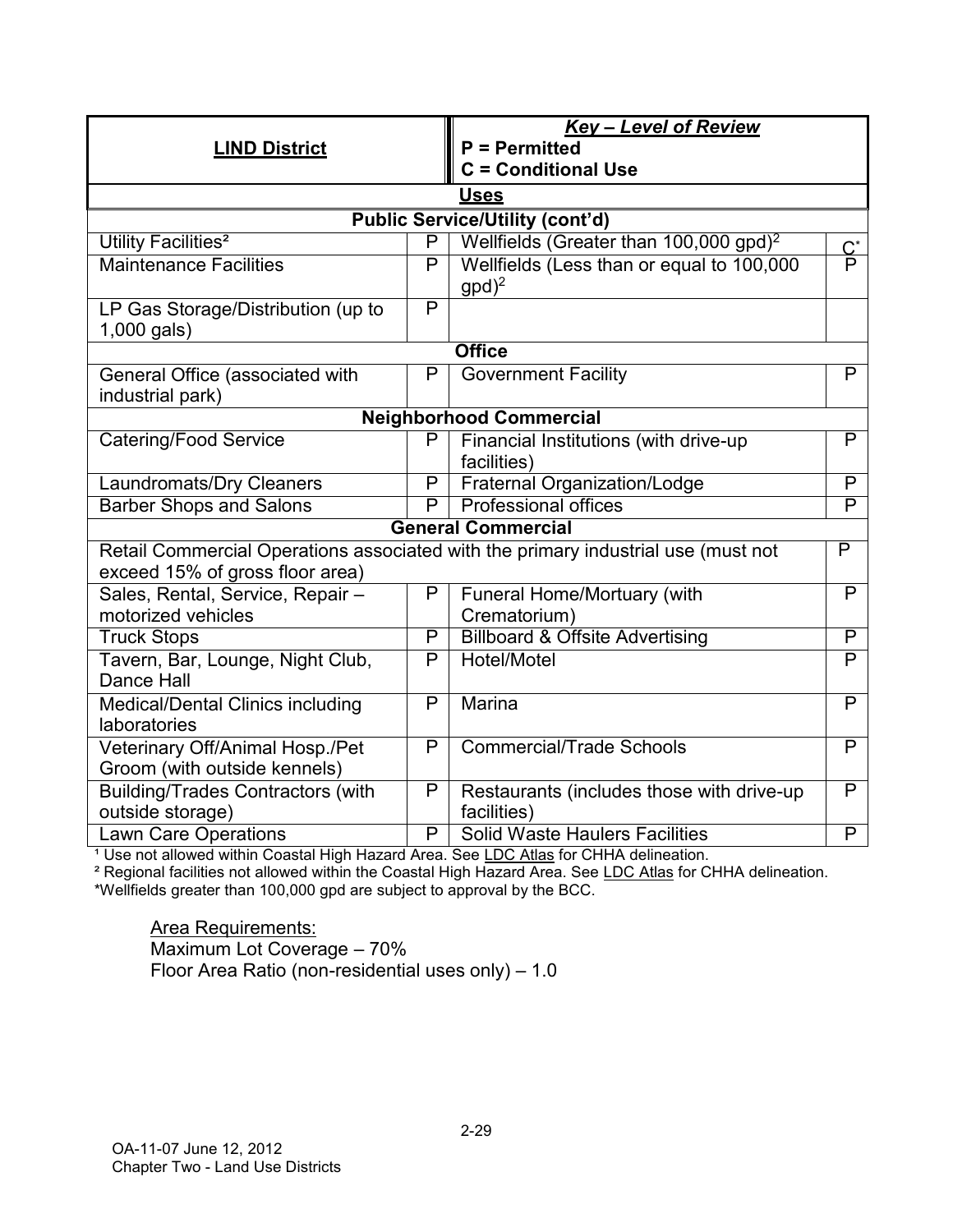| LIND District | | Key – Level of Review<br>P = Permitted<br>C = Conditional Use | |
|---|---|---|---|
| **Uses** | | | |
| **Public Service/Utility (cont'd)** | | | |
| Utility Facilities[2] | P | Wellfields (Greater than 100,000 gpd)[2] | C* |
| Maintenance Facilities | P | Wellfields (Less than or equal to 100,000 gpd)[2] | P |
| LP Gas Storage/Distribution (up to 1,000 gals) | P | | |
| **Office** | | | |
| General Office (associated with industrial park) | P | Government Facility | P |
| **Neighborhood Commercial** | | | |
| Catering/Food Service | P | Financial Institutions (with drive-up facilities) | P |
| Laundromats/Dry Cleaners | P | Fraternal Organization/Lodge | P |
| Barber Shops and Salons | P | Professional offices | P |
| **General Commercial** | | | |
| Retail Commercial Operations associated with the primary industrial use (must not exceed 15% of gross floor area) | | | P |
| Sales, Rental, Service, Repair – motorized vehicles | P | Funeral Home/Mortuary (with Crematorium) | P |
| Truck Stops | P | Billboard & Offsite Advertising | P |
| Tavern, Bar, Lounge, Night Club, Dance Hall | P | Hotel/Motel | P |
| Medical/Dental Clinics including laboratories | P | Marina | P |
| Veterinary Off/Animal Hosp./Pet Groom (with outside kennels) | P | Commercial/Trade Schools | P |
| Building/Trades Contractors (with outside storage) | P | Restaurants (includes those with drive-up facilities) | P |
| Lawn Care Operations | P | Solid Waste Haulers Facilities | P |

[1] Use not allowed within Coastal High Hazard Area. See LDC Atlas for CHHA delineation.
[2] Regional facilities not allowed within the Coastal High Hazard Area. See LDC Atlas for CHHA delineation.
*Wellfields greater than 100,000 gpd are subject to approval by the BCC.

Area Requirements:
Maximum Lot Coverage – 70%
Floor Area Ratio (non-residential uses only) – 1.0

OA-11-07 June 12, 2012
Chapter Two - Land Use Districts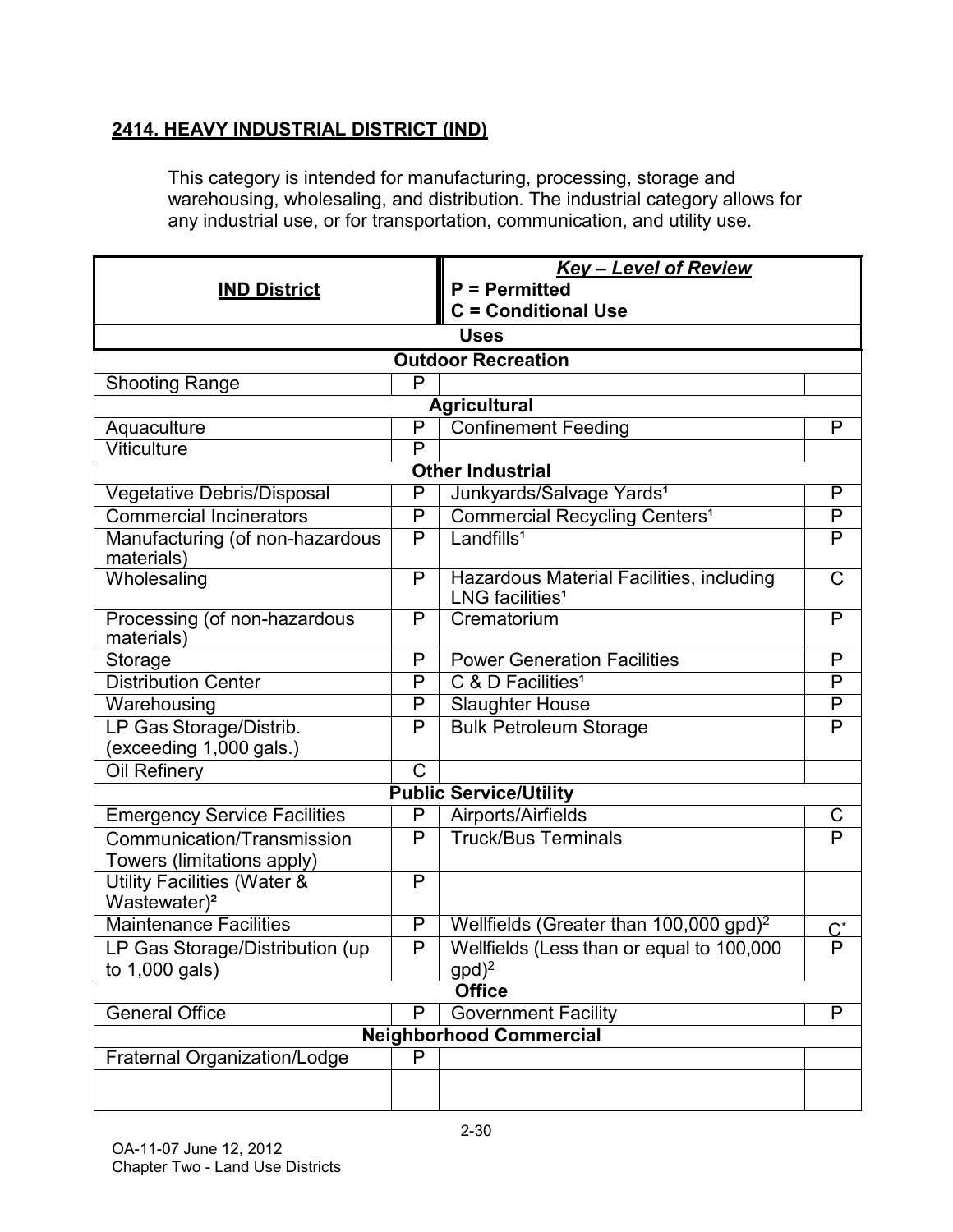## 2414. HEAVY INDUSTRIAL DISTRICT (IND)

This category is intended for manufacturing, processing, storage and warehousing, wholesaling, and distribution. The industrial category allows for any industrial use, or for transportation, communication, and utility use.

| **IND District** | | ***Key – Level of Review*** **P = Permitted** **C = Conditional Use** | |
|---|---|---|---|
| **Uses** | | | |
| **Outdoor Recreation** | | | |
| Shooting Range | P | | |
| **Agricultural** | | | |
| Aquaculture | P | Confinement Feeding | P |
| Viticulture | P | | |
| **Other Industrial** | | | |
| Vegetative Debris/Disposal | P | Junkyards/Salvage Yards[1] | P |
| Commercial Incinerators | P | Commercial Recycling Centers[1] | P |
| Manufacturing (of non-hazardous materials) | P | Landfills[1] | P |
| Wholesaling | P | Hazardous Material Facilities, including LNG facilities[1] | C |
| Processing (of non-hazardous materials) | P | Crematorium | P |
| Storage | P | Power Generation Facilities | P |
| Distribution Center | P | C & D Facilities[1] | P |
| Warehousing | P | Slaughter House | P |
| LP Gas Storage/Distrib. (exceeding 1,000 gals.) | P | Bulk Petroleum Storage | P |
| Oil Refinery | C | | |
| **Public Service/Utility** | | | |
| Emergency Service Facilities | P | Airports/Airfields | C |
| Communication/Transmission Towers (limitations apply) | P | Truck/Bus Terminals | P |
| Utility Facilities (Water & Wastewater)[2] | P | | |
| Maintenance Facilities | P | Wellfields (Greater than 100,000 gpd)[2] | C* |
| LP Gas Storage/Distribution (up to 1,000 gals) | P | Wellfields (Less than or equal to 100,000 gpd)[2] | P |
| **Office** | | | |
| General Office | P | Government Facility | P |
| **Neighborhood Commercial** | | | |
| Fraternal Organization/Lodge | P | | |
| | | | |

OA-11-07 June 12, 2012
Chapter Two - Land Use Districts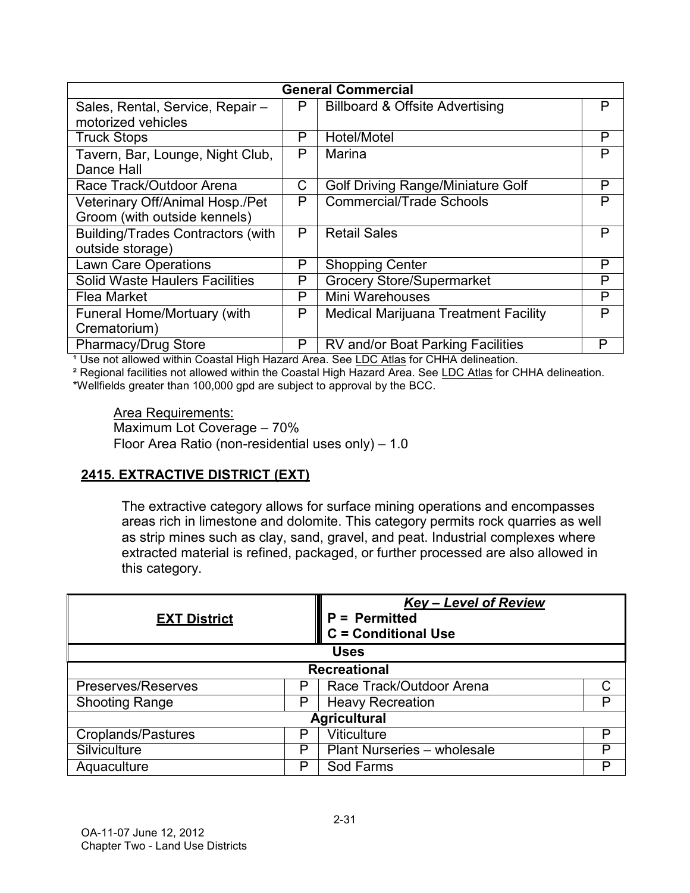| General Commercial | | | |
|---|---|---|---|
| Sales, Rental, Service, Repair – motorized vehicles | P | Billboard & Offsite Advertising | P |
| Truck Stops | P | Hotel/Motel | P |
| Tavern, Bar, Lounge, Night Club, Dance Hall | P | Marina | P |
| Race Track/Outdoor Arena | C | Golf Driving Range/Miniature Golf | P |
| Veterinary Off/Animal Hosp./Pet Groom (with outside kennels) | P | Commercial/Trade Schools | P |
| Building/Trades Contractors (with outside storage) | P | Retail Sales | P |
| Lawn Care Operations | P | Shopping Center | P |
| Solid Waste Haulers Facilities | P | Grocery Store/Supermarket | P |
| Flea Market | P | Mini Warehouses | P |
| Funeral Home/Mortuary (with Crematorium) | P | Medical Marijuana Treatment Facility | P |
| Pharmacy/Drug Store | P | RV and/or Boat Parking Facilities | P |

[1] Use not allowed within Coastal High Hazard Area. See LDC Atlas for CHHA delineation.
[2] Regional facilities not allowed within the Coastal High Hazard Area. See LDC Atlas for CHHA delineation.
*Wellfields greater than 100,000 gpd are subject to approval by the BCC.

Area Requirements:
Maximum Lot Coverage – 70%
Floor Area Ratio (non-residential uses only) – 1.0

## 2415. EXTRACTIVE DISTRICT (EXT)

The extractive category allows for surface mining operations and encompasses areas rich in limestone and dolomite. This category permits rock quarries as well as strip mines such as clay, sand, gravel, and peat. Industrial complexes where extracted material is refined, packaged, or further processed are also allowed in this category.

| **EXT District** | | ***Key – Level of Review*** **P = Permitted** **C = Conditional Use** | |
|---|---|---|---|
| **Uses** | | | |
| **Recreational** | | | |
| Preserves/Reserves | P | Race Track/Outdoor Arena | C |
| Shooting Range | P | Heavy Recreation | P |
| **Agricultural** | | | |
| Croplands/Pastures | P | Viticulture | P |
| Silviculture | P | Plant Nurseries – wholesale | P |
| Aquaculture | P | Sod Farms | P |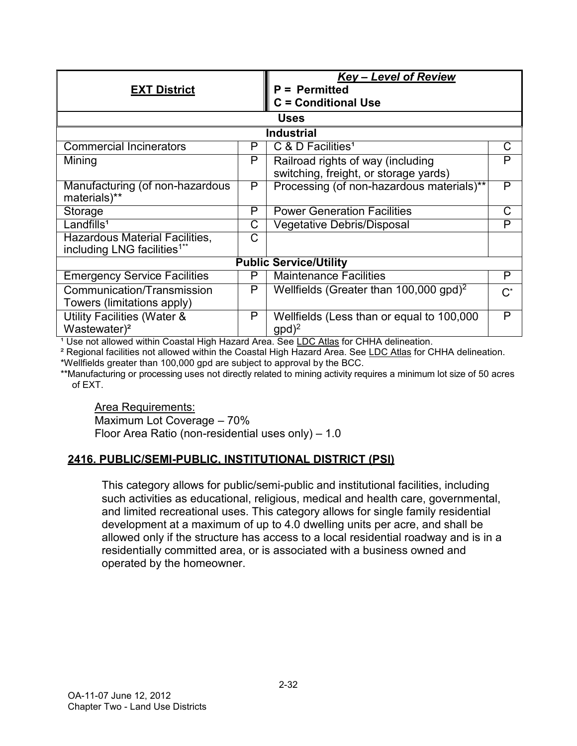| **EXT District** | | ***Key – Level of Review*** **P = Permitted** **C = Conditional Use** | |
|---|---|---|---|
| **Uses** | | | |
| **Industrial** | | | |
| Commercial Incinerators | P | C & D Facilities[1] | C |
| Mining | P | Railroad rights of way (including switching, freight, or storage yards) | P |
| Manufacturing (of non-hazardous materials)** | P | Processing (of non-hazardous materials)** | P |
| Storage | P | Power Generation Facilities | C |
| Landfills[1] | C | Vegetative Debris/Disposal | P |
| Hazardous Material Facilities, including LNG facilities[1]** | C | | |
| **Public Service/Utility** | | | |
| Emergency Service Facilities | P | Maintenance Facilities | P |
| Communication/Transmission Towers (limitations apply) | P | Wellfields (Greater than 100,000 gpd)[2] | C* |
| Utility Facilities (Water & Wastewater)[2] | P | Wellfields (Less than or equal to 100,000 gpd)[2] | P |

[1] Use not allowed within Coastal High Hazard Area. See LDC Atlas for CHHA delineation.

[2] Regional facilities not allowed within the Coastal High Hazard Area. See LDC Atlas for CHHA delineation.

*Wellfields greater than 100,000 gpd are subject to approval by the BCC.

**Manufacturing or processing uses not directly related to mining activity requires a minimum lot size of 50 acres of EXT.

Area Requirements:
Maximum Lot Coverage – 70%
Floor Area Ratio (non-residential uses only) – 1.0

## 2416. PUBLIC/SEMI-PUBLIC, INSTITUTIONAL DISTRICT (PSI)

This category allows for public/semi-public and institutional facilities, including such activities as educational, religious, medical and health care, governmental, and limited recreational uses. This category allows for single family residential development at a maximum of up to 4.0 dwelling units per acre, and shall be allowed only if the structure has access to a local residential roadway and is in a residentially committed area, or is associated with a business owned and operated by the homeowner.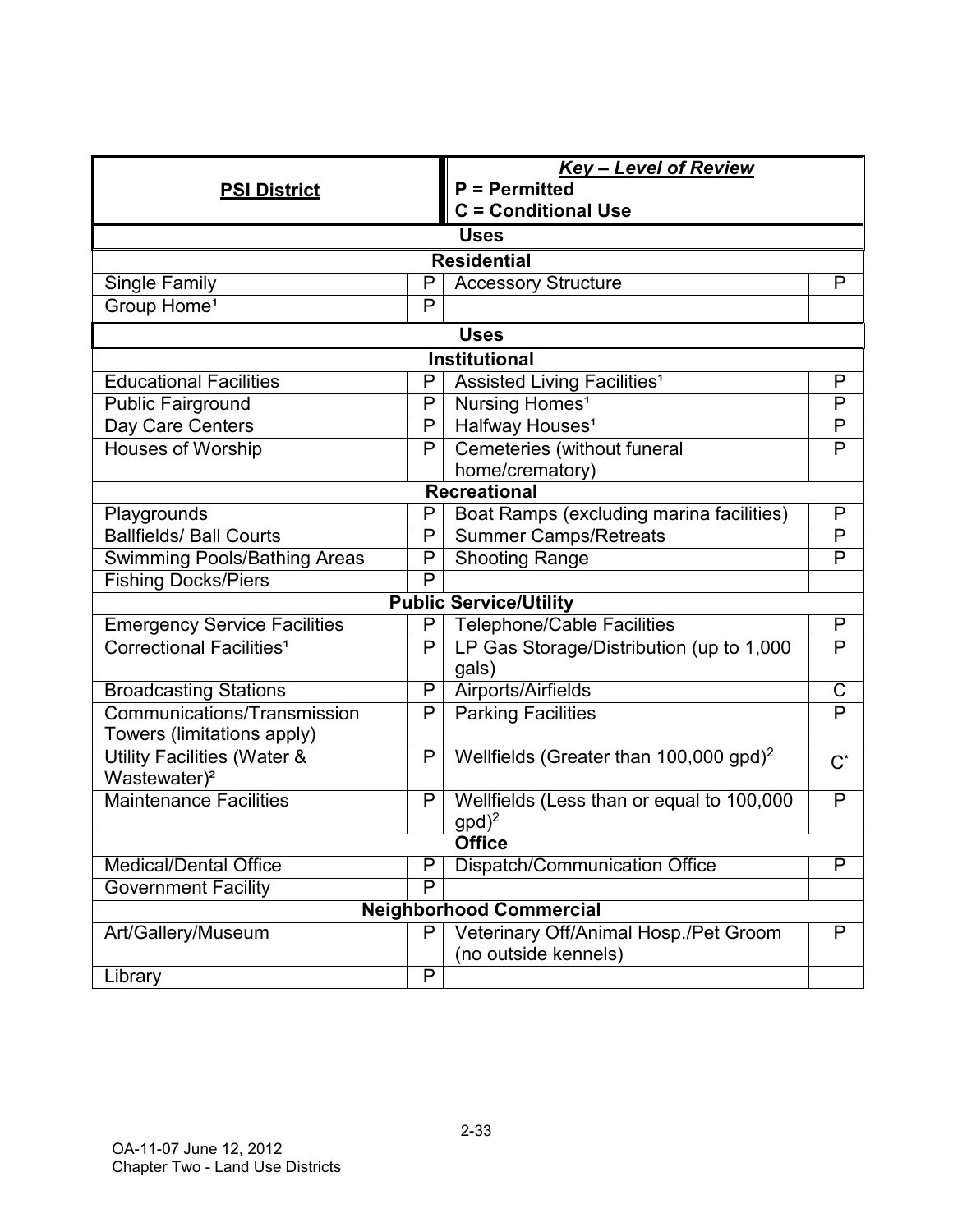| PSI District | | Key – Level of Review<br>P = Permitted<br>C = Conditional Use | |
|---|---|---|---|
| **Uses** | | | |
| **Residential** | | | |
| Single Family | P | Accessory Structure | P |
| Group Home[1] | P | | |
| **Uses** | | | |
| **Institutional** | | | |
| Educational Facilities | P | Assisted Living Facilities[1] | P |
| Public Fairground | P | Nursing Homes[1] | P |
| Day Care Centers | P | Halfway Houses[1] | P |
| Houses of Worship | P | Cemeteries (without funeral home/crematory) | P |
| **Recreational** | | | |
| Playgrounds | P | Boat Ramps (excluding marina facilities) | P |
| Ballfields/ Ball Courts | P | Summer Camps/Retreats | P |
| Swimming Pools/Bathing Areas | P | Shooting Range | P |
| Fishing Docks/Piers | P | | |
| **Public Service/Utility** | | | |
| Emergency Service Facilities | P | Telephone/Cable Facilities | P |
| Correctional Facilities[1] | P | LP Gas Storage/Distribution (up to 1,000 gals) | P |
| Broadcasting Stations | P | Airports/Airfields | C |
| Communications/Transmission Towers (limitations apply) | P | Parking Facilities | P |
| Utility Facilities (Water & Wastewater)[2] | P | Wellfields (Greater than 100,000 gpd)[2] | C* |
| Maintenance Facilities | P | Wellfields (Less than or equal to 100,000 gpd)[2] | P |
| **Office** | | | |
| Medical/Dental Office | P | Dispatch/Communication Office | P |
| Government Facility | P | | |
| **Neighborhood Commercial** | | | |
| Art/Gallery/Museum | P | Veterinary Off/Animal Hosp./Pet Groom (no outside kennels) | P |
| Library | P | | |

OA-11-07 June 12, 2012
Chapter Two - Land Use Districts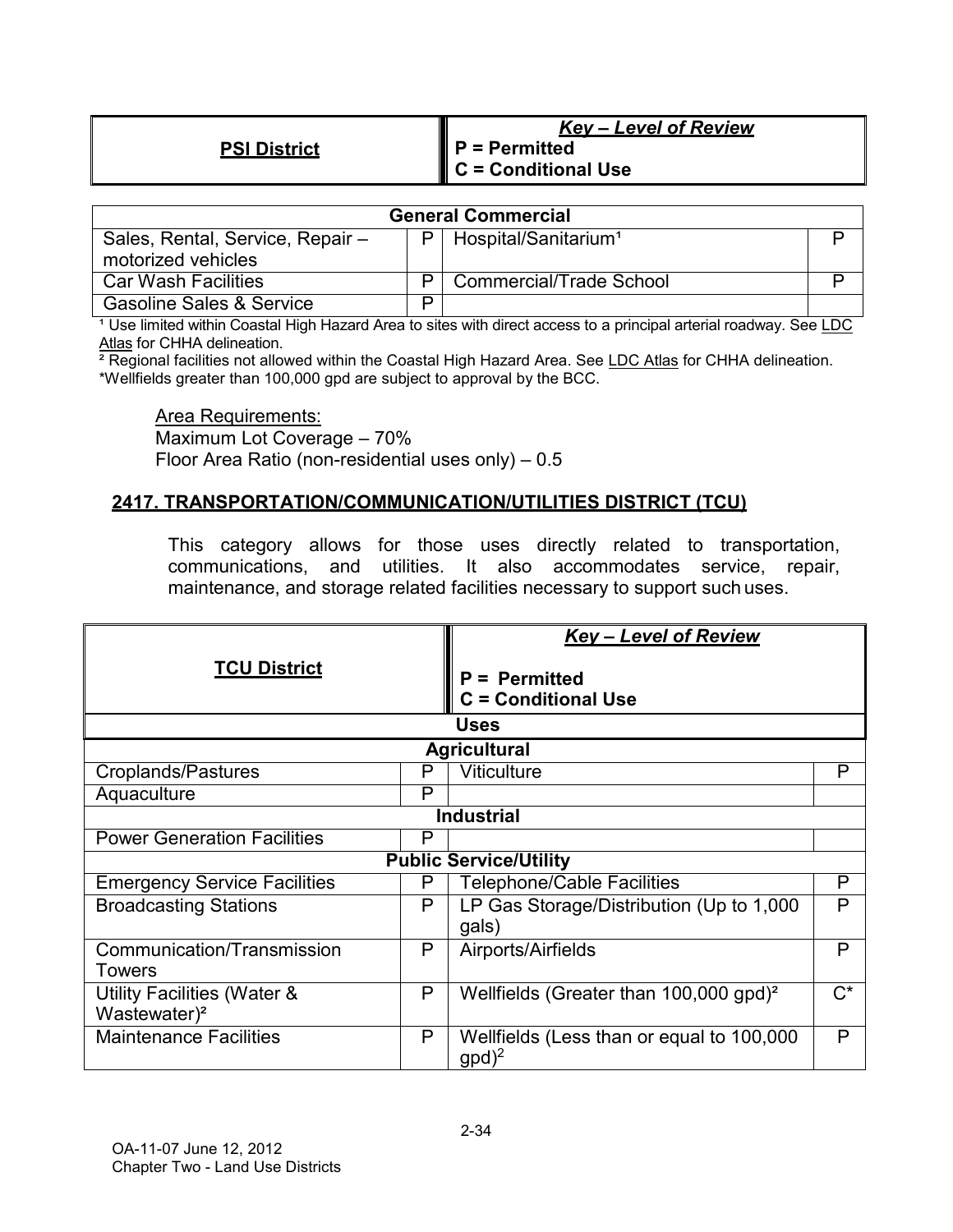| **PSI District** | ***Key – Level of Review*** **P = Permitted** **C = Conditional Use** |
|---|---|

| **General Commercial** | | | |
|---|---|---|---|
| Sales, Rental, Service, Repair – motorized vehicles | P | Hospital/Sanitarium[1] | P |
| Car Wash Facilities | P | Commercial/Trade School | P |
| Gasoline Sales & Service | P | | |

[1] Use limited within Coastal High Hazard Area to sites with direct access to a principal arterial roadway. See LDC Atlas for CHHA delineation.
[2] Regional facilities not allowed within the Coastal High Hazard Area. See LDC Atlas for CHHA delineation.
*Wellfields greater than 100,000 gpd are subject to approval by the BCC.

Area Requirements:
Maximum Lot Coverage – 70%
Floor Area Ratio (non-residential uses only) – 0.5

## 2417. TRANSPORTATION/COMMUNICATION/UTILITIES DISTRICT (TCU)

This category allows for those uses directly related to transportation, communications, and utilities. It also accommodates service, repair, maintenance, and storage related facilities necessary to support such uses.

| **TCU District** | | ***Key – Level of Review*** **P = Permitted** **C = Conditional Use** | |
|---|---|---|---|
| **Uses** | | | |
| **Agricultural** | | | |
| Croplands/Pastures | P | Viticulture | P |
| Aquaculture | P | | |
| **Industrial** | | | |
| Power Generation Facilities | P | | |
| **Public Service/Utility** | | | |
| Emergency Service Facilities | P | Telephone/Cable Facilities | P |
| Broadcasting Stations | P | LP Gas Storage/Distribution (Up to 1,000 gals) | P |
| Communication/Transmission Towers | P | Airports/Airfields | P |
| Utility Facilities (Water & Wastewater)[2] | P | Wellfields (Greater than 100,000 gpd)[2] | C* |
| Maintenance Facilities | P | Wellfields (Less than or equal to 100,000 gpd)[2] | P |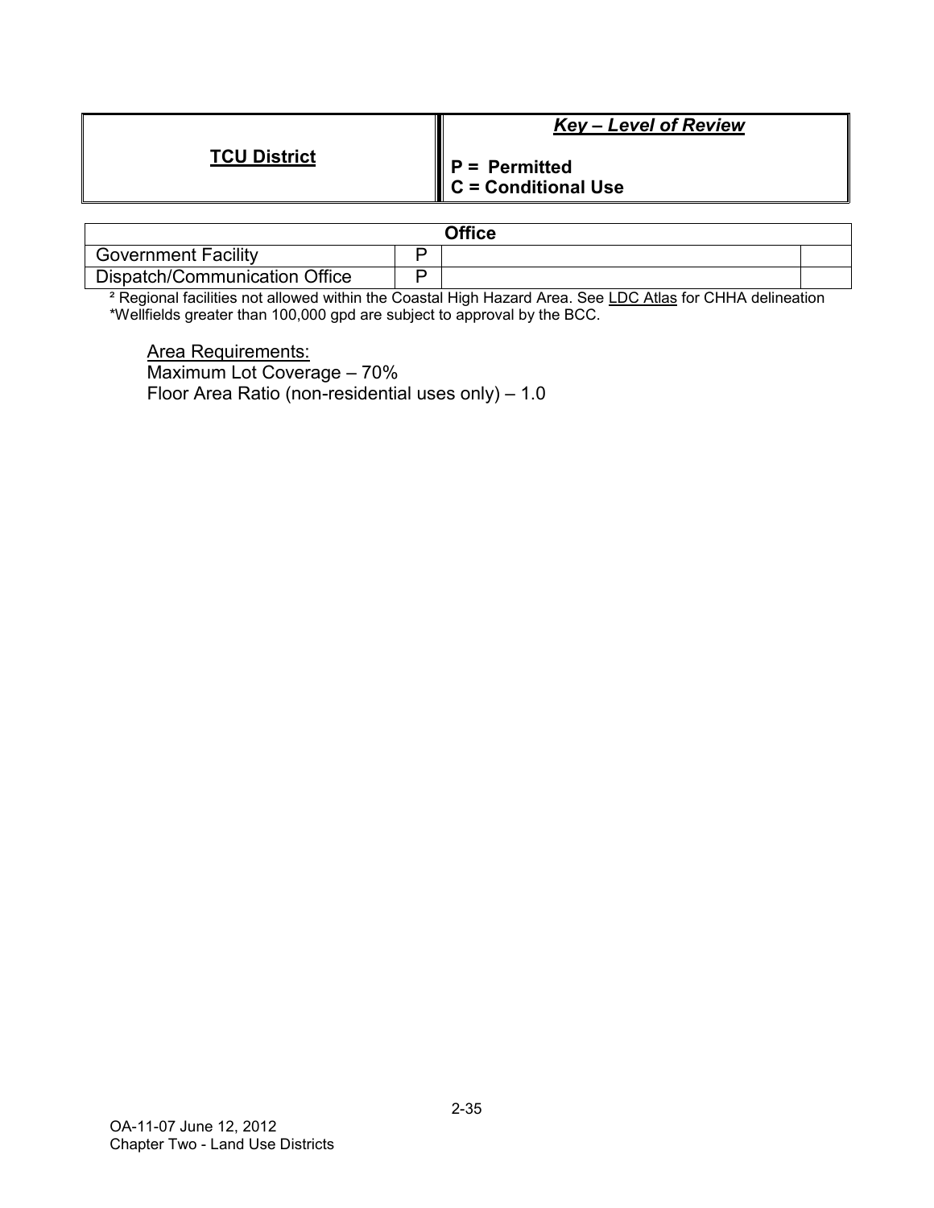| **TCU District** | ***Key – Level of Review***<br><br>**P = Permitted**<br>**C = Conditional Use** |
|---|---|

| **Office** | | | |
|---|---|---|---|
| Government Facility | P | | |
| Dispatch/Communication Office | P | | |

² Regional facilities not allowed within the Coastal High Hazard Area. See LDC Atlas for CHHA delineation
*Wellfields greater than 100,000 gpd are subject to approval by the BCC.

Area Requirements:
Maximum Lot Coverage – 70%
Floor Area Ratio (non-residential uses only) – 1.0

OA-11-07 June 12, 2012
Chapter Two - Land Use Districts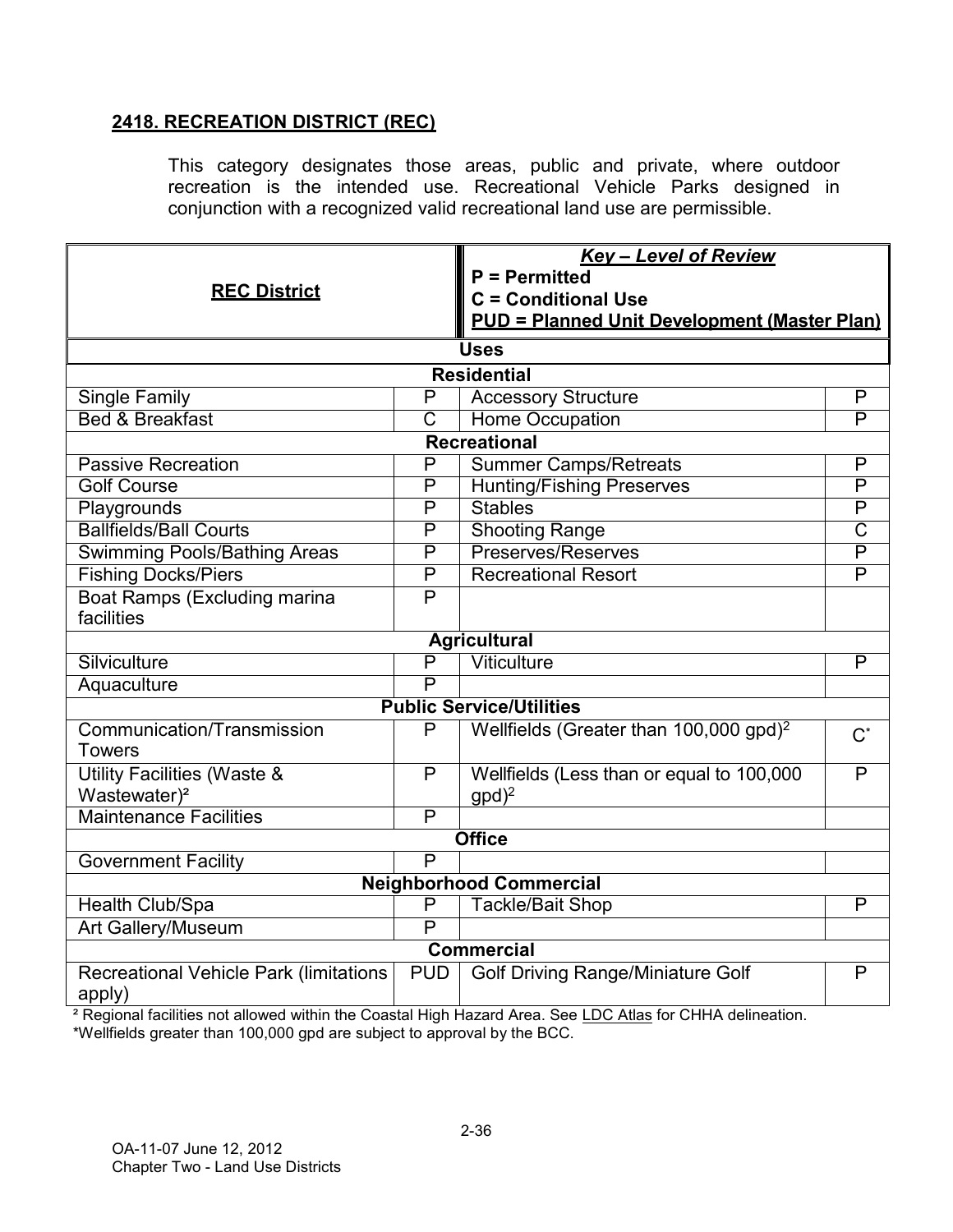## 2418. RECREATION DISTRICT (REC)

This category designates those areas, public and private, where outdoor recreation is the intended use. Recreational Vehicle Parks designed in conjunction with a recognized valid recreational land use are permissible.

| **REC District** | | ***Key – Level of Review*** **P = Permitted** **C = Conditional Use** **PUD = Planned Unit Development (Master Plan)** | |
|---|---|---|---|
| **Uses** | | | |
| **Residential** | | | |
| Single Family | P | Accessory Structure | P |
| Bed & Breakfast | C | Home Occupation | P |
| **Recreational** | | | |
| Passive Recreation | P | Summer Camps/Retreats | P |
| Golf Course | P | Hunting/Fishing Preserves | P |
| Playgrounds | P | Stables | P |
| Ballfields/Ball Courts | P | Shooting Range | C |
| Swimming Pools/Bathing Areas | P | Preserves/Reserves | P |
| Fishing Docks/Piers | P | Recreational Resort | P |
| Boat Ramps (Excluding marina facilities | P | | |
| **Agricultural** | | | |
| Silviculture | P | Viticulture | P |
| Aquaculture | P | | |
| **Public Service/Utilities** | | | |
| Communication/Transmission Towers | P | Wellfields (Greater than 100,000 gpd)[2] | C* |
| Utility Facilities (Waste & Wastewater)[2] | P | Wellfields (Less than or equal to 100,000 gpd)[2] | P |
| Maintenance Facilities | P | | |
| **Office** | | | |
| Government Facility | P | | |
| **Neighborhood Commercial** | | | |
| Health Club/Spa | P | Tackle/Bait Shop | P |
| Art Gallery/Museum | P | | |
| **Commercial** | | | |
| Recreational Vehicle Park (limitations apply) | PUD | Golf Driving Range/Miniature Golf | P |

[2] Regional facilities not allowed within the Coastal High Hazard Area. See LDC Atlas for CHHA delineation.
*Wellfields greater than 100,000 gpd are subject to approval by the BCC.

OA-11-07 June 12, 2012
Chapter Two - Land Use Districts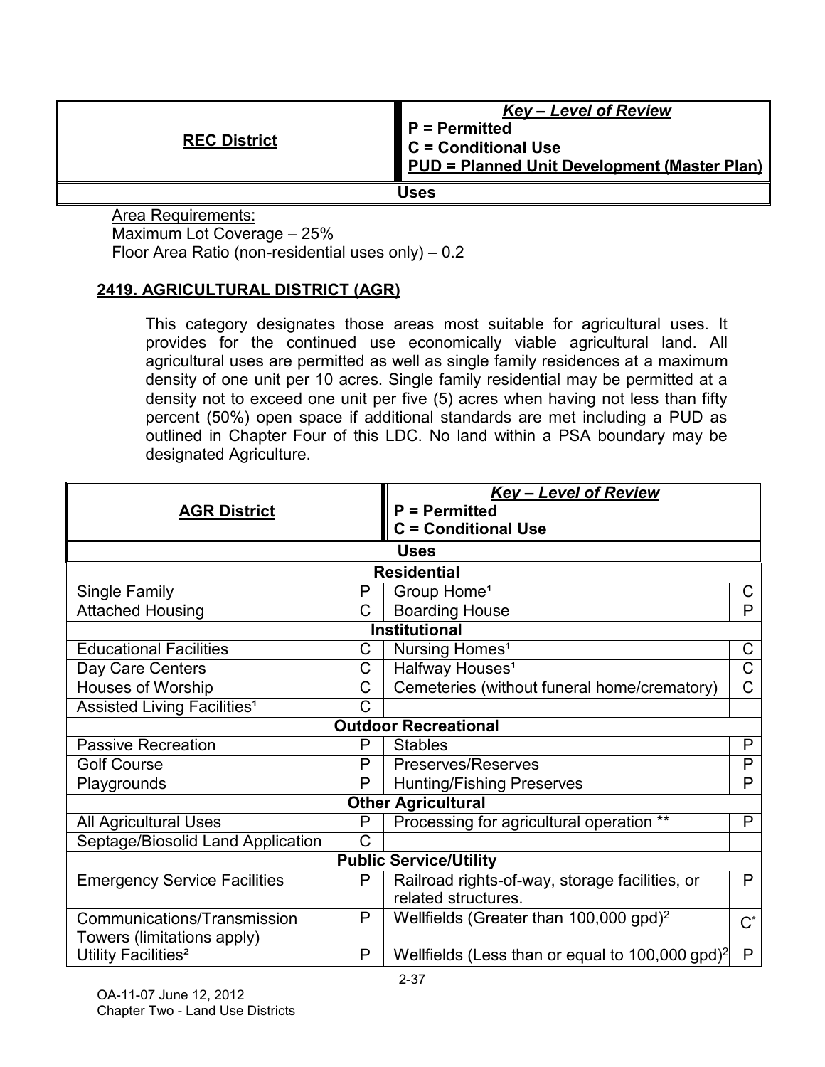| REC District | Key – Level of Review<br>P = Permitted<br>C = Conditional Use<br>PUD = Planned Unit Development (Master Plan) |
|---|---|
| Uses | |

Area Requirements:
Maximum Lot Coverage – 25%
Floor Area Ratio (non-residential uses only) – 0.2

## 2419. AGRICULTURAL DISTRICT (AGR)

This category designates those areas most suitable for agricultural uses. It provides for the continued use economically viable agricultural land. All agricultural uses are permitted as well as single family residences at a maximum density of one unit per 10 acres. Single family residential may be permitted at a density not to exceed one unit per five (5) acres when having not less than fifty percent (50%) open space if additional standards are met including a PUD as outlined in Chapter Four of this LDC. No land within a PSA boundary may be designated Agriculture.

| AGR District | | Key – Level of Review<br>P = Permitted<br>C = Conditional Use | |
|---|---|---|---|
| **Uses** | | | |
| **Residential** | | | |
| Single Family | P | Group Home[1] | C |
| Attached Housing | C | Boarding House | P |
| **Institutional** | | | |
| Educational Facilities | C | Nursing Homes[1] | C |
| Day Care Centers | C | Halfway Houses[1] | C |
| Houses of Worship | C | Cemeteries (without funeral home/crematory) | C |
| Assisted Living Facilities[1] | C | | |
| **Outdoor Recreational** | | | |
| Passive Recreation | P | Stables | P |
| Golf Course | P | Preserves/Reserves | P |
| Playgrounds | P | Hunting/Fishing Preserves | P |
| **Other Agricultural** | | | |
| All Agricultural Uses | P | Processing for agricultural operation ** | P |
| Septage/Biosolid Land Application | C | | |
| **Public Service/Utility** | | | |
| Emergency Service Facilities | P | Railroad rights-of-way, storage facilities, or related structures. | P |
| Communications/Transmission Towers (limitations apply) | P | Wellfields (Greater than 100,000 gpd)[2] | C* |
| Utility Facilities[2] | P | Wellfields (Less than or equal to 100,000 gpd)[2] | P |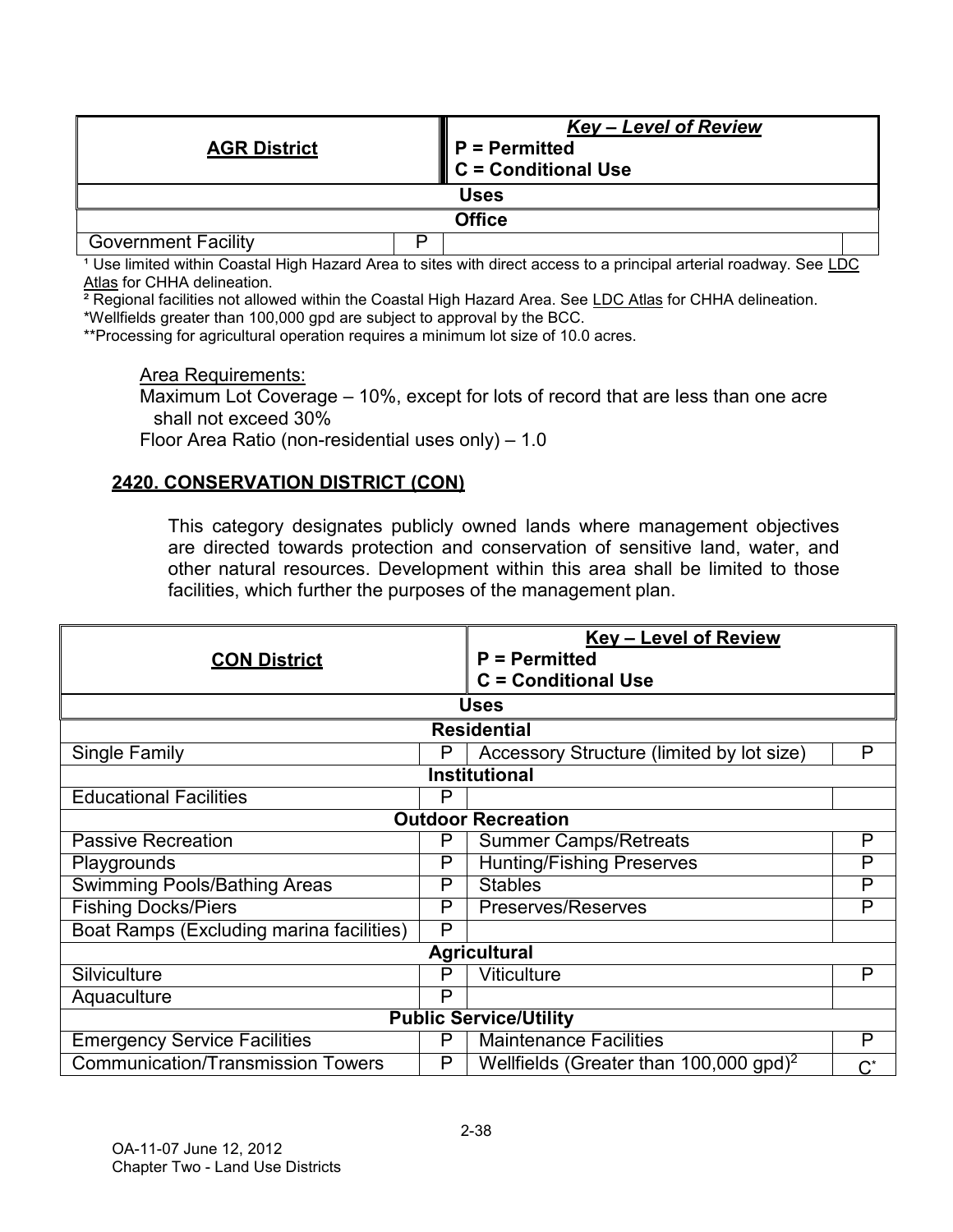| AGR District | | *Key – Level of Review* P = Permitted C = Conditional Use | |
|---|---|---|---|
| **Uses** | | | |
| **Office** | | | |
| Government Facility | P | | |

¹ Use limited within Coastal High Hazard Area to sites with direct access to a principal arterial roadway. See LDC Atlas for CHHA delineation.

² Regional facilities not allowed within the Coastal High Hazard Area. See LDC Atlas for CHHA delineation.

*Wellfields greater than 100,000 gpd are subject to approval by the BCC.

**Processing for agricultural operation requires a minimum lot size of 10.0 acres.

Area Requirements:

Maximum Lot Coverage – 10%, except for lots of record that are less than one acre shall not exceed 30%

Floor Area Ratio (non-residential uses only) – 1.0

## 2420. CONSERVATION DISTRICT (CON)

This category designates publicly owned lands where management objectives are directed towards protection and conservation of sensitive land, water, and other natural resources. Development within this area shall be limited to those facilities, which further the purposes of the management plan.

| CON District | | Key – Level of Review P = Permitted C = Conditional Use | |
|---|---|---|---|
| **Uses** | | | |
| **Residential** | | | |
| Single Family | P | Accessory Structure (limited by lot size) | P |
| **Institutional** | | | |
| Educational Facilities | P | | |
| **Outdoor Recreation** | | | |
| Passive Recreation | P | Summer Camps/Retreats | P |
| Playgrounds | P | Hunting/Fishing Preserves | P |
| Swimming Pools/Bathing Areas | P | Stables | P |
| Fishing Docks/Piers | P | Preserves/Reserves | P |
| Boat Ramps (Excluding marina facilities) | P | | |
| **Agricultural** | | | |
| Silviculture | P | Viticulture | P |
| Aquaculture | P | | |
| **Public Service/Utility** | | | |
| Emergency Service Facilities | P | Maintenance Facilities | P |
| Communication/Transmission Towers | P | Wellfields (Greater than 100,000 gpd)[2] | C* |

OA-11-07 June 12, 2012
Chapter Two - Land Use Districts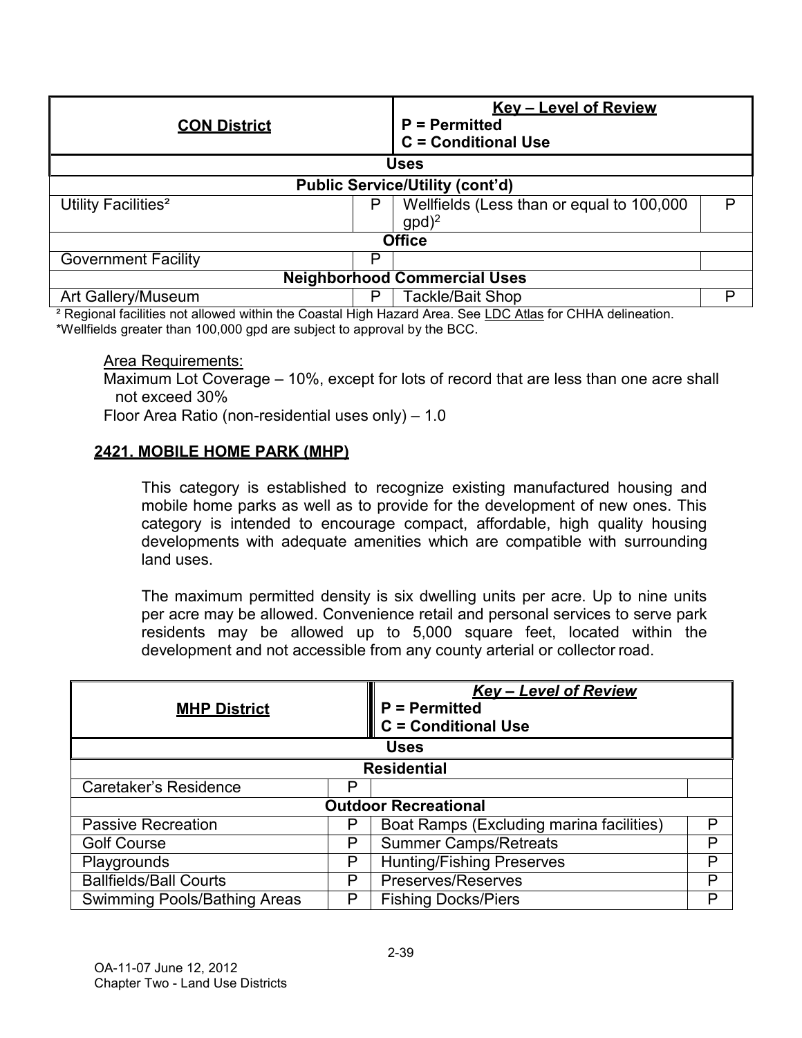| **CON District** | | **Key – Level of Review**<br>**P = Permitted**<br>**C = Conditional Use** | |
|---|---|---|---|
| **Uses** | | | |
| **Public Service/Utility (cont'd)** | | | |
| Utility Facilities[2] | P | Wellfields (Less than or equal to 100,000 gpd)[2] | P |
| **Office** | | | |
| Government Facility | P | | |
| **Neighborhood Commercial Uses** | | | |
| Art Gallery/Museum | P | Tackle/Bait Shop | P |

[2] Regional facilities not allowed within the Coastal High Hazard Area. See LDC Atlas for CHHA delineation.
*Wellfields greater than 100,000 gpd are subject to approval by the BCC.

Area Requirements:
Maximum Lot Coverage – 10%, except for lots of record that are less than one acre shall not exceed 30%
Floor Area Ratio (non-residential uses only) – 1.0

## 2421. MOBILE HOME PARK (MHP)

This category is established to recognize existing manufactured housing and mobile home parks as well as to provide for the development of new ones. This category is intended to encourage compact, affordable, high quality housing developments with adequate amenities which are compatible with surrounding land uses.

The maximum permitted density is six dwelling units per acre. Up to nine units per acre may be allowed. Convenience retail and personal services to serve park residents may be allowed up to 5,000 square feet, located within the development and not accessible from any county arterial or collector road.

| **MHP District** | | ***Key – Level of Review***<br>**P = Permitted**<br>**C = Conditional Use** | |
|---|---|---|---|
| **Uses** | | | |
| **Residential** | | | |
| Caretaker's Residence | P | | |
| **Outdoor Recreational** | | | |
| Passive Recreation | P | Boat Ramps (Excluding marina facilities) | P |
| Golf Course | P | Summer Camps/Retreats | P |
| Playgrounds | P | Hunting/Fishing Preserves | P |
| Ballfields/Ball Courts | P | Preserves/Reserves | P |
| Swimming Pools/Bathing Areas | P | Fishing Docks/Piers | P |

OA-11-07 June 12, 2012
Chapter Two - Land Use Districts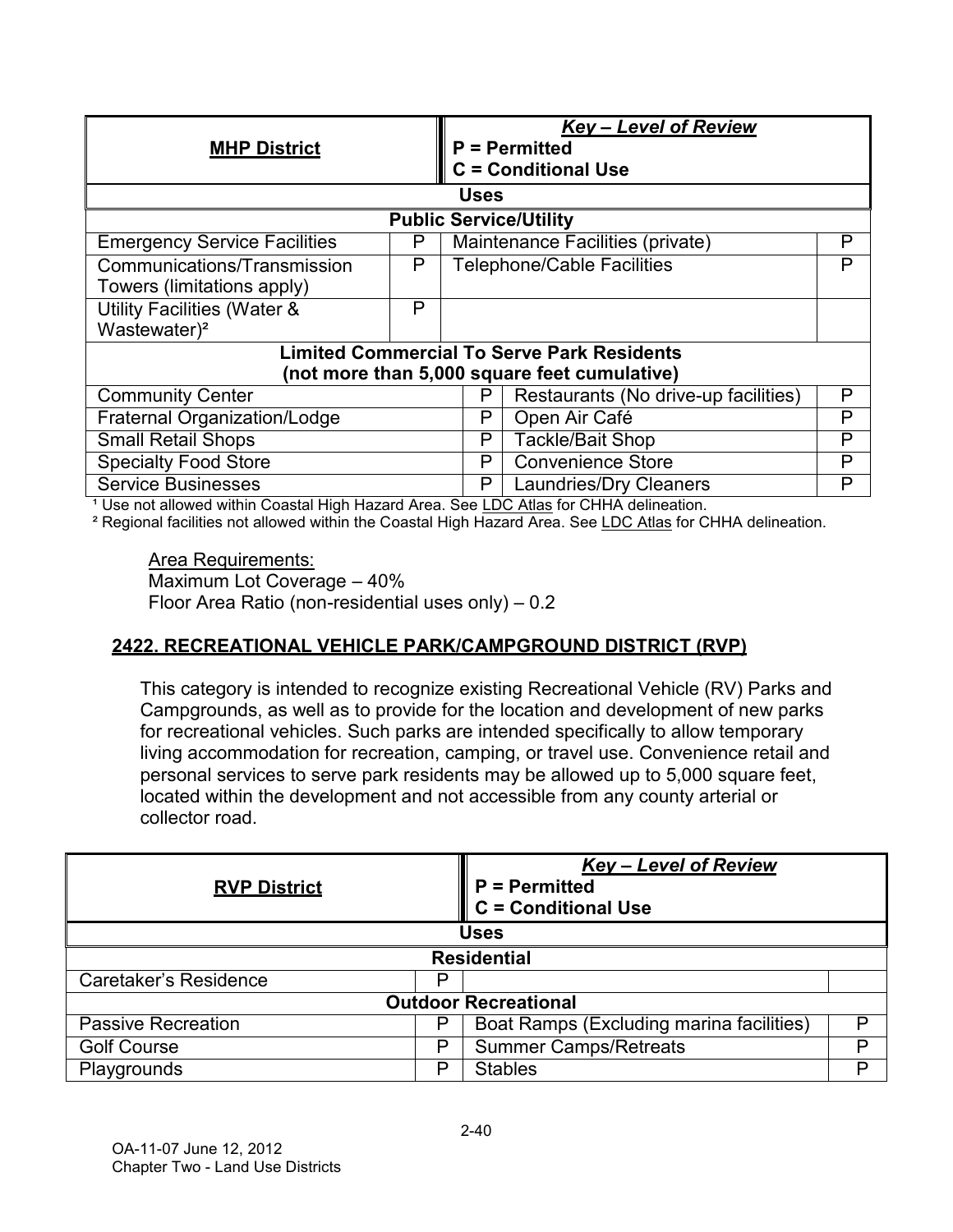| MHP District | | Key – Level of Review<br>P = Permitted<br>C = Conditional Use | |
|---|---|---|---|
| **Uses** | | | |
| **Public Service/Utility** | | | |
| Emergency Service Facilities | P | Maintenance Facilities (private) | P |
| Communications/Transmission Towers (limitations apply) | P | Telephone/Cable Facilities | P |
| Utility Facilities (Water & Wastewater)[2] | P | | |
| **Limited Commercial To Serve Park Residents (not more than 5,000 square feet cumulative)** | | | |
| Community Center | P | Restaurants (No drive-up facilities) | P |
| Fraternal Organization/Lodge | P | Open Air Café | P |
| Small Retail Shops | P | Tackle/Bait Shop | P |
| Specialty Food Store | P | Convenience Store | P |
| Service Businesses | P | Laundries/Dry Cleaners | P |

[1] Use not allowed within Coastal High Hazard Area. See LDC Atlas for CHHA delineation.
[2] Regional facilities not allowed within the Coastal High Hazard Area. See LDC Atlas for CHHA delineation.

Area Requirements:
Maximum Lot Coverage – 40%
Floor Area Ratio (non-residential uses only) – 0.2

## 2422. RECREATIONAL VEHICLE PARK/CAMPGROUND DISTRICT (RVP)

This category is intended to recognize existing Recreational Vehicle (RV) Parks and Campgrounds, as well as to provide for the location and development of new parks for recreational vehicles. Such parks are intended specifically to allow temporary living accommodation for recreation, camping, or travel use. Convenience retail and personal services to serve park residents may be allowed up to 5,000 square feet, located within the development and not accessible from any county arterial or collector road.

| RVP District | | Key – Level of Review<br>P = Permitted<br>C = Conditional Use | |
|---|---|---|---|
| **Uses** | | | |
| **Residential** | | | |
| Caretaker's Residence | P | | |
| **Outdoor Recreational** | | | |
| Passive Recreation | P | Boat Ramps (Excluding marina facilities) | P |
| Golf Course | P | Summer Camps/Retreats | P |
| Playgrounds | P | Stables | P |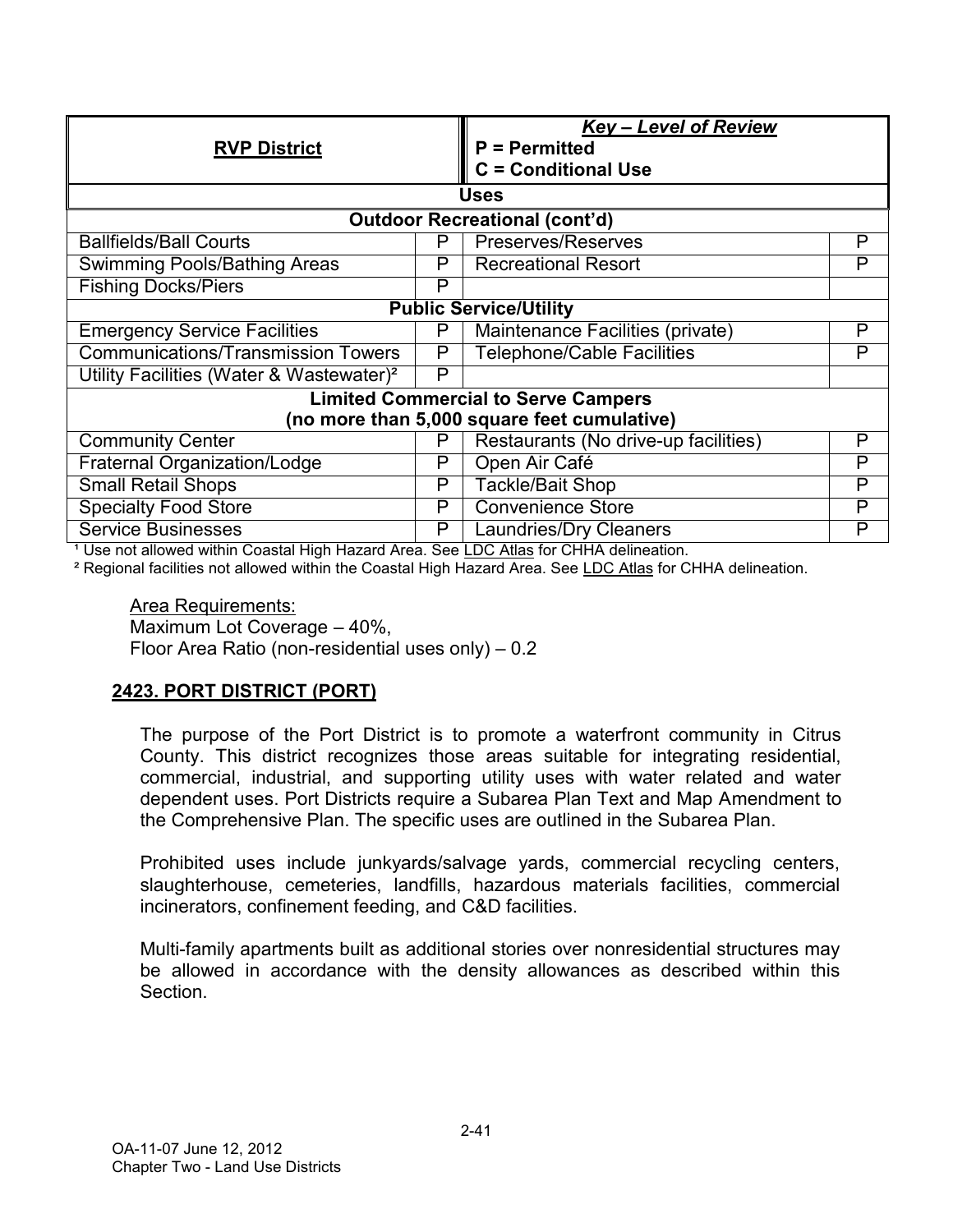| **RVP District** | | ***Key – Level of Review***<br>**P = Permitted**<br>**C = Conditional Use** | |
|---|---|---|---|
| **Uses** | | | |
| **Outdoor Recreational (cont'd)** | | | |
| Ballfields/Ball Courts | P | Preserves/Reserves | P |
| Swimming Pools/Bathing Areas | P | Recreational Resort | P |
| Fishing Docks/Piers | P | | |
| **Public Service/Utility** | | | |
| Emergency Service Facilities | P | Maintenance Facilities (private) | P |
| Communications/Transmission Towers | P | Telephone/Cable Facilities | P |
| Utility Facilities (Water & Wastewater)[2] | P | | |
| **Limited Commercial to Serve Campers (no more than 5,000 square feet cumulative)** | | | |
| Community Center | P | Restaurants (No drive-up facilities) | P |
| Fraternal Organization/Lodge | P | Open Air Café | P |
| Small Retail Shops | P | Tackle/Bait Shop | P |
| Specialty Food Store | P | Convenience Store | P |
| Service Businesses | P | Laundries/Dry Cleaners | P |

[1] Use not allowed within Coastal High Hazard Area. See LDC Atlas for CHHA delineation.

[2] Regional facilities not allowed within the Coastal High Hazard Area. See LDC Atlas for CHHA delineation.

Area Requirements:
Maximum Lot Coverage – 40%,
Floor Area Ratio (non-residential uses only) – 0.2

## 2423. PORT DISTRICT (PORT)

The purpose of the Port District is to promote a waterfront community in Citrus County. This district recognizes those areas suitable for integrating residential, commercial, industrial, and supporting utility uses with water related and water dependent uses. Port Districts require a Subarea Plan Text and Map Amendment to the Comprehensive Plan. The specific uses are outlined in the Subarea Plan.

Prohibited uses include junkyards/salvage yards, commercial recycling centers, slaughterhouse, cemeteries, landfills, hazardous materials facilities, commercial incinerators, confinement feeding, and C&D facilities.

Multi-family apartments built as additional stories over nonresidential structures may be allowed in accordance with the density allowances as described within this Section.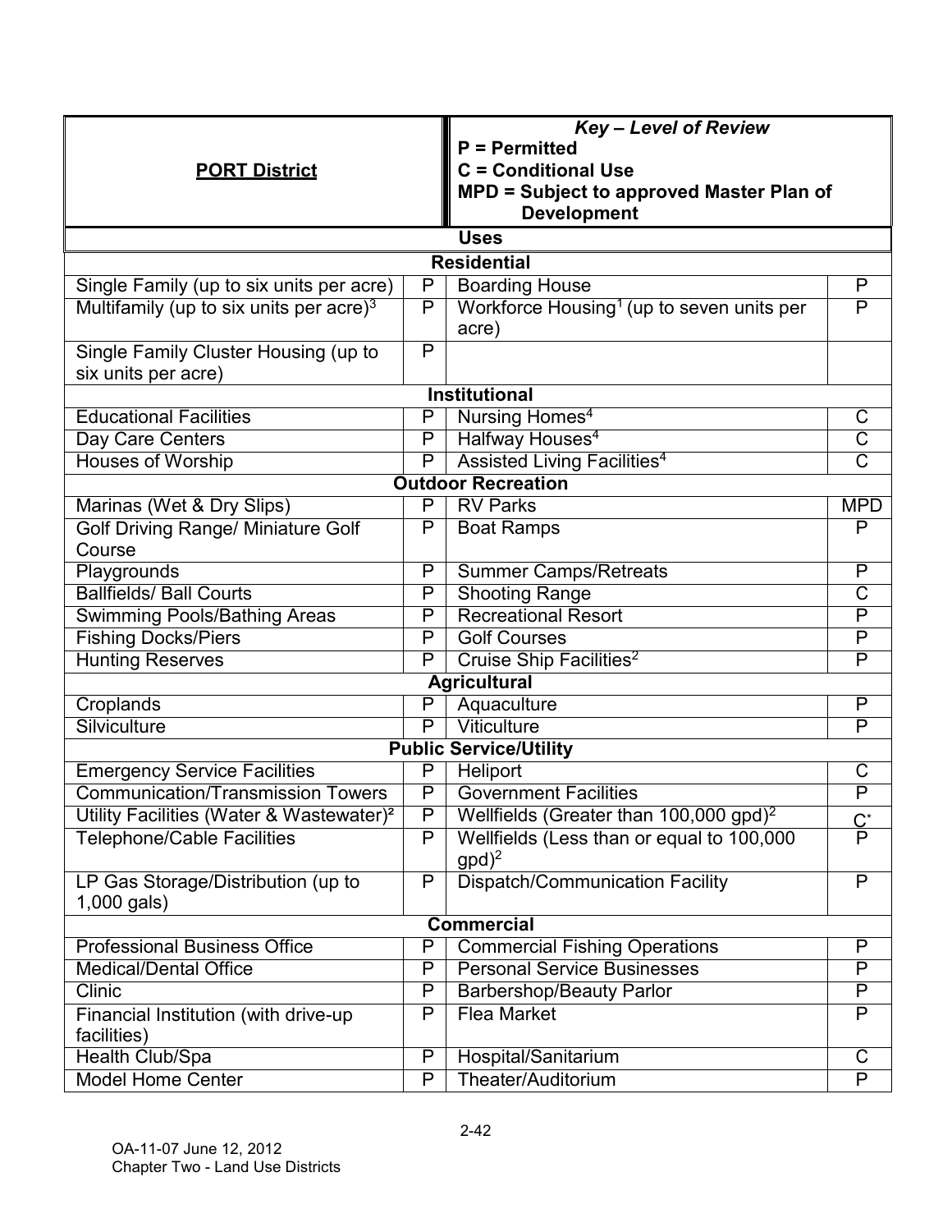| PORT District | | Key – Level of Review<br>P = Permitted<br>C = Conditional Use<br>MPD = Subject to approved Master Plan of Development | |
|---|---|---|---|
| **Uses** | | | |
| **Residential** | | | |
| Single Family (up to six units per acre) | P | Boarding House | P |
| Multifamily (up to six units per acre)[3] | P | Workforce Housing[1] (up to seven units per acre) | P |
| Single Family Cluster Housing (up to six units per acre) | P | | |
| **Institutional** | | | |
| Educational Facilities | P | Nursing Homes[4] | C |
| Day Care Centers | P | Halfway Houses[4] | C |
| Houses of Worship | P | Assisted Living Facilities[4] | C |
| **Outdoor Recreation** | | | |
| Marinas (Wet & Dry Slips) | P | RV Parks | MPD |
| Golf Driving Range/ Miniature Golf Course | P | Boat Ramps | P |
| Playgrounds | P | Summer Camps/Retreats | P |
| Ballfields/ Ball Courts | P | Shooting Range | C |
| Swimming Pools/Bathing Areas | P | Recreational Resort | P |
| Fishing Docks/Piers | P | Golf Courses | P |
| Hunting Reserves | P | Cruise Ship Facilities[2] | P |
| **Agricultural** | | | |
| Croplands | P | Aquaculture | P |
| Silviculture | P | Viticulture | P |
| **Public Service/Utility** | | | |
| Emergency Service Facilities | P | Heliport | C |
| Communication/Transmission Towers | P | Government Facilities | P |
| Utility Facilities (Water & Wastewater)[2] | P | Wellfields (Greater than 100,000 gpd)[2] | C* |
| Telephone/Cable Facilities | P | Wellfields (Less than or equal to 100,000 gpd)[2] | P |
| LP Gas Storage/Distribution (up to 1,000 gals) | P | Dispatch/Communication Facility | P |
| **Commercial** | | | |
| Professional Business Office | P | Commercial Fishing Operations | P |
| Medical/Dental Office | P | Personal Service Businesses | P |
| Clinic | P | Barbershop/Beauty Parlor | P |
| Financial Institution (with drive-up facilities) | P | Flea Market | P |
| Health Club/Spa | P | Hospital/Sanitarium | C |
| Model Home Center | P | Theater/Auditorium | P |

OA-11-07 June 12, 2012
Chapter Two - Land Use Districts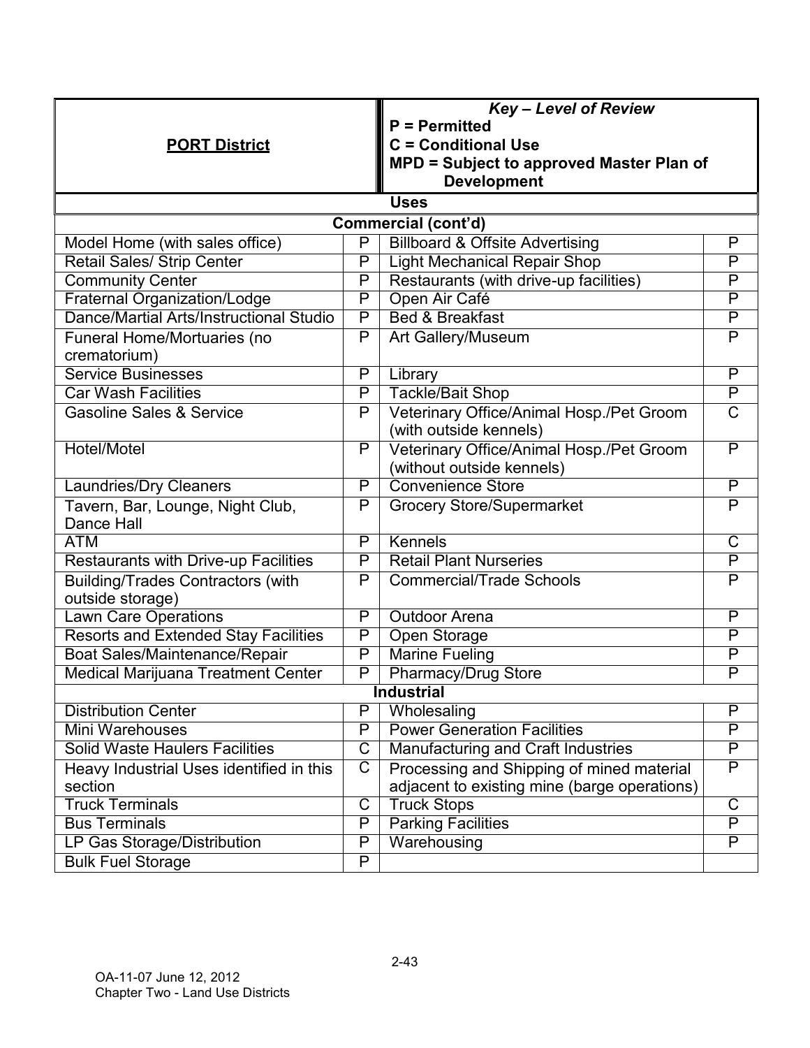| **PORT District** | | ***Key – Level of Review*** **P = Permitted** **C = Conditional Use** **MPD = Subject to approved Master Plan of Development** | |
|---|---|---|---|
| **Uses** | | | |
| **Commercial (cont'd)** | | | |
| Model Home (with sales office) | P | Billboard & Offsite Advertising | P |
| Retail Sales/ Strip Center | P | Light Mechanical Repair Shop | P |
| Community Center | P | Restaurants (with drive-up facilities) | P |
| Fraternal Organization/Lodge | P | Open Air Café | P |
| Dance/Martial Arts/Instructional Studio | P | Bed & Breakfast | P |
| Funeral Home/Mortuaries (no crematorium) | P | Art Gallery/Museum | P |
| Service Businesses | P | Library | P |
| Car Wash Facilities | P | Tackle/Bait Shop | P |
| Gasoline Sales & Service | P | Veterinary Office/Animal Hosp./Pet Groom (with outside kennels) | C |
| Hotel/Motel | P | Veterinary Office/Animal Hosp./Pet Groom (without outside kennels) | P |
| Laundries/Dry Cleaners | P | Convenience Store | P |
| Tavern, Bar, Lounge, Night Club, Dance Hall | P | Grocery Store/Supermarket | P |
| ATM | P | Kennels | C |
| Restaurants with Drive-up Facilities | P | Retail Plant Nurseries | P |
| Building/Trades Contractors (with outside storage) | P | Commercial/Trade Schools | P |
| Lawn Care Operations | P | Outdoor Arena | P |
| Resorts and Extended Stay Facilities | P | Open Storage | P |
| Boat Sales/Maintenance/Repair | P | Marine Fueling | P |
| Medical Marijuana Treatment Center | P | Pharmacy/Drug Store | P |
| **Industrial** | | | |
| Distribution Center | P | Wholesaling | P |
| Mini Warehouses | P | Power Generation Facilities | P |
| Solid Waste Haulers Facilities | C | Manufacturing and Craft Industries | P |
| Heavy Industrial Uses identified in this section | C | Processing and Shipping of mined material adjacent to existing mine (barge operations) | P |
| Truck Terminals | C | Truck Stops | C |
| Bus Terminals | P | Parking Facilities | P |
| LP Gas Storage/Distribution | P | Warehousing | P |
| Bulk Fuel Storage | P | | |

OA-11-07 June 12, 2012
Chapter Two - Land Use Districts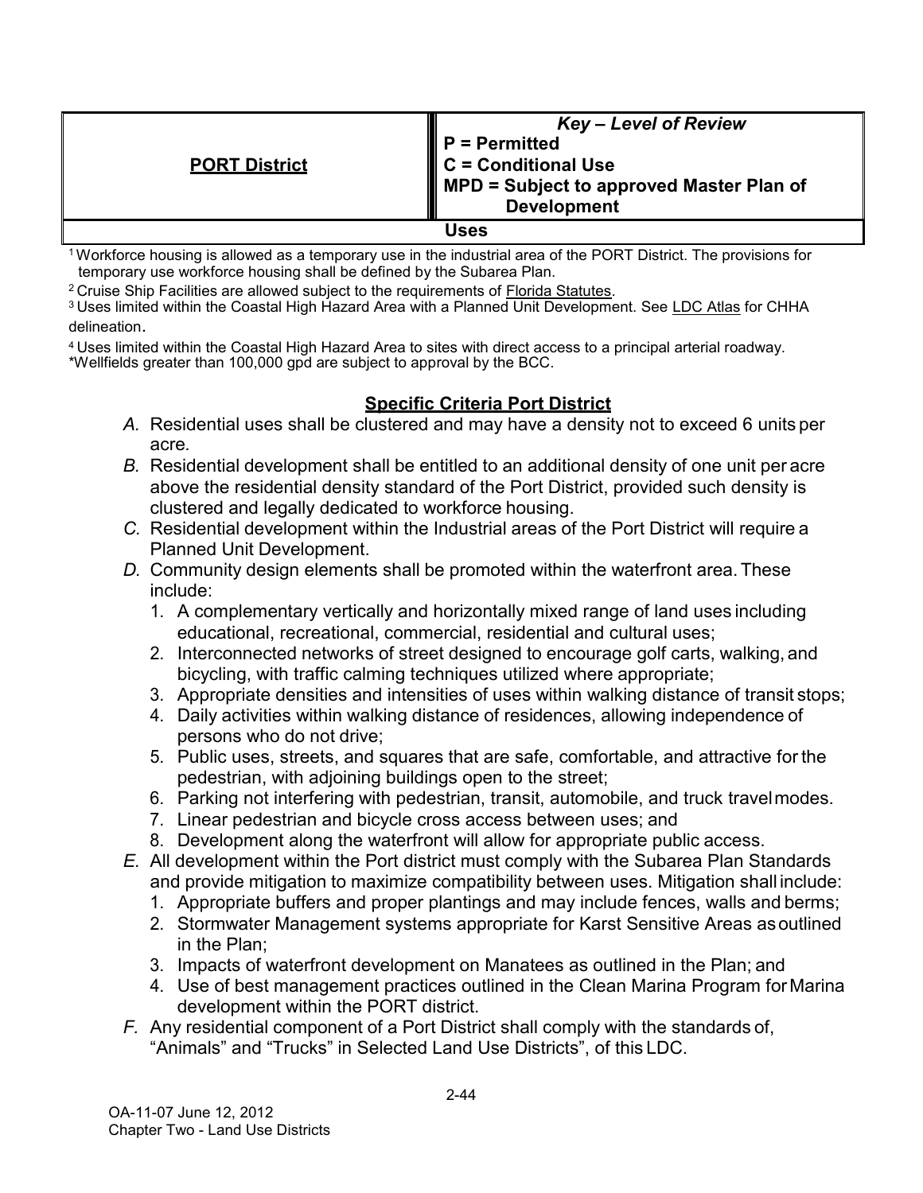| **PORT District** | ***Key – Level of Review***<br>**P = Permitted**<br>**C = Conditional Use**<br>**MPD = Subject to approved Master Plan of Development** |
|---|---|
| **Uses** | |

[1] Workforce housing is allowed as a temporary use in the industrial area of the PORT District. The provisions for temporary use workforce housing shall be defined by the Subarea Plan.

[2] Cruise Ship Facilities are allowed subject to the requirements of Florida Statutes.

[3] Uses limited within the Coastal High Hazard Area with a Planned Unit Development. See LDC Atlas for CHHA delineation.

[4] Uses limited within the Coastal High Hazard Area to sites with direct access to a principal arterial roadway.

*Wellfields greater than 100,000 gpd are subject to approval by the BCC.

## Specific Criteria Port District

*A.* Residential uses shall be clustered and may have a density not to exceed 6 units per acre.

*B.* Residential development shall be entitled to an additional density of one unit per acre above the residential density standard of the Port District, provided such density is clustered and legally dedicated to workforce housing.

*C.* Residential development within the Industrial areas of the Port District will require a Planned Unit Development.

*D.* Community design elements shall be promoted within the waterfront area. These include:

1. A complementary vertically and horizontally mixed range of land uses including educational, recreational, commercial, residential and cultural uses;
2. Interconnected networks of street designed to encourage golf carts, walking, and bicycling, with traffic calming techniques utilized where appropriate;
3. Appropriate densities and intensities of uses within walking distance of transit stops;
4. Daily activities within walking distance of residences, allowing independence of persons who do not drive;
5. Public uses, streets, and squares that are safe, comfortable, and attractive for the pedestrian, with adjoining buildings open to the street;
6. Parking not interfering with pedestrian, transit, automobile, and truck travel modes.
7. Linear pedestrian and bicycle cross access between uses; and
8. Development along the waterfront will allow for appropriate public access.

*E.* All development within the Port district must comply with the Subarea Plan Standards and provide mitigation to maximize compatibility between uses. Mitigation shall include:

1. Appropriate buffers and proper plantings and may include fences, walls and berms;
2. Stormwater Management systems appropriate for Karst Sensitive Areas as outlined in the Plan;
3. Impacts of waterfront development on Manatees as outlined in the Plan; and
4. Use of best management practices outlined in the Clean Marina Program for Marina development within the PORT district.

*F.* Any residential component of a Port District shall comply with the standards of, "Animals" and "Trucks" in Selected Land Use Districts", of this LDC.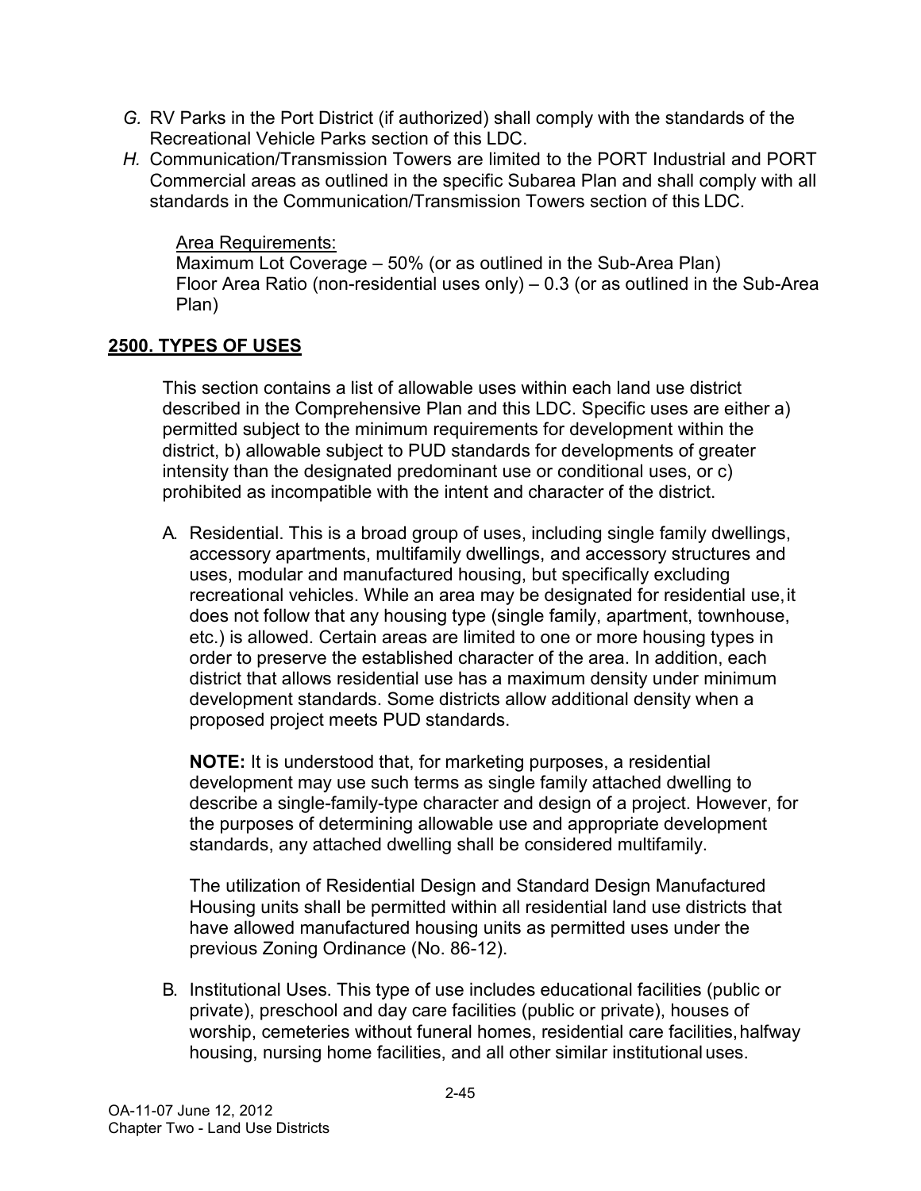*G.* RV Parks in the Port District (if authorized) shall comply with the standards of the Recreational Vehicle Parks section of this LDC.

*H.* Communication/Transmission Towers are limited to the PORT Industrial and PORT Commercial areas as outlined in the specific Subarea Plan and shall comply with all standards in the Communication/Transmission Towers section of this LDC.

<u>Area Requirements:</u>
Maximum Lot Coverage – 50% (or as outlined in the Sub-Area Plan)
Floor Area Ratio (non-residential uses only) – 0.3 (or as outlined in the Sub-Area Plan)

## 2500. TYPES OF USES

This section contains a list of allowable uses within each land use district described in the Comprehensive Plan and this LDC. Specific uses are either a) permitted subject to the minimum requirements for development within the district, b) allowable subject to PUD standards for developments of greater intensity than the designated predominant use or conditional uses, or c) prohibited as incompatible with the intent and character of the district.

A. Residential. This is a broad group of uses, including single family dwellings, accessory apartments, multifamily dwellings, and accessory structures and uses, modular and manufactured housing, but specifically excluding recreational vehicles. While an area may be designated for residential use, it does not follow that any housing type (single family, apartment, townhouse, etc.) is allowed. Certain areas are limited to one or more housing types in order to preserve the established character of the area. In addition, each district that allows residential use has a maximum density under minimum development standards. Some districts allow additional density when a proposed project meets PUD standards.

   **NOTE:** It is understood that, for marketing purposes, a residential development may use such terms as single family attached dwelling to describe a single-family-type character and design of a project. However, for the purposes of determining allowable use and appropriate development standards, any attached dwelling shall be considered multifamily.

   The utilization of Residential Design and Standard Design Manufactured Housing units shall be permitted within all residential land use districts that have allowed manufactured housing units as permitted uses under the previous Zoning Ordinance (No. 86-12).

B. Institutional Uses. This type of use includes educational facilities (public or private), preschool and day care facilities (public or private), houses of worship, cemeteries without funeral homes, residential care facilities, halfway housing, nursing home facilities, and all other similar institutional uses.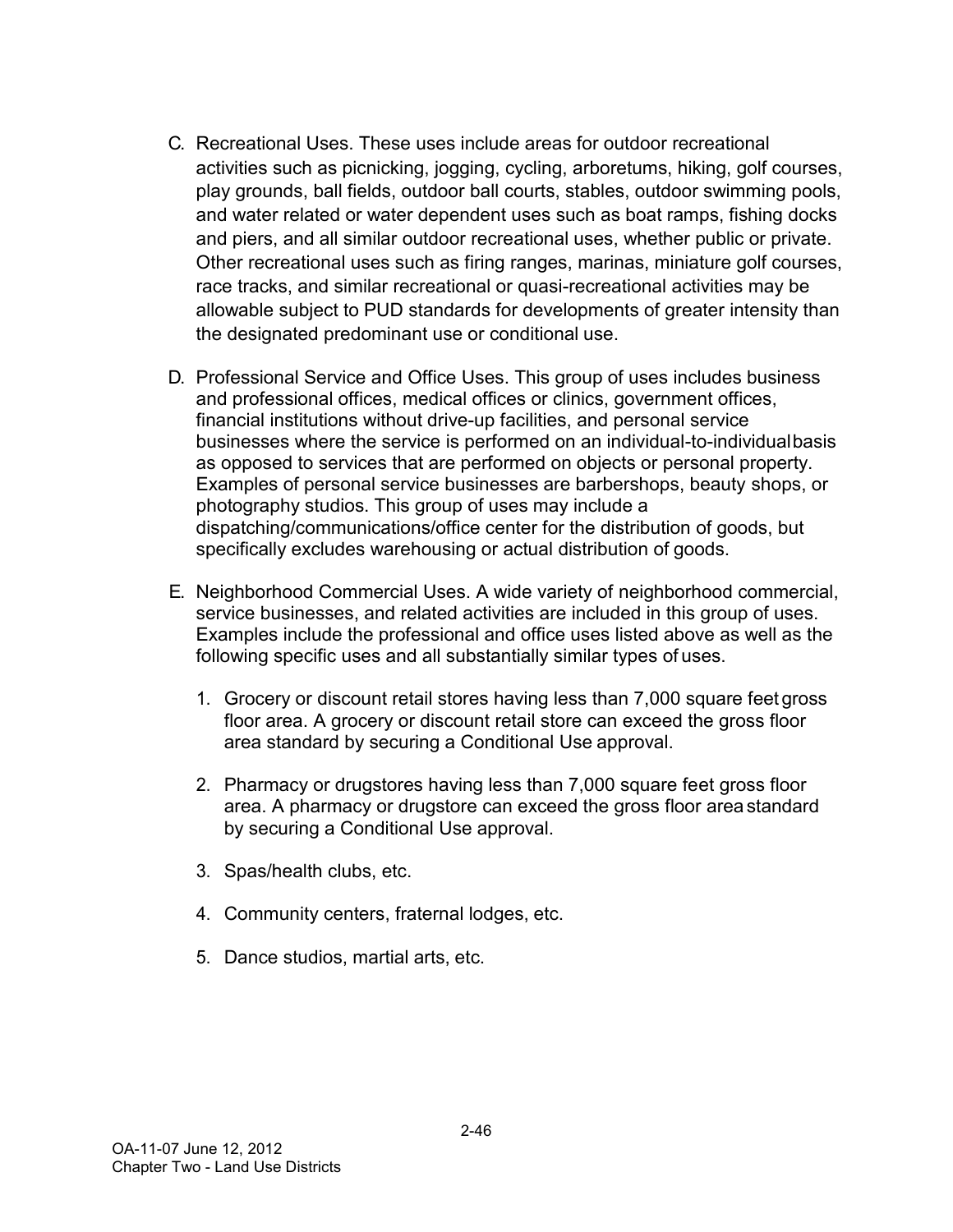C. Recreational Uses. These uses include areas for outdoor recreational activities such as picnicking, jogging, cycling, arboretums, hiking, golf courses, play grounds, ball fields, outdoor ball courts, stables, outdoor swimming pools, and water related or water dependent uses such as boat ramps, fishing docks and piers, and all similar outdoor recreational uses, whether public or private. Other recreational uses such as firing ranges, marinas, miniature golf courses, race tracks, and similar recreational or quasi-recreational activities may be allowable subject to PUD standards for developments of greater intensity than the designated predominant use or conditional use.

D. Professional Service and Office Uses. This group of uses includes business and professional offices, medical offices or clinics, government offices, financial institutions without drive-up facilities, and personal service businesses where the service is performed on an individual-to-individual basis as opposed to services that are performed on objects or personal property. Examples of personal service businesses are barbershops, beauty shops, or photography studios. This group of uses may include a dispatching/communications/office center for the distribution of goods, but specifically excludes warehousing or actual distribution of goods.

E. Neighborhood Commercial Uses. A wide variety of neighborhood commercial, service businesses, and related activities are included in this group of uses. Examples include the professional and office uses listed above as well as the following specific uses and all substantially similar types of uses.

   1. Grocery or discount retail stores having less than 7,000 square feet gross floor area. A grocery or discount retail store can exceed the gross floor area standard by securing a Conditional Use approval.

   2. Pharmacy or drugstores having less than 7,000 square feet gross floor area. A pharmacy or drugstore can exceed the gross floor area standard by securing a Conditional Use approval.

   3. Spas/health clubs, etc.

   4. Community centers, fraternal lodges, etc.

   5. Dance studios, martial arts, etc.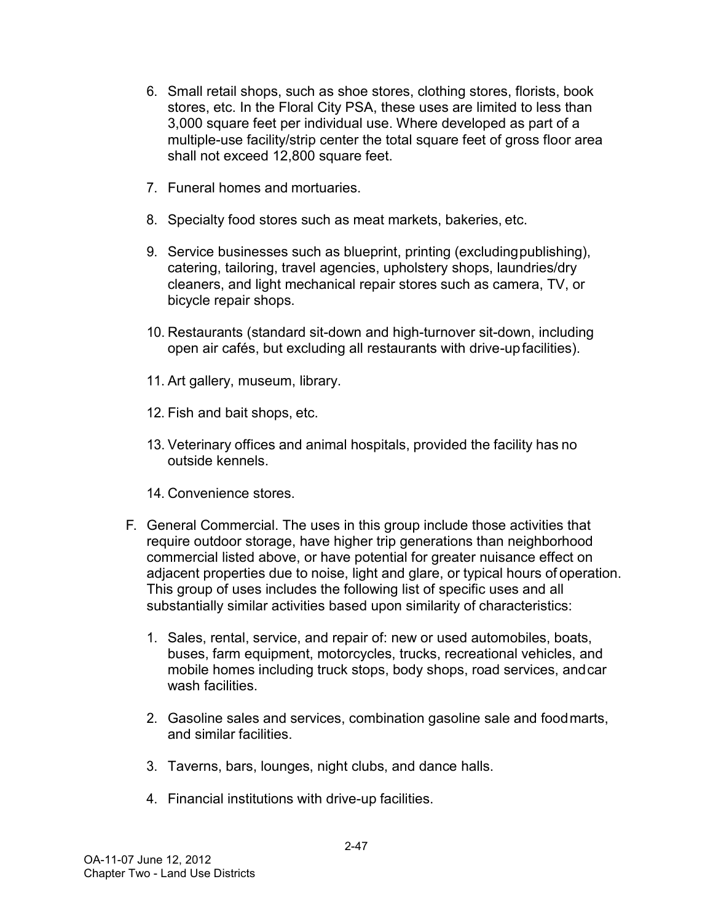6. Small retail shops, such as shoe stores, clothing stores, florists, book stores, etc. In the Floral City PSA, these uses are limited to less than 3,000 square feet per individual use. Where developed as part of a multiple-use facility/strip center the total square feet of gross floor area shall not exceed 12,800 square feet.

7. Funeral homes and mortuaries.

8. Specialty food stores such as meat markets, bakeries, etc.

9. Service businesses such as blueprint, printing (excluding publishing), catering, tailoring, travel agencies, upholstery shops, laundries/dry cleaners, and light mechanical repair stores such as camera, TV, or bicycle repair shops.

10. Restaurants (standard sit-down and high-turnover sit-down, including open air cafés, but excluding all restaurants with drive-up facilities).

11. Art gallery, museum, library.

12. Fish and bait shops, etc.

13. Veterinary offices and animal hospitals, provided the facility has no outside kennels.

14. Convenience stores.

F. General Commercial. The uses in this group include those activities that require outdoor storage, have higher trip generations than neighborhood commercial listed above, or have potential for greater nuisance effect on adjacent properties due to noise, light and glare, or typical hours of operation. This group of uses includes the following list of specific uses and all substantially similar activities based upon similarity of characteristics:

   1. Sales, rental, service, and repair of: new or used automobiles, boats, buses, farm equipment, motorcycles, trucks, recreational vehicles, and mobile homes including truck stops, body shops, road services, and car wash facilities.

   2. Gasoline sales and services, combination gasoline sale and food marts, and similar facilities.

   3. Taverns, bars, lounges, night clubs, and dance halls.

   4. Financial institutions with drive-up facilities.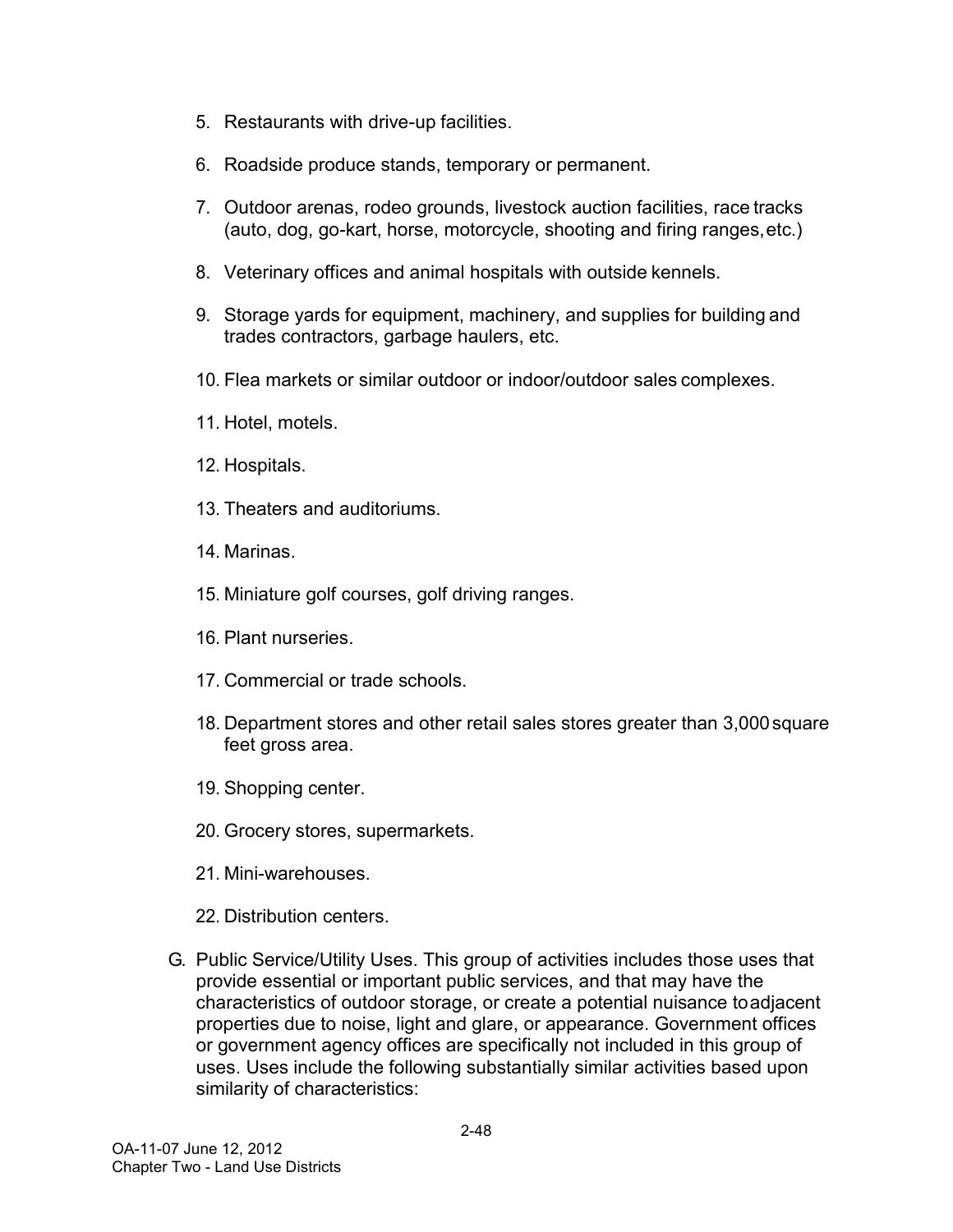5. Restaurants with drive-up facilities.

6. Roadside produce stands, temporary or permanent.

7. Outdoor arenas, rodeo grounds, livestock auction facilities, race tracks (auto, dog, go-kart, horse, motorcycle, shooting and firing ranges, etc.)

8. Veterinary offices and animal hospitals with outside kennels.

9. Storage yards for equipment, machinery, and supplies for building and trades contractors, garbage haulers, etc.

10. Flea markets or similar outdoor or indoor/outdoor sales complexes.

11. Hotel, motels.

12. Hospitals.

13. Theaters and auditoriums.

14. Marinas.

15. Miniature golf courses, golf driving ranges.

16. Plant nurseries.

17. Commercial or trade schools.

18. Department stores and other retail sales stores greater than 3,000 square feet gross area.

19. Shopping center.

20. Grocery stores, supermarkets.

21. Mini-warehouses.

22. Distribution centers.

G. Public Service/Utility Uses. This group of activities includes those uses that provide essential or important public services, and that may have the characteristics of outdoor storage, or create a potential nuisance to adjacent properties due to noise, light and glare, or appearance. Government offices or government agency offices are specifically not included in this group of uses. Uses include the following substantially similar activities based upon similarity of characteristics: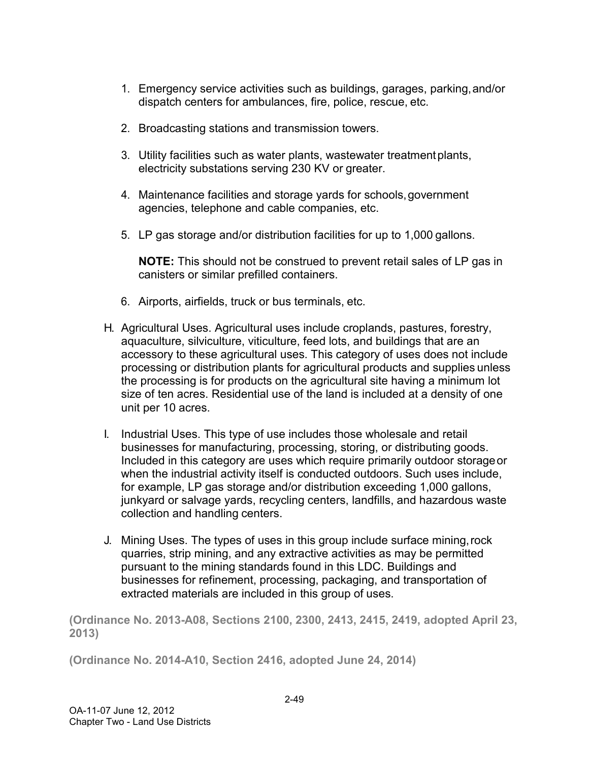1. Emergency service activities such as buildings, garages, parking, and/or dispatch centers for ambulances, fire, police, rescue, etc.

2. Broadcasting stations and transmission towers.

3. Utility facilities such as water plants, wastewater treatment plants, electricity substations serving 230 KV or greater.

4. Maintenance facilities and storage yards for schools, government agencies, telephone and cable companies, etc.

5. LP gas storage and/or distribution facilities for up to 1,000 gallons.

   **NOTE:** This should not be construed to prevent retail sales of LP gas in canisters or similar prefilled containers.

6. Airports, airfields, truck or bus terminals, etc.

H. Agricultural Uses. Agricultural uses include croplands, pastures, forestry, aquaculture, silviculture, viticulture, feed lots, and buildings that are an accessory to these agricultural uses. This category of uses does not include processing or distribution plants for agricultural products and supplies unless the processing is for products on the agricultural site having a minimum lot size of ten acres. Residential use of the land is included at a density of one unit per 10 acres.

I. Industrial Uses. This type of use includes those wholesale and retail businesses for manufacturing, processing, storing, or distributing goods. Included in this category are uses which require primarily outdoor storage or when the industrial activity itself is conducted outdoors. Such uses include, for example, LP gas storage and/or distribution exceeding 1,000 gallons, junkyard or salvage yards, recycling centers, landfills, and hazardous waste collection and handling centers.

J. Mining Uses. The types of uses in this group include surface mining, rock quarries, strip mining, and any extractive activities as may be permitted pursuant to the mining standards found in this LDC. Buildings and businesses for refinement, processing, packaging, and transportation of extracted materials are included in this group of uses.

**(Ordinance No. 2013-A08, Sections 2100, 2300, 2413, 2415, 2419, adopted April 23, 2013)**

**(Ordinance No. 2014-A10, Section 2416, adopted June 24, 2014)**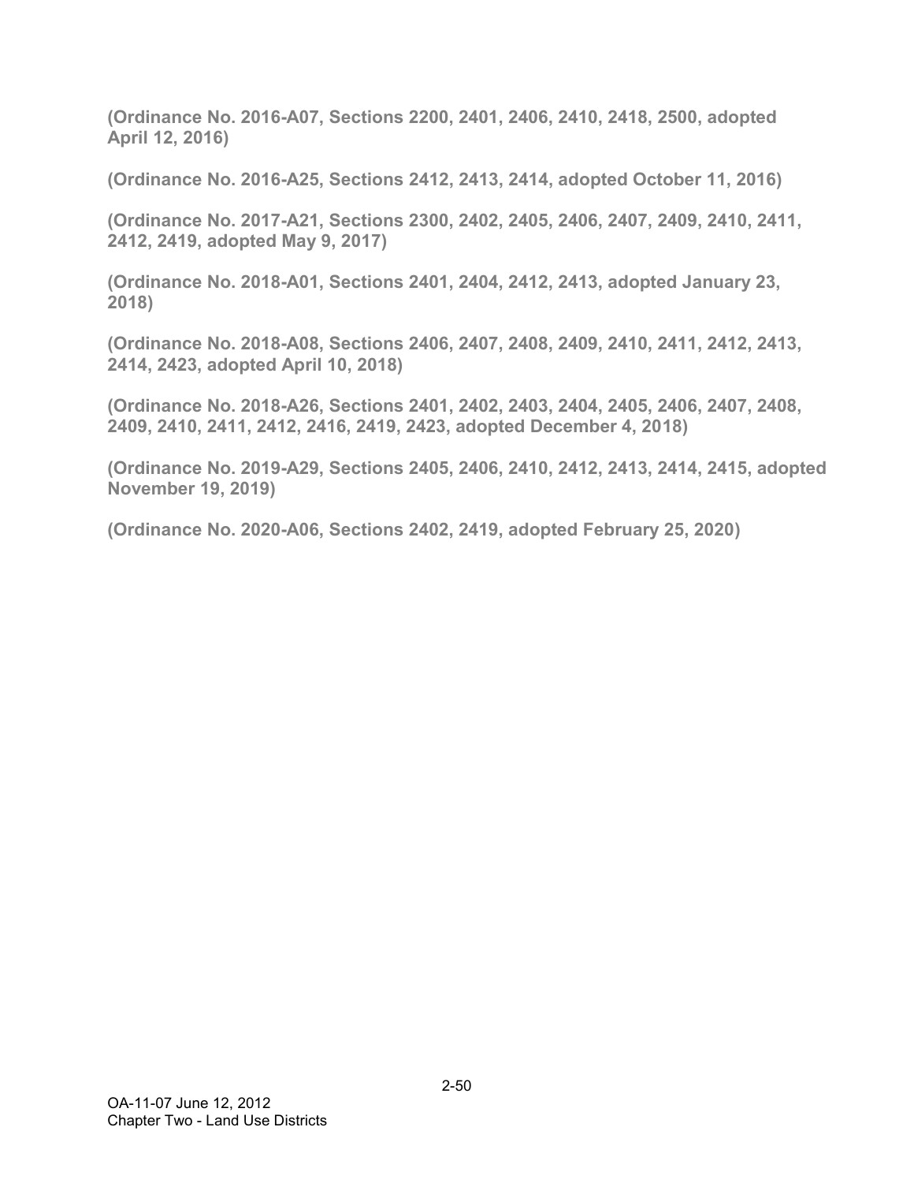**(Ordinance No. 2016-A07, Sections 2200, 2401, 2406, 2410, 2418, 2500, adopted April 12, 2016)**

**(Ordinance No. 2016-A25, Sections 2412, 2413, 2414, adopted October 11, 2016)**

**(Ordinance No. 2017-A21, Sections 2300, 2402, 2405, 2406, 2407, 2409, 2410, 2411, 2412, 2419, adopted May 9, 2017)**

**(Ordinance No. 2018-A01, Sections 2401, 2404, 2412, 2413, adopted January 23, 2018)**

**(Ordinance No. 2018-A08, Sections 2406, 2407, 2408, 2409, 2410, 2411, 2412, 2413, 2414, 2423, adopted April 10, 2018)**

**(Ordinance No. 2018-A26, Sections 2401, 2402, 2403, 2404, 2405, 2406, 2407, 2408, 2409, 2410, 2411, 2412, 2416, 2419, 2423, adopted December 4, 2018)**

**(Ordinance No. 2019-A29, Sections 2405, 2406, 2410, 2412, 2413, 2414, 2415, adopted November 19, 2019)**

**(Ordinance No. 2020-A06, Sections 2402, 2419, adopted February 25, 2020)**